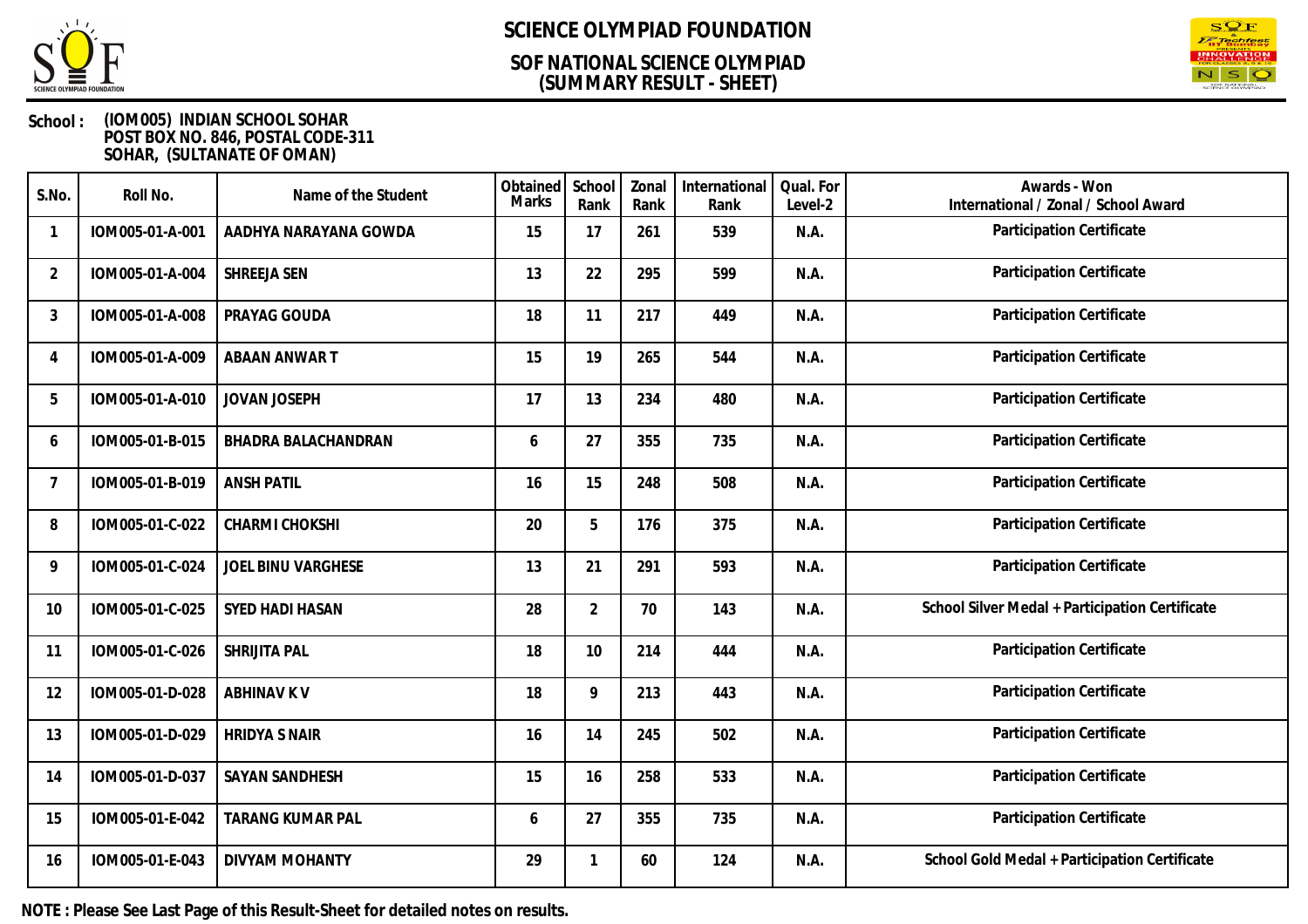# SCIENCE OLYMPIAD FOUNDATION

## SOF NATIONAL SCIENCE OLYMPIAD
## (SUMMARY RESULT - SHEET)

**School :** (IOM005) INDIAN SCHOOL SOHAR
POST BOX NO. 846, POSTAL CODE-311
SOHAR, (SULTANATE OF OMAN)

| S.No. | Roll No. | Name of the Student | Obtained Marks | School Rank | Zonal Rank | International Rank | Qual. For Level-2 | Awards - Won International / Zonal / School Award |
|---|---|---|---|---|---|---|---|---|
| 1 | IOM005-01-A-001 | AADHYA NARAYANA GOWDA | 15 | 17 | 261 | 539 | N.A. | Participation Certificate |
| 2 | IOM005-01-A-004 | SHREEJA SEN | 13 | 22 | 295 | 599 | N.A. | Participation Certificate |
| 3 | IOM005-01-A-008 | PRAYAG GOUDA | 18 | 11 | 217 | 449 | N.A. | Participation Certificate |
| 4 | IOM005-01-A-009 | ABAAN ANWAR T | 15 | 19 | 265 | 544 | N.A. | Participation Certificate |
| 5 | IOM005-01-A-010 | JOVAN JOSEPH | 17 | 13 | 234 | 480 | N.A. | Participation Certificate |
| 6 | IOM005-01-B-015 | BHADRA BALACHANDRAN | 6 | 27 | 355 | 735 | N.A. | Participation Certificate |
| 7 | IOM005-01-B-019 | ANSH PATIL | 16 | 15 | 248 | 508 | N.A. | Participation Certificate |
| 8 | IOM005-01-C-022 | CHARMI CHOKSHI | 20 | 5 | 176 | 375 | N.A. | Participation Certificate |
| 9 | IOM005-01-C-024 | JOEL BINU VARGHESE | 13 | 21 | 291 | 593 | N.A. | Participation Certificate |
| 10 | IOM005-01-C-025 | SYED HADI HASAN | 28 | 2 | 70 | 143 | N.A. | School Silver Medal + Participation Certificate |
| 11 | IOM005-01-C-026 | SHRIJITA PAL | 18 | 10 | 214 | 444 | N.A. | Participation Certificate |
| 12 | IOM005-01-D-028 | ABHINAV K V | 18 | 9 | 213 | 443 | N.A. | Participation Certificate |
| 13 | IOM005-01-D-029 | HRIDYA S NAIR | 16 | 14 | 245 | 502 | N.A. | Participation Certificate |
| 14 | IOM005-01-D-037 | SAYAN SANDHESH | 15 | 16 | 258 | 533 | N.A. | Participation Certificate |
| 15 | IOM005-01-E-042 | TARANG KUMAR PAL | 6 | 27 | 355 | 735 | N.A. | Participation Certificate |
| 16 | IOM005-01-E-043 | DIVYAM MOHANTY | 29 | 1 | 60 | 124 | N.A. | School Gold Medal + Participation Certificate |

**NOTE : Please See Last Page of this Result-Sheet for detailed notes on results.**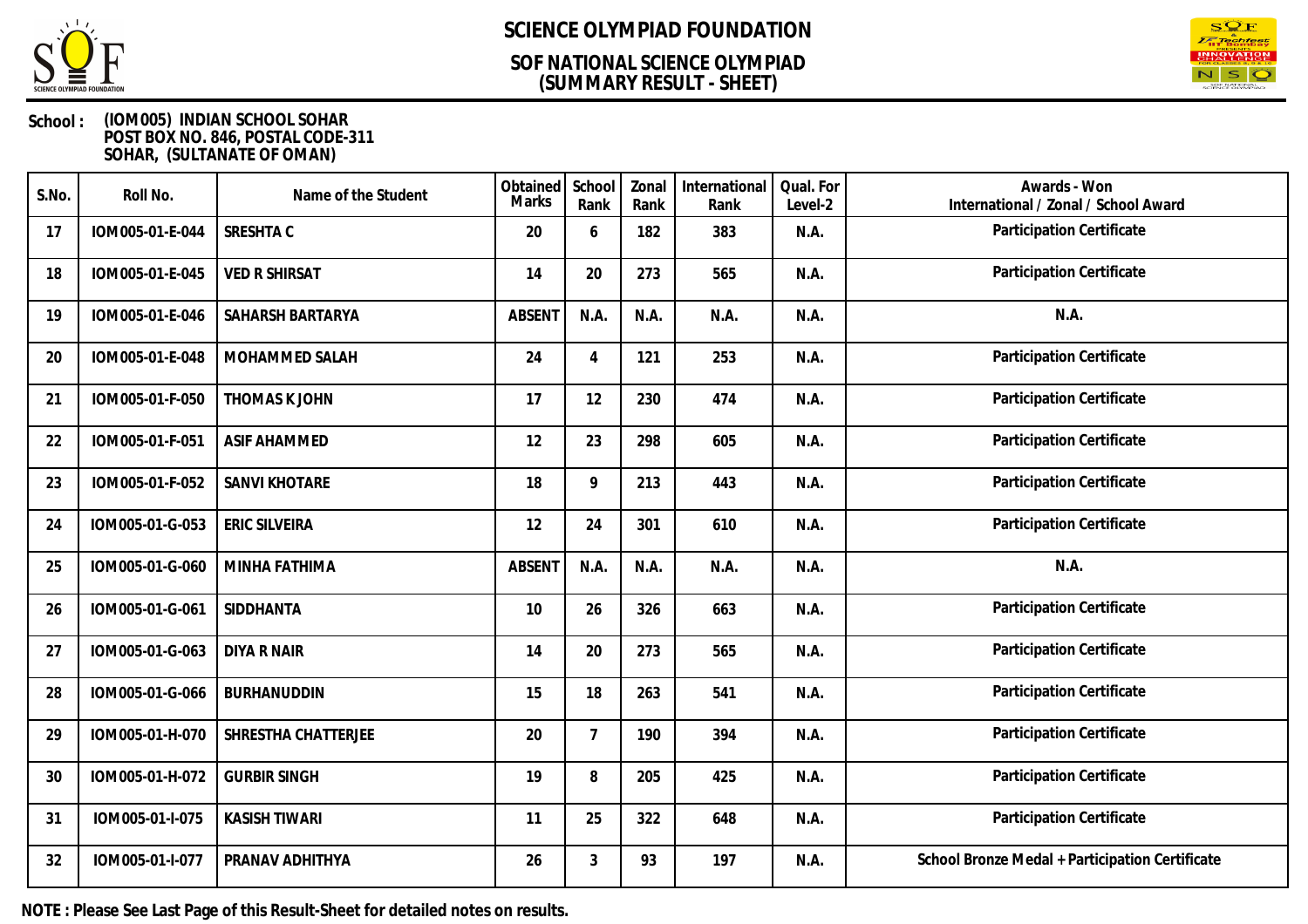# SCIENCE OLYMPIAD FOUNDATION

## SOF NATIONAL SCIENCE OLYMPIAD
## (SUMMARY RESULT - SHEET)

**School :** (IOM005) INDIAN SCHOOL SOHAR
POST BOX NO. 846, POSTAL CODE-311
SOHAR, (SULTANATE OF OMAN)

| S.No. | Roll No. | Name of the Student | Obtained Marks | School Rank | Zonal Rank | International Rank | Qual. For Level-2 | Awards - Won International / Zonal / School Award |
|---|---|---|---|---|---|---|---|---|
| 17 | IOM005-01-E-044 | SRESHTA C | 20 | 6 | 182 | 383 | N.A. | Participation Certificate |
| 18 | IOM005-01-E-045 | VED R SHIRSAT | 14 | 20 | 273 | 565 | N.A. | Participation Certificate |
| 19 | IOM005-01-E-046 | SAHARSH BARTARYA | ABSENT | N.A. | N.A. | N.A. | N.A. | N.A. |
| 20 | IOM005-01-E-048 | MOHAMMED SALAH | 24 | 4 | 121 | 253 | N.A. | Participation Certificate |
| 21 | IOM005-01-F-050 | THOMAS K JOHN | 17 | 12 | 230 | 474 | N.A. | Participation Certificate |
| 22 | IOM005-01-F-051 | ASIF AHAMMED | 12 | 23 | 298 | 605 | N.A. | Participation Certificate |
| 23 | IOM005-01-F-052 | SANVI KHOTARE | 18 | 9 | 213 | 443 | N.A. | Participation Certificate |
| 24 | IOM005-01-G-053 | ERIC SILVEIRA | 12 | 24 | 301 | 610 | N.A. | Participation Certificate |
| 25 | IOM005-01-G-060 | MINHA FATHIMA | ABSENT | N.A. | N.A. | N.A. | N.A. | N.A. |
| 26 | IOM005-01-G-061 | SIDDHANTA | 10 | 26 | 326 | 663 | N.A. | Participation Certificate |
| 27 | IOM005-01-G-063 | DIYA R NAIR | 14 | 20 | 273 | 565 | N.A. | Participation Certificate |
| 28 | IOM005-01-G-066 | BURHANUDDIN | 15 | 18 | 263 | 541 | N.A. | Participation Certificate |
| 29 | IOM005-01-H-070 | SHRESTHA CHATTERJEE | 20 | 7 | 190 | 394 | N.A. | Participation Certificate |
| 30 | IOM005-01-H-072 | GURBIR SINGH | 19 | 8 | 205 | 425 | N.A. | Participation Certificate |
| 31 | IOM005-01-I-075 | KASISH TIWARI | 11 | 25 | 322 | 648 | N.A. | Participation Certificate |
| 32 | IOM005-01-I-077 | PRANAV ADHITHYA | 26 | 3 | 93 | 197 | N.A. | School Bronze Medal + Participation Certificate |

**NOTE : Please See Last Page of this Result-Sheet for detailed notes on results.**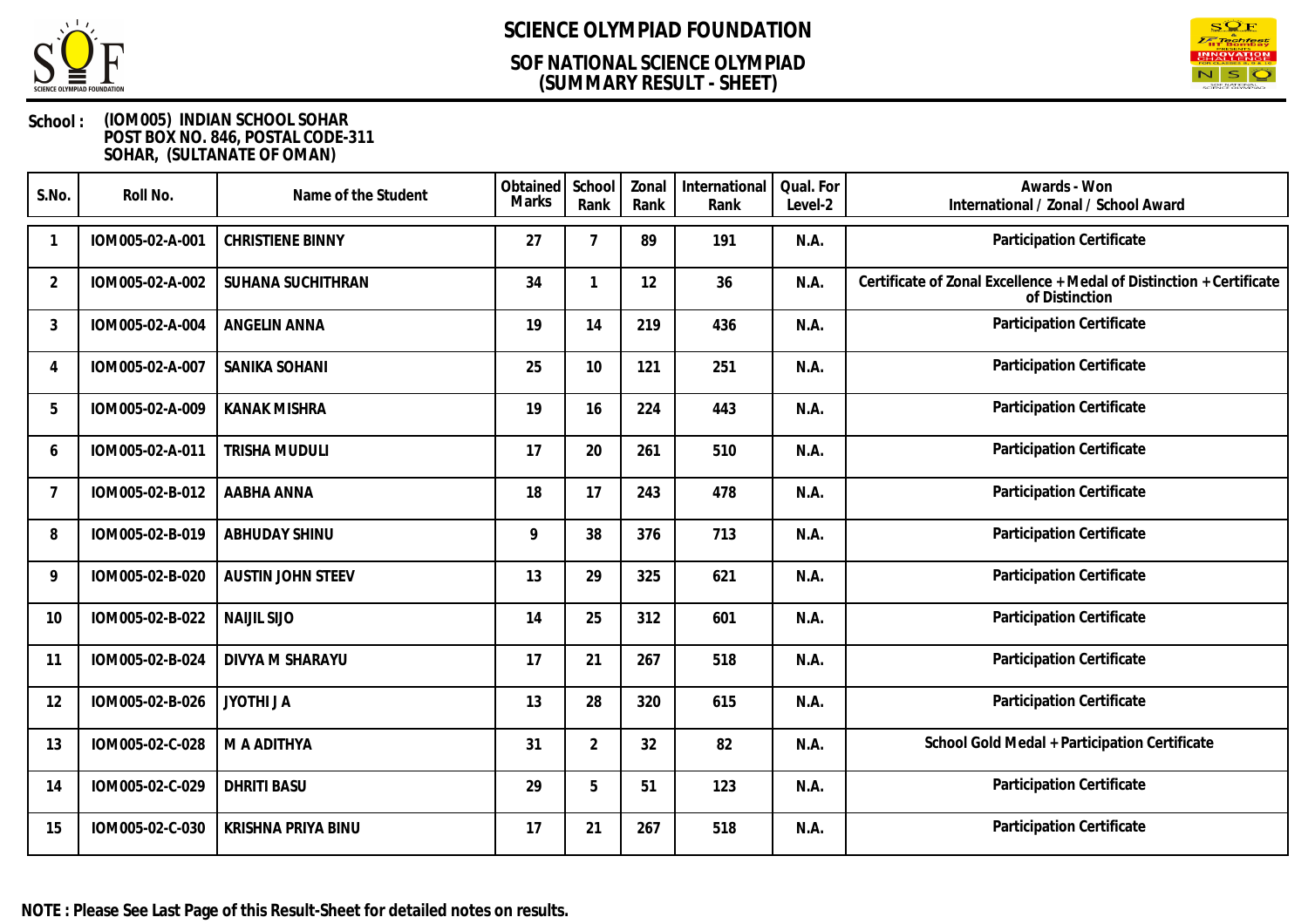# SCIENCE OLYMPIAD FOUNDATION

## SOF NATIONAL SCIENCE OLYMPIAD
## (SUMMARY RESULT - SHEET)

**School :** (IOM005) INDIAN SCHOOL SOHAR
POST BOX NO. 846, POSTAL CODE-311
SOHAR, (SULTANATE OF OMAN)

| S.No. | Roll No. | Name of the Student | Obtained Marks | School Rank | Zonal Rank | International Rank | Qual. For Level-2 | Awards - Won International / Zonal / School Award |
|---|---|---|---|---|---|---|---|---|
| 1 | IOM005-02-A-001 | CHRISTIENE BINNY | 27 | 7 | 89 | 191 | N.A. | Participation Certificate |
| 2 | IOM005-02-A-002 | SUHANA SUCHITHRAN | 34 | 1 | 12 | 36 | N.A. | Certificate of Zonal Excellence + Medal of Distinction + Certificate of Distinction |
| 3 | IOM005-02-A-004 | ANGELIN ANNA | 19 | 14 | 219 | 436 | N.A. | Participation Certificate |
| 4 | IOM005-02-A-007 | SANIKA SOHANI | 25 | 10 | 121 | 251 | N.A. | Participation Certificate |
| 5 | IOM005-02-A-009 | KANAK MISHRA | 19 | 16 | 224 | 443 | N.A. | Participation Certificate |
| 6 | IOM005-02-A-011 | TRISHA MUDULI | 17 | 20 | 261 | 510 | N.A. | Participation Certificate |
| 7 | IOM005-02-B-012 | AABHA ANNA | 18 | 17 | 243 | 478 | N.A. | Participation Certificate |
| 8 | IOM005-02-B-019 | ABHUDAY SHINU | 9 | 38 | 376 | 713 | N.A. | Participation Certificate |
| 9 | IOM005-02-B-020 | AUSTIN JOHN STEEV | 13 | 29 | 325 | 621 | N.A. | Participation Certificate |
| 10 | IOM005-02-B-022 | NAIJIL SIJO | 14 | 25 | 312 | 601 | N.A. | Participation Certificate |
| 11 | IOM005-02-B-024 | DIVYA M SHARAYU | 17 | 21 | 267 | 518 | N.A. | Participation Certificate |
| 12 | IOM005-02-B-026 | JYOTHI J A | 13 | 28 | 320 | 615 | N.A. | Participation Certificate |
| 13 | IOM005-02-C-028 | M A ADITHYA | 31 | 2 | 32 | 82 | N.A. | School Gold Medal + Participation Certificate |
| 14 | IOM005-02-C-029 | DHRITI BASU | 29 | 5 | 51 | 123 | N.A. | Participation Certificate |
| 15 | IOM005-02-C-030 | KRISHNA PRIYA BINU | 17 | 21 | 267 | 518 | N.A. | Participation Certificate |

**NOTE : Please See Last Page of this Result-Sheet for detailed notes on results.**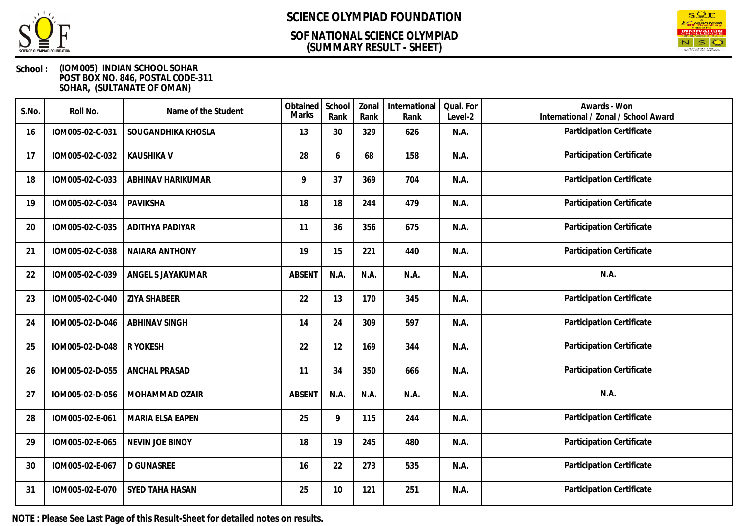# SCIENCE OLYMPIAD FOUNDATION

## SOF NATIONAL SCIENCE OLYMPIAD (SUMMARY RESULT - SHEET)

**School :** (IOM005) INDIAN SCHOOL SOHAR
POST BOX NO. 846, POSTAL CODE-311
SOHAR, (SULTANATE OF OMAN)

| S.No. | Roll No. | Name of the Student | Obtained Marks | School Rank | Zonal Rank | International Rank | Qual. For Level-2 | Awards - Won International / Zonal / School Award |
|---|---|---|---|---|---|---|---|---|
| 16 | IOM005-02-C-031 | SOUGANDHIKA KHOSLA | 13 | 30 | 329 | 626 | N.A. | Participation Certificate |
| 17 | IOM005-02-C-032 | KAUSHIKA V | 28 | 6 | 68 | 158 | N.A. | Participation Certificate |
| 18 | IOM005-02-C-033 | ABHINAV HARIKUMAR | 9 | 37 | 369 | 704 | N.A. | Participation Certificate |
| 19 | IOM005-02-C-034 | PAVIKSHA | 18 | 18 | 244 | 479 | N.A. | Participation Certificate |
| 20 | IOM005-02-C-035 | ADITHYA PADIYAR | 11 | 36 | 356 | 675 | N.A. | Participation Certificate |
| 21 | IOM005-02-C-038 | NAIARA ANTHONY | 19 | 15 | 221 | 440 | N.A. | Participation Certificate |
| 22 | IOM005-02-C-039 | ANGEL S JAYAKUMAR | ABSENT | N.A. | N.A. | N.A. | N.A. | N.A. |
| 23 | IOM005-02-C-040 | ZIYA SHABEER | 22 | 13 | 170 | 345 | N.A. | Participation Certificate |
| 24 | IOM005-02-D-046 | ABHINAV SINGH | 14 | 24 | 309 | 597 | N.A. | Participation Certificate |
| 25 | IOM005-02-D-048 | R YOKESH | 22 | 12 | 169 | 344 | N.A. | Participation Certificate |
| 26 | IOM005-02-D-055 | ANCHAL PRASAD | 11 | 34 | 350 | 666 | N.A. | Participation Certificate |
| 27 | IOM005-02-D-056 | MOHAMMAD OZAIR | ABSENT | N.A. | N.A. | N.A. | N.A. | N.A. |
| 28 | IOM005-02-E-061 | MARIA ELSA EAPEN | 25 | 9 | 115 | 244 | N.A. | Participation Certificate |
| 29 | IOM005-02-E-065 | NEVIN JOE BINOY | 18 | 19 | 245 | 480 | N.A. | Participation Certificate |
| 30 | IOM005-02-E-067 | D GUNASREE | 16 | 22 | 273 | 535 | N.A. | Participation Certificate |
| 31 | IOM005-02-E-070 | SYED TAHA HASAN | 25 | 10 | 121 | 251 | N.A. | Participation Certificate |

**NOTE : Please See Last Page of this Result-Sheet for detailed notes on results.**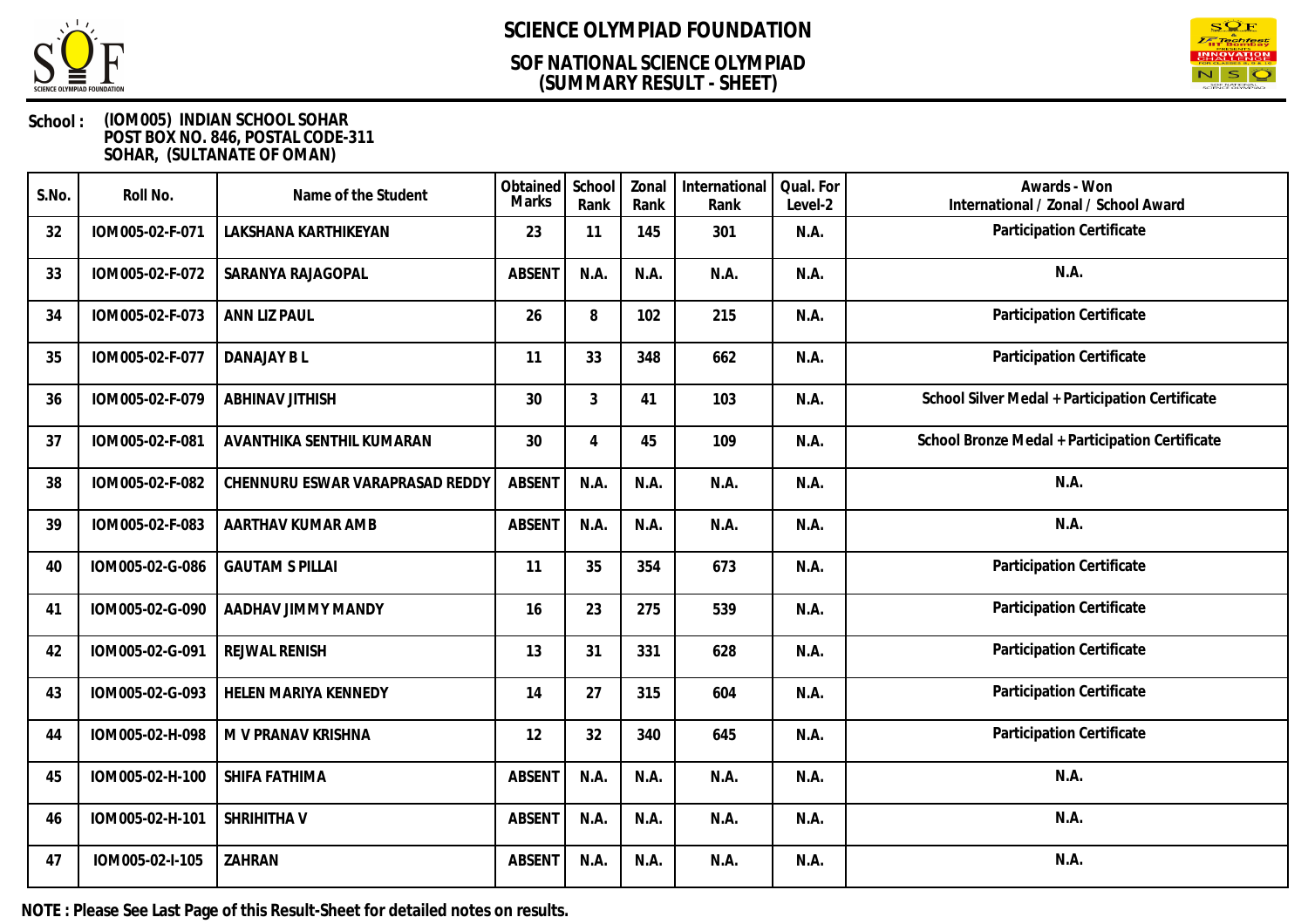# SCIENCE OLYMPIAD FOUNDATION

## SOF NATIONAL SCIENCE OLYMPIAD (SUMMARY RESULT - SHEET)

**School :** (IOM005) INDIAN SCHOOL SOHAR
POST BOX NO. 846, POSTAL CODE-311
SOHAR, (SULTANATE OF OMAN)

| S.No. | Roll No. | Name of the Student | Obtained Marks | School Rank | Zonal Rank | International Rank | Qual. For Level-2 | Awards - Won International / Zonal / School Award |
|---|---|---|---|---|---|---|---|---|
| 32 | IOM005-02-F-071 | LAKSHANA KARTHIKEYAN | 23 | 11 | 145 | 301 | N.A. | Participation Certificate |
| 33 | IOM005-02-F-072 | SARANYA RAJAGOPAL | ABSENT | N.A. | N.A. | N.A. | N.A. | N.A. |
| 34 | IOM005-02-F-073 | ANN LIZ PAUL | 26 | 8 | 102 | 215 | N.A. | Participation Certificate |
| 35 | IOM005-02-F-077 | DANAJAY B L | 11 | 33 | 348 | 662 | N.A. | Participation Certificate |
| 36 | IOM005-02-F-079 | ABHINAV JITHISH | 30 | 3 | 41 | 103 | N.A. | School Silver Medal + Participation Certificate |
| 37 | IOM005-02-F-081 | AVANTHIKA SENTHIL KUMARAN | 30 | 4 | 45 | 109 | N.A. | School Bronze Medal + Participation Certificate |
| 38 | IOM005-02-F-082 | CHENNURU ESWAR VARAPRASAD REDDY | ABSENT | N.A. | N.A. | N.A. | N.A. | N.A. |
| 39 | IOM005-02-F-083 | AARTHAV KUMAR AMB | ABSENT | N.A. | N.A. | N.A. | N.A. | N.A. |
| 40 | IOM005-02-G-086 | GAUTAM S PILLAI | 11 | 35 | 354 | 673 | N.A. | Participation Certificate |
| 41 | IOM005-02-G-090 | AADHAV JIMMY MANDY | 16 | 23 | 275 | 539 | N.A. | Participation Certificate |
| 42 | IOM005-02-G-091 | REJWAL RENISH | 13 | 31 | 331 | 628 | N.A. | Participation Certificate |
| 43 | IOM005-02-G-093 | HELEN MARIYA KENNEDY | 14 | 27 | 315 | 604 | N.A. | Participation Certificate |
| 44 | IOM005-02-H-098 | M V PRANAV KRISHNA | 12 | 32 | 340 | 645 | N.A. | Participation Certificate |
| 45 | IOM005-02-H-100 | SHIFA FATHIMA | ABSENT | N.A. | N.A. | N.A. | N.A. | N.A. |
| 46 | IOM005-02-H-101 | SHRIHITHA V | ABSENT | N.A. | N.A. | N.A. | N.A. | N.A. |
| 47 | IOM005-02-I-105 | ZAHRAN | ABSENT | N.A. | N.A. | N.A. | N.A. | N.A. |

**NOTE : Please See Last Page of this Result-Sheet for detailed notes on results.**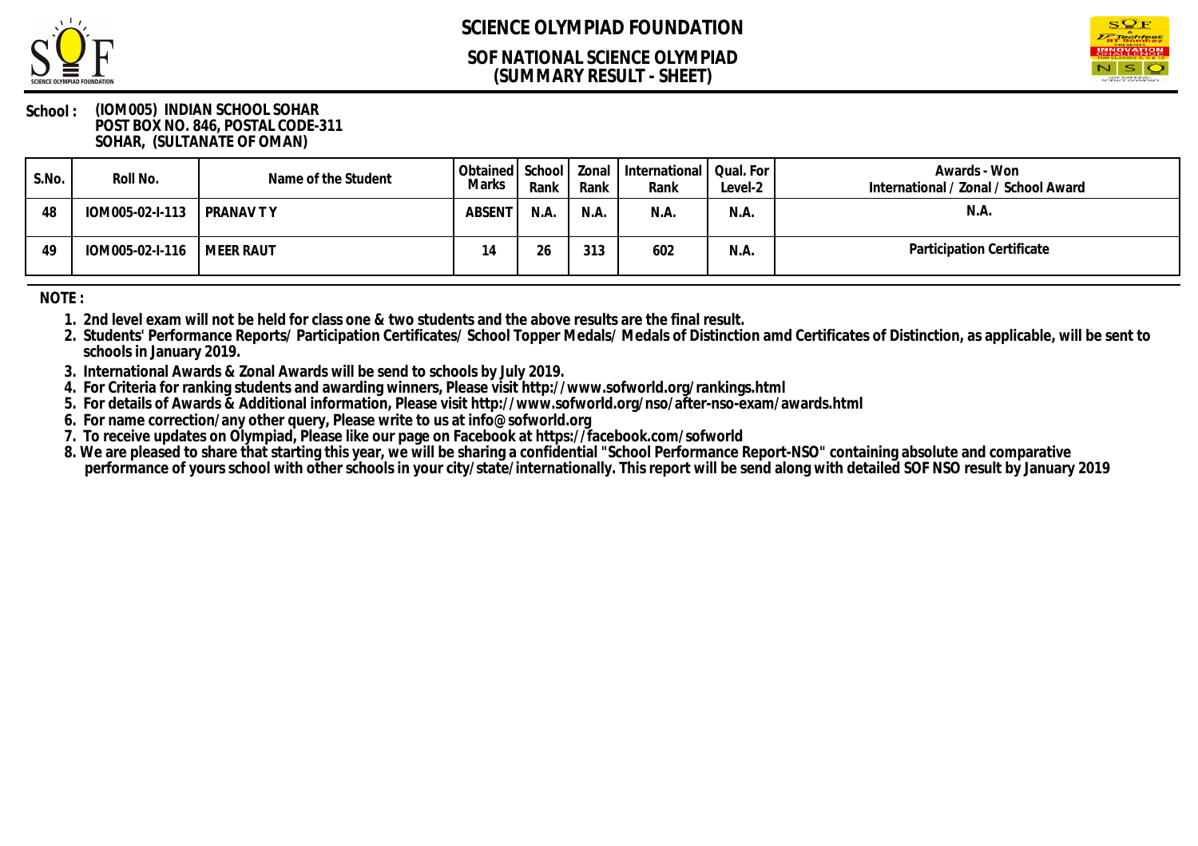# SCIENCE OLYMPIAD FOUNDATION

## SOF NATIONAL SCIENCE OLYMPIAD
## (SUMMARY RESULT - SHEET)

**School : (IOM005) INDIAN SCHOOL SOHAR**
**POST BOX NO. 846, POSTAL CODE-311**
**SOHAR, (SULTANATE OF OMAN)**

| S.No. | Roll No. | Name of the Student | Obtained Marks | School Rank | Zonal Rank | International Rank | Qual. For Level-2 | Awards - Won International / Zonal / School Award |
|---|---|---|---|---|---|---|---|---|
| 48 | IOM005-02-I-113 | PRANAV T Y | ABSENT | N.A. | N.A. | N.A. | N.A. | N.A. |
| 49 | IOM005-02-I-116 | MEER RAUT | 14 | 26 | 313 | 602 | N.A. | Participation Certificate |

**NOTE :**

1. 2nd level exam will not be held for class one & two students and the above results are the final result.
2. Students' Performance Reports/ Participation Certificates/ School Topper Medals/ Medals of Distinction amd Certificates of Distinction, as applicable, will be sent to schools in January 2019.
3. International Awards & Zonal Awards will be send to schools by July 2019.
4. For Criteria for ranking students and awarding winners, Please visit http://www.sofworld.org/rankings.html
5. For details of Awards & Additional information, Please visit http://www.sofworld.org/nso/after-nso-exam/awards.html
6. For name correction/any other query, Please write to us at info@sofworld.org
7. To receive updates on Olympiad, Please like our page on Facebook at https://facebook.com/sofworld
8. We are pleased to share that starting this year, we will be sharing a confidential "School Performance Report-NSO" containing absolute and comparative performance of yours school with other schools in your city/state/internationally. This report will be send along with detailed SOF NSO result by January 2019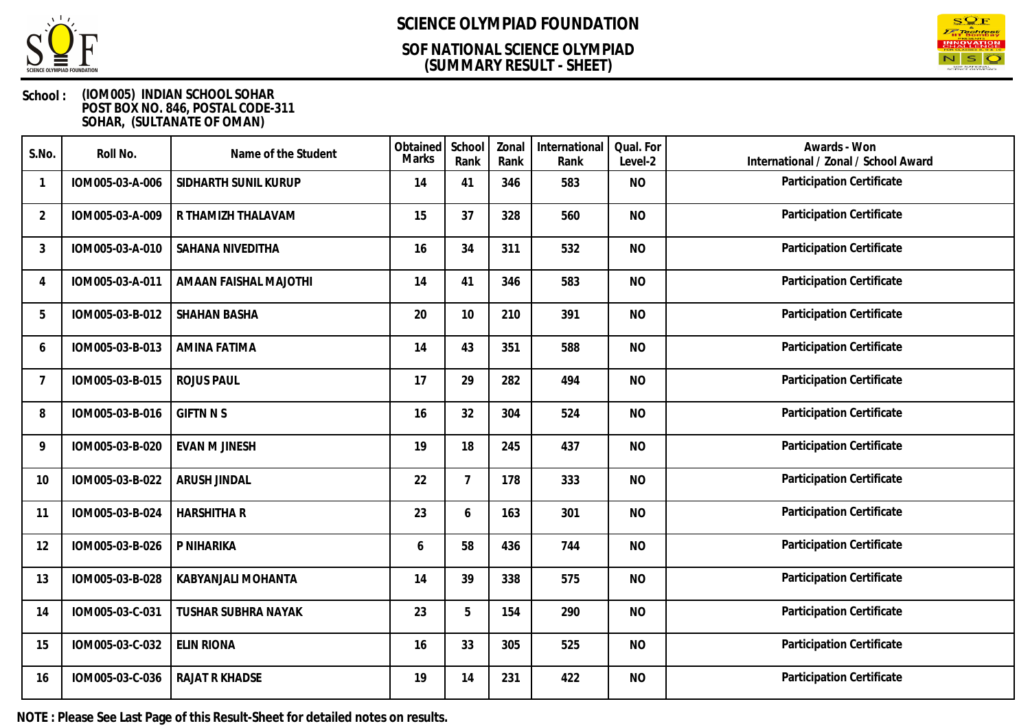# SCIENCE OLYMPIAD FOUNDATION

## SOF NATIONAL SCIENCE OLYMPIAD
## (SUMMARY RESULT - SHEET)

**School :** (IOM005) INDIAN SCHOOL SOHAR
POST BOX NO. 846, POSTAL CODE-311
SOHAR, (SULTANATE OF OMAN)

| S.No. | Roll No. | Name of the Student | Obtained Marks | School Rank | Zonal Rank | International Rank | Qual. For Level-2 | Awards - Won International / Zonal / School Award |
|---|---|---|---|---|---|---|---|---|
| 1 | IOM005-03-A-006 | SIDHARTH SUNIL KURUP | 14 | 41 | 346 | 583 | NO | Participation Certificate |
| 2 | IOM005-03-A-009 | R THAMIZH THALAVAM | 15 | 37 | 328 | 560 | NO | Participation Certificate |
| 3 | IOM005-03-A-010 | SAHANA NIVEDITHA | 16 | 34 | 311 | 532 | NO | Participation Certificate |
| 4 | IOM005-03-A-011 | AMAAN FAISHAL MAJOTHI | 14 | 41 | 346 | 583 | NO | Participation Certificate |
| 5 | IOM005-03-B-012 | SHAHAN BASHA | 20 | 10 | 210 | 391 | NO | Participation Certificate |
| 6 | IOM005-03-B-013 | AMINA FATIMA | 14 | 43 | 351 | 588 | NO | Participation Certificate |
| 7 | IOM005-03-B-015 | ROJUS PAUL | 17 | 29 | 282 | 494 | NO | Participation Certificate |
| 8 | IOM005-03-B-016 | GIFTN N S | 16 | 32 | 304 | 524 | NO | Participation Certificate |
| 9 | IOM005-03-B-020 | EVAN M JINESH | 19 | 18 | 245 | 437 | NO | Participation Certificate |
| 10 | IOM005-03-B-022 | ARUSH JINDAL | 22 | 7 | 178 | 333 | NO | Participation Certificate |
| 11 | IOM005-03-B-024 | HARSHITHA R | 23 | 6 | 163 | 301 | NO | Participation Certificate |
| 12 | IOM005-03-B-026 | P NIHARIKA | 6 | 58 | 436 | 744 | NO | Participation Certificate |
| 13 | IOM005-03-B-028 | KABYANJALI MOHANTA | 14 | 39 | 338 | 575 | NO | Participation Certificate |
| 14 | IOM005-03-C-031 | TUSHAR SUBHRA NAYAK | 23 | 5 | 154 | 290 | NO | Participation Certificate |
| 15 | IOM005-03-C-032 | ELIN RIONA | 16 | 33 | 305 | 525 | NO | Participation Certificate |
| 16 | IOM005-03-C-036 | RAJAT R KHADSE | 19 | 14 | 231 | 422 | NO | Participation Certificate |

**NOTE : Please See Last Page of this Result-Sheet for detailed notes on results.**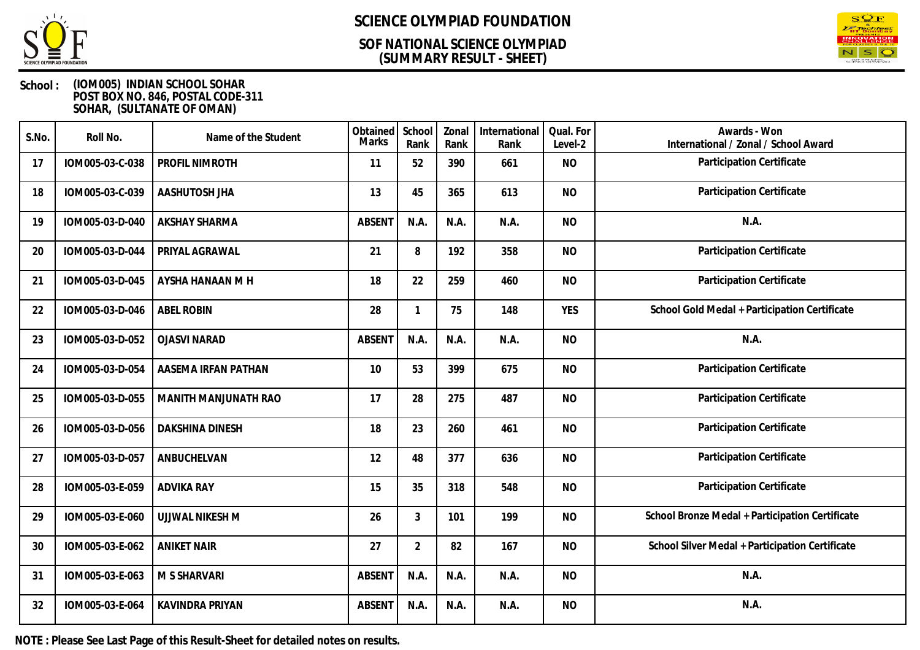# SCIENCE OLYMPIAD FOUNDATION

## SOF NATIONAL SCIENCE OLYMPIAD (SUMMARY RESULT - SHEET)

**School :** (IOM005) INDIAN SCHOOL SOHAR
POST BOX NO. 846, POSTAL CODE-311
SOHAR, (SULTANATE OF OMAN)

| S.No. | Roll No. | Name of the Student | Obtained Marks | School Rank | Zonal Rank | International Rank | Qual. For Level-2 | Awards - Won International / Zonal / School Award |
|---|---|---|---|---|---|---|---|---|
| 17 | IOM005-03-C-038 | PROFIL NIMROTH | 11 | 52 | 390 | 661 | NO | Participation Certificate |
| 18 | IOM005-03-C-039 | AASHUTOSH JHA | 13 | 45 | 365 | 613 | NO | Participation Certificate |
| 19 | IOM005-03-D-040 | AKSHAY SHARMA | ABSENT | N.A. | N.A. | N.A. | NO | N.A. |
| 20 | IOM005-03-D-044 | PRIYAL AGRAWAL | 21 | 8 | 192 | 358 | NO | Participation Certificate |
| 21 | IOM005-03-D-045 | AYSHA HANAAN M H | 18 | 22 | 259 | 460 | NO | Participation Certificate |
| 22 | IOM005-03-D-046 | ABEL ROBIN | 28 | 1 | 75 | 148 | YES | School Gold Medal + Participation Certificate |
| 23 | IOM005-03-D-052 | OJASVI NARAD | ABSENT | N.A. | N.A. | N.A. | NO | N.A. |
| 24 | IOM005-03-D-054 | AASEMA IRFAN PATHAN | 10 | 53 | 399 | 675 | NO | Participation Certificate |
| 25 | IOM005-03-D-055 | MANITH MANJUNATH RAO | 17 | 28 | 275 | 487 | NO | Participation Certificate |
| 26 | IOM005-03-D-056 | DAKSHINA DINESH | 18 | 23 | 260 | 461 | NO | Participation Certificate |
| 27 | IOM005-03-D-057 | ANBUCHELVAN | 12 | 48 | 377 | 636 | NO | Participation Certificate |
| 28 | IOM005-03-E-059 | ADVIKA RAY | 15 | 35 | 318 | 548 | NO | Participation Certificate |
| 29 | IOM005-03-E-060 | UJJWAL NIKESH M | 26 | 3 | 101 | 199 | NO | School Bronze Medal + Participation Certificate |
| 30 | IOM005-03-E-062 | ANIKET NAIR | 27 | 2 | 82 | 167 | NO | School Silver Medal + Participation Certificate |
| 31 | IOM005-03-E-063 | M S SHARVARI | ABSENT | N.A. | N.A. | N.A. | NO | N.A. |
| 32 | IOM005-03-E-064 | KAVINDRA PRIYAN | ABSENT | N.A. | N.A. | N.A. | NO | N.A. |

**NOTE : Please See Last Page of this Result-Sheet for detailed notes on results.**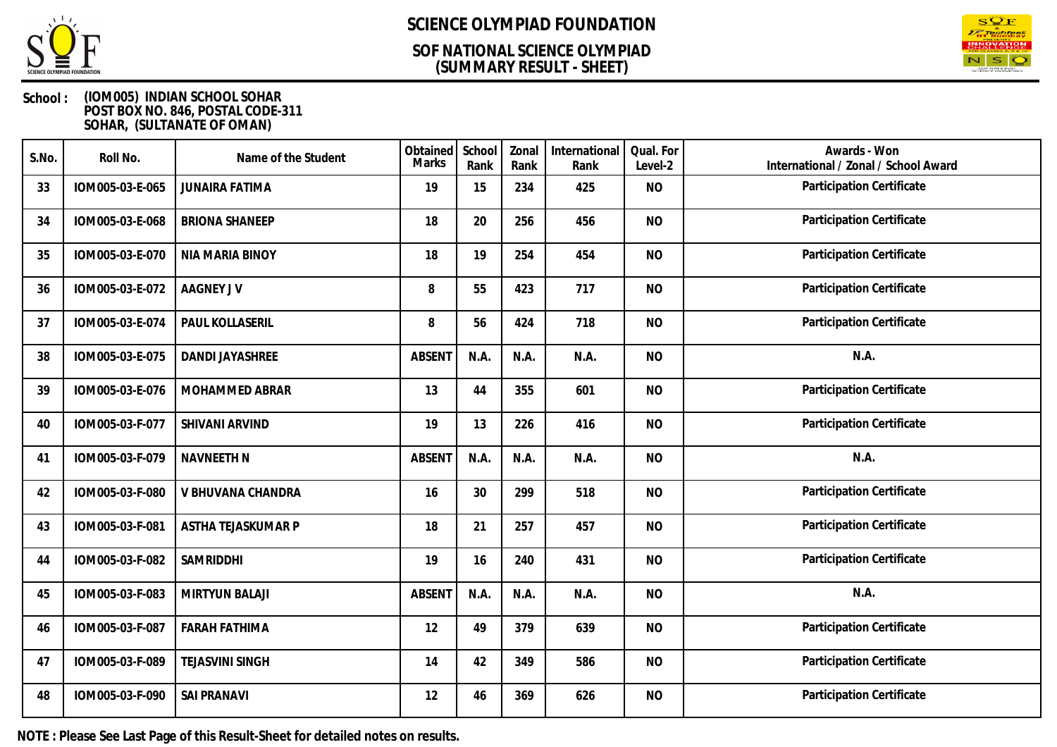# SCIENCE OLYMPIAD FOUNDATION

## SOF NATIONAL SCIENCE OLYMPIAD
## (SUMMARY RESULT - SHEET)

**School :** (IOM005) INDIAN SCHOOL SOHAR
POST BOX NO. 846, POSTAL CODE-311
SOHAR, (SULTANATE OF OMAN)

| S.No. | Roll No. | Name of the Student | Obtained Marks | School Rank | Zonal Rank | International Rank | Qual. For Level-2 | Awards - Won International / Zonal / School Award |
|---|---|---|---|---|---|---|---|---|
| 33 | IOM005-03-E-065 | JUNAIRA FATIMA | 19 | 15 | 234 | 425 | NO | Participation Certificate |
| 34 | IOM005-03-E-068 | BRIONA SHANEEP | 18 | 20 | 256 | 456 | NO | Participation Certificate |
| 35 | IOM005-03-E-070 | NIA MARIA BINOY | 18 | 19 | 254 | 454 | NO | Participation Certificate |
| 36 | IOM005-03-E-072 | AAGNEY J V | 8 | 55 | 423 | 717 | NO | Participation Certificate |
| 37 | IOM005-03-E-074 | PAUL KOLLASERIL | 8 | 56 | 424 | 718 | NO | Participation Certificate |
| 38 | IOM005-03-E-075 | DANDI JAYASHREE | ABSENT | N.A. | N.A. | N.A. | NO | N.A. |
| 39 | IOM005-03-E-076 | MOHAMMED ABRAR | 13 | 44 | 355 | 601 | NO | Participation Certificate |
| 40 | IOM005-03-F-077 | SHIVANI ARVIND | 19 | 13 | 226 | 416 | NO | Participation Certificate |
| 41 | IOM005-03-F-079 | NAVNEETH N | ABSENT | N.A. | N.A. | N.A. | NO | N.A. |
| 42 | IOM005-03-F-080 | V BHUVANA CHANDRA | 16 | 30 | 299 | 518 | NO | Participation Certificate |
| 43 | IOM005-03-F-081 | ASTHA TEJASKUMAR P | 18 | 21 | 257 | 457 | NO | Participation Certificate |
| 44 | IOM005-03-F-082 | SAMRIDDHI | 19 | 16 | 240 | 431 | NO | Participation Certificate |
| 45 | IOM005-03-F-083 | MIRTYUN BALAJI | ABSENT | N.A. | N.A. | N.A. | NO | N.A. |
| 46 | IOM005-03-F-087 | FARAH FATHIMA | 12 | 49 | 379 | 639 | NO | Participation Certificate |
| 47 | IOM005-03-F-089 | TEJASVINI SINGH | 14 | 42 | 349 | 586 | NO | Participation Certificate |
| 48 | IOM005-03-F-090 | SAI PRANAVI | 12 | 46 | 369 | 626 | NO | Participation Certificate |

**NOTE : Please See Last Page of this Result-Sheet for detailed notes on results.**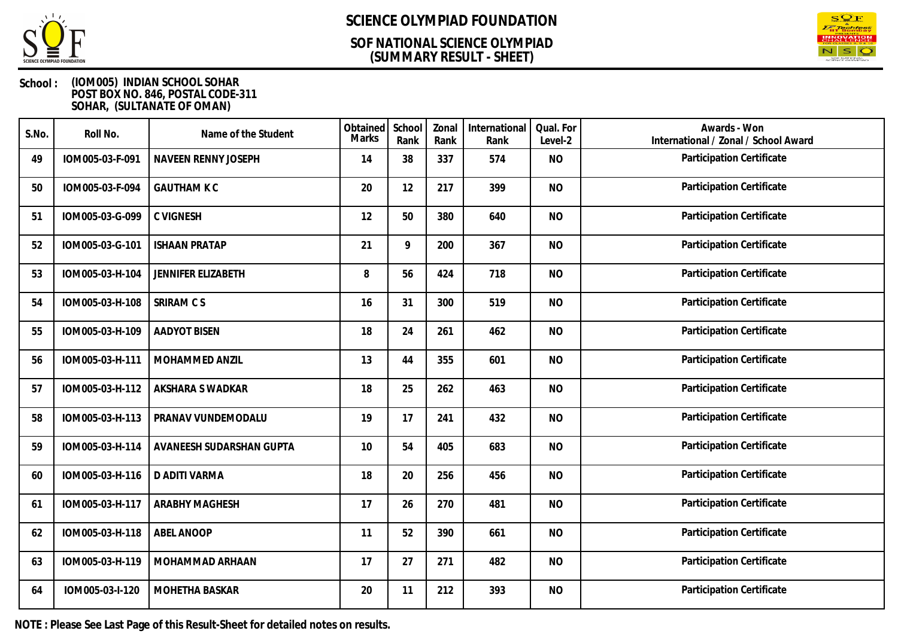# SCIENCE OLYMPIAD FOUNDATION

## SOF NATIONAL SCIENCE OLYMPIAD (SUMMARY RESULT - SHEET)

**School :** (IOM005) INDIAN SCHOOL SOHAR
POST BOX NO. 846, POSTAL CODE-311
SOHAR, (SULTANATE OF OMAN)

| S.No. | Roll No. | Name of the Student | Obtained Marks | School Rank | Zonal Rank | International Rank | Qual. For Level-2 | Awards - Won International / Zonal / School Award |
|---|---|---|---|---|---|---|---|---|
| 49 | IOM005-03-F-091 | NAVEEN RENNY JOSEPH | 14 | 38 | 337 | 574 | NO | Participation Certificate |
| 50 | IOM005-03-F-094 | GAUTHAM K C | 20 | 12 | 217 | 399 | NO | Participation Certificate |
| 51 | IOM005-03-G-099 | C VIGNESH | 12 | 50 | 380 | 640 | NO | Participation Certificate |
| 52 | IOM005-03-G-101 | ISHAAN PRATAP | 21 | 9 | 200 | 367 | NO | Participation Certificate |
| 53 | IOM005-03-H-104 | JENNIFER ELIZABETH | 8 | 56 | 424 | 718 | NO | Participation Certificate |
| 54 | IOM005-03-H-108 | SRIRAM C S | 16 | 31 | 300 | 519 | NO | Participation Certificate |
| 55 | IOM005-03-H-109 | AADYOT BISEN | 18 | 24 | 261 | 462 | NO | Participation Certificate |
| 56 | IOM005-03-H-111 | MOHAMMED ANZIL | 13 | 44 | 355 | 601 | NO | Participation Certificate |
| 57 | IOM005-03-H-112 | AKSHARA S WADKAR | 18 | 25 | 262 | 463 | NO | Participation Certificate |
| 58 | IOM005-03-H-113 | PRANAV VUNDEMODALU | 19 | 17 | 241 | 432 | NO | Participation Certificate |
| 59 | IOM005-03-H-114 | AVANEESH SUDARSHAN GUPTA | 10 | 54 | 405 | 683 | NO | Participation Certificate |
| 60 | IOM005-03-H-116 | D ADITI VARMA | 18 | 20 | 256 | 456 | NO | Participation Certificate |
| 61 | IOM005-03-H-117 | ARABHY MAGHESH | 17 | 26 | 270 | 481 | NO | Participation Certificate |
| 62 | IOM005-03-H-118 | ABEL ANOOP | 11 | 52 | 390 | 661 | NO | Participation Certificate |
| 63 | IOM005-03-H-119 | MOHAMMAD ARHAAN | 17 | 27 | 271 | 482 | NO | Participation Certificate |
| 64 | IOM005-03-I-120 | MOHETHA BASKAR | 20 | 11 | 212 | 393 | NO | Participation Certificate |

**NOTE : Please See Last Page of this Result-Sheet for detailed notes on results.**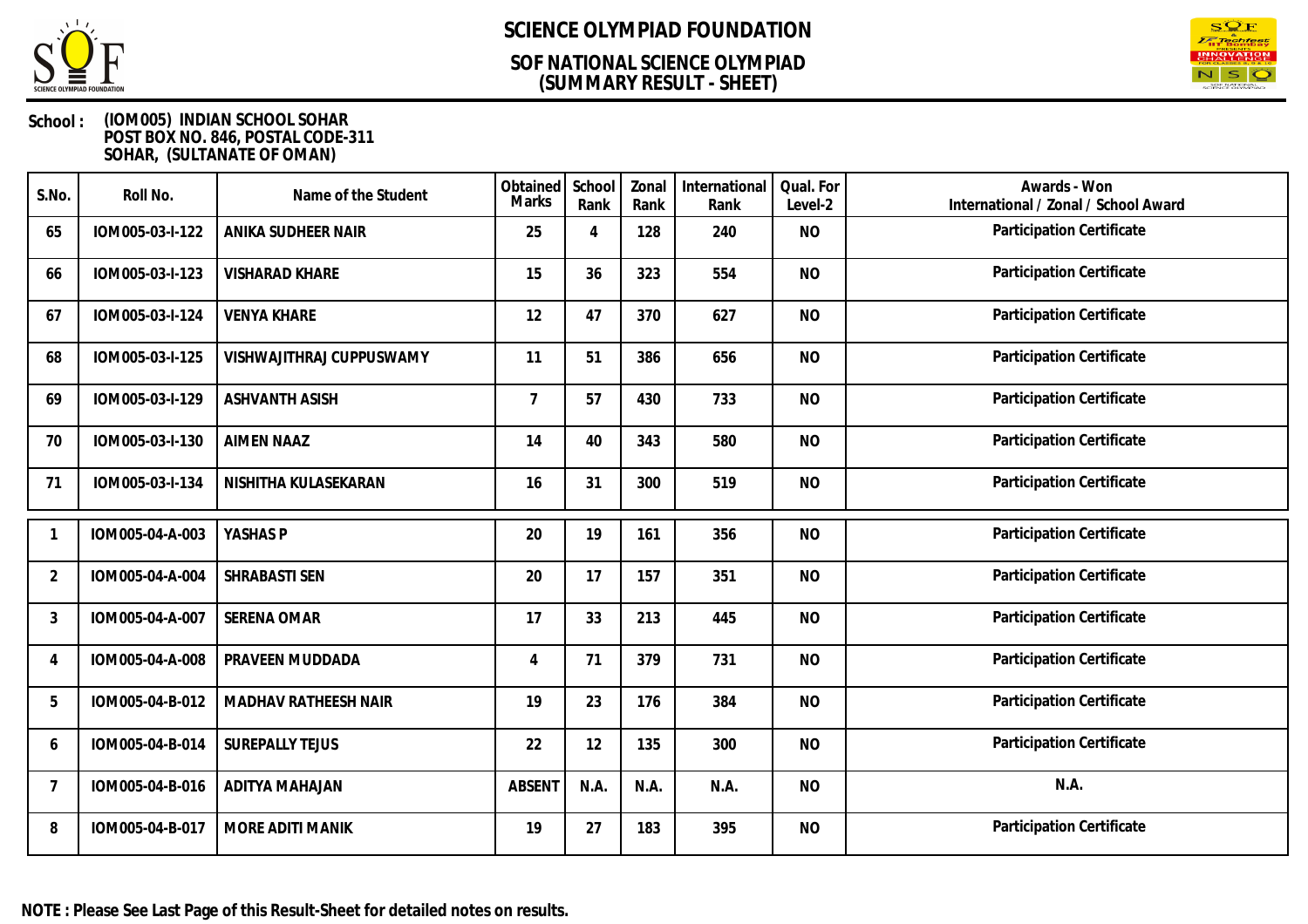# SCIENCE OLYMPIAD FOUNDATION

## SOF NATIONAL SCIENCE OLYMPIAD
## (SUMMARY RESULT - SHEET)

**School :** (IOM005) INDIAN SCHOOL SOHAR
POST BOX NO. 846, POSTAL CODE-311
SOHAR, (SULTANATE OF OMAN)

| S.No. | Roll No. | Name of the Student | Obtained Marks | School Rank | Zonal Rank | International Rank | Qual. For Level-2 | Awards - Won International / Zonal / School Award |
|---|---|---|---|---|---|---|---|---|
| 65 | IOM005-03-I-122 | ANIKA SUDHEER NAIR | 25 | 4 | 128 | 240 | NO | Participation Certificate |
| 66 | IOM005-03-I-123 | VISHARAD KHARE | 15 | 36 | 323 | 554 | NO | Participation Certificate |
| 67 | IOM005-03-I-124 | VENYA KHARE | 12 | 47 | 370 | 627 | NO | Participation Certificate |
| 68 | IOM005-03-I-125 | VISHWAJITHRAJ CUPPUSWAMY | 11 | 51 | 386 | 656 | NO | Participation Certificate |
| 69 | IOM005-03-I-129 | ASHVANTH ASISH | 7 | 57 | 430 | 733 | NO | Participation Certificate |
| 70 | IOM005-03-I-130 | AIMEN NAAZ | 14 | 40 | 343 | 580 | NO | Participation Certificate |
| 71 | IOM005-03-I-134 | NISHITHA KULASEKARAN | 16 | 31 | 300 | 519 | NO | Participation Certificate |

| S.No. | Roll No. | Name of the Student | Obtained Marks | School Rank | Zonal Rank | International Rank | Qual. For Level-2 | Awards - Won International / Zonal / School Award |
|---|---|---|---|---|---|---|---|---|
| 1 | IOM005-04-A-003 | YASHAS P | 20 | 19 | 161 | 356 | NO | Participation Certificate |
| 2 | IOM005-04-A-004 | SHRABASTI SEN | 20 | 17 | 157 | 351 | NO | Participation Certificate |
| 3 | IOM005-04-A-007 | SERENA OMAR | 17 | 33 | 213 | 445 | NO | Participation Certificate |
| 4 | IOM005-04-A-008 | PRAVEEN MUDDADA | 4 | 71 | 379 | 731 | NO | Participation Certificate |
| 5 | IOM005-04-B-012 | MADHAV RATHEESH NAIR | 19 | 23 | 176 | 384 | NO | Participation Certificate |
| 6 | IOM005-04-B-014 | SUREPALLY TEJUS | 22 | 12 | 135 | 300 | NO | Participation Certificate |
| 7 | IOM005-04-B-016 | ADITYA MAHAJAN | ABSENT | N.A. | N.A. | N.A. | NO | N.A. |
| 8 | IOM005-04-B-017 | MORE ADITI MANIK | 19 | 27 | 183 | 395 | NO | Participation Certificate |

**NOTE : Please See Last Page of this Result-Sheet for detailed notes on results.**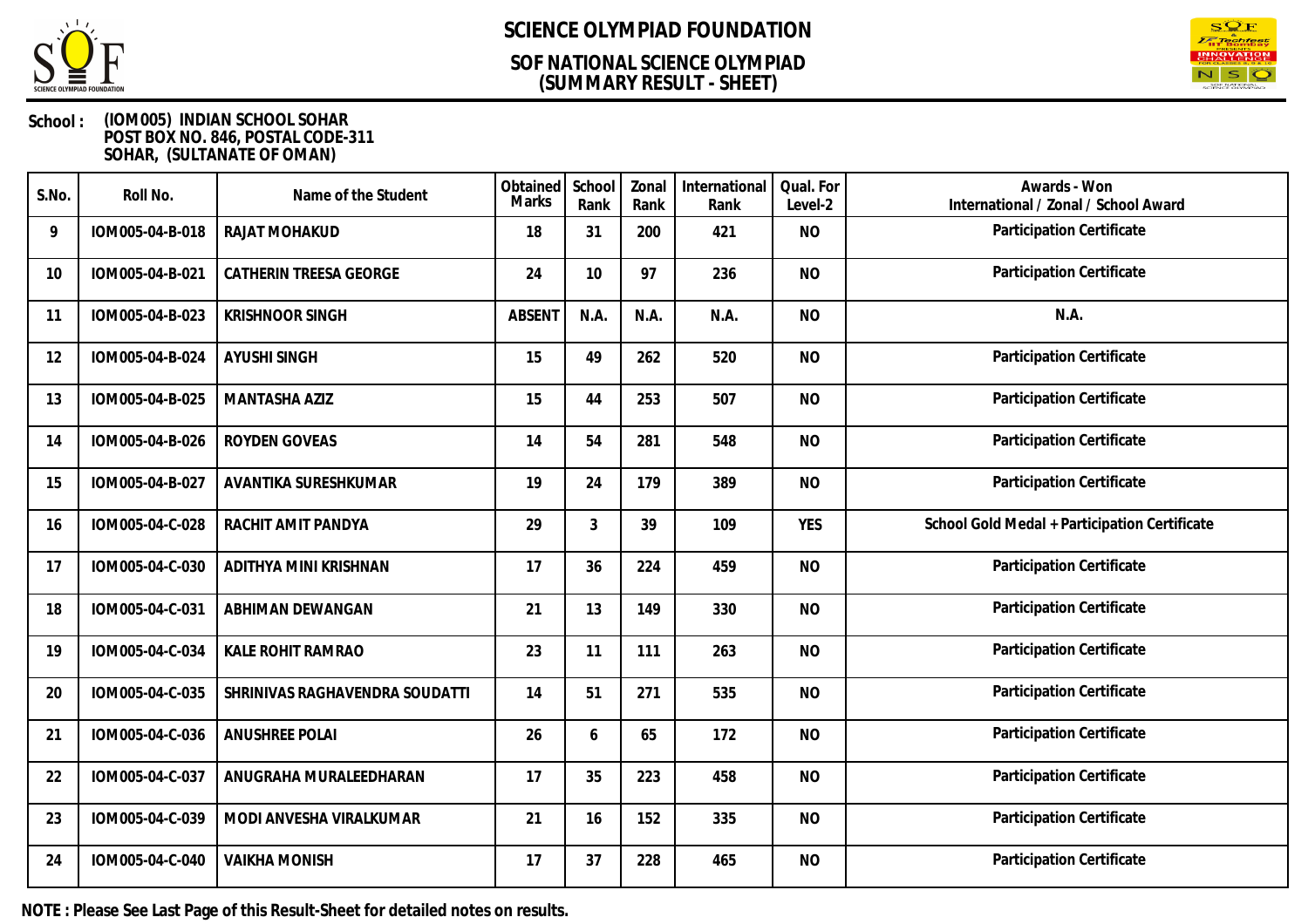# SCIENCE OLYMPIAD FOUNDATION

## SOF NATIONAL SCIENCE OLYMPIAD (SUMMARY RESULT - SHEET)

**School :** (IOM005) INDIAN SCHOOL SOHAR
POST BOX NO. 846, POSTAL CODE-311
SOHAR, (SULTANATE OF OMAN)

| S.No. | Roll No. | Name of the Student | Obtained Marks | School Rank | Zonal Rank | International Rank | Qual. For Level-2 | Awards - Won International / Zonal / School Award |
|---|---|---|---|---|---|---|---|---|
| 9 | IOM005-04-B-018 | RAJAT MOHAKUD | 18 | 31 | 200 | 421 | NO | Participation Certificate |
| 10 | IOM005-04-B-021 | CATHERIN TREESA GEORGE | 24 | 10 | 97 | 236 | NO | Participation Certificate |
| 11 | IOM005-04-B-023 | KRISHNOOR SINGH | ABSENT | N.A. | N.A. | N.A. | NO | N.A. |
| 12 | IOM005-04-B-024 | AYUSHI SINGH | 15 | 49 | 262 | 520 | NO | Participation Certificate |
| 13 | IOM005-04-B-025 | MANTASHA AZIZ | 15 | 44 | 253 | 507 | NO | Participation Certificate |
| 14 | IOM005-04-B-026 | ROYDEN GOVEAS | 14 | 54 | 281 | 548 | NO | Participation Certificate |
| 15 | IOM005-04-B-027 | AVANTIKA SURESHKUMAR | 19 | 24 | 179 | 389 | NO | Participation Certificate |
| 16 | IOM005-04-C-028 | RACHIT AMIT PANDYA | 29 | 3 | 39 | 109 | YES | School Gold Medal + Participation Certificate |
| 17 | IOM005-04-C-030 | ADITHYA MINI KRISHNAN | 17 | 36 | 224 | 459 | NO | Participation Certificate |
| 18 | IOM005-04-C-031 | ABHIMAN DEWANGAN | 21 | 13 | 149 | 330 | NO | Participation Certificate |
| 19 | IOM005-04-C-034 | KALE ROHIT RAMRAO | 23 | 11 | 111 | 263 | NO | Participation Certificate |
| 20 | IOM005-04-C-035 | SHRINIVAS RAGHAVENDRA SOUDATTI | 14 | 51 | 271 | 535 | NO | Participation Certificate |
| 21 | IOM005-04-C-036 | ANUSHREE POLAI | 26 | 6 | 65 | 172 | NO | Participation Certificate |
| 22 | IOM005-04-C-037 | ANUGRAHA MURALEEDHARAN | 17 | 35 | 223 | 458 | NO | Participation Certificate |
| 23 | IOM005-04-C-039 | MODI ANVESHA VIRALKUMAR | 21 | 16 | 152 | 335 | NO | Participation Certificate |
| 24 | IOM005-04-C-040 | VAIKHA MONISH | 17 | 37 | 228 | 465 | NO | Participation Certificate |

**NOTE : Please See Last Page of this Result-Sheet for detailed notes on results.**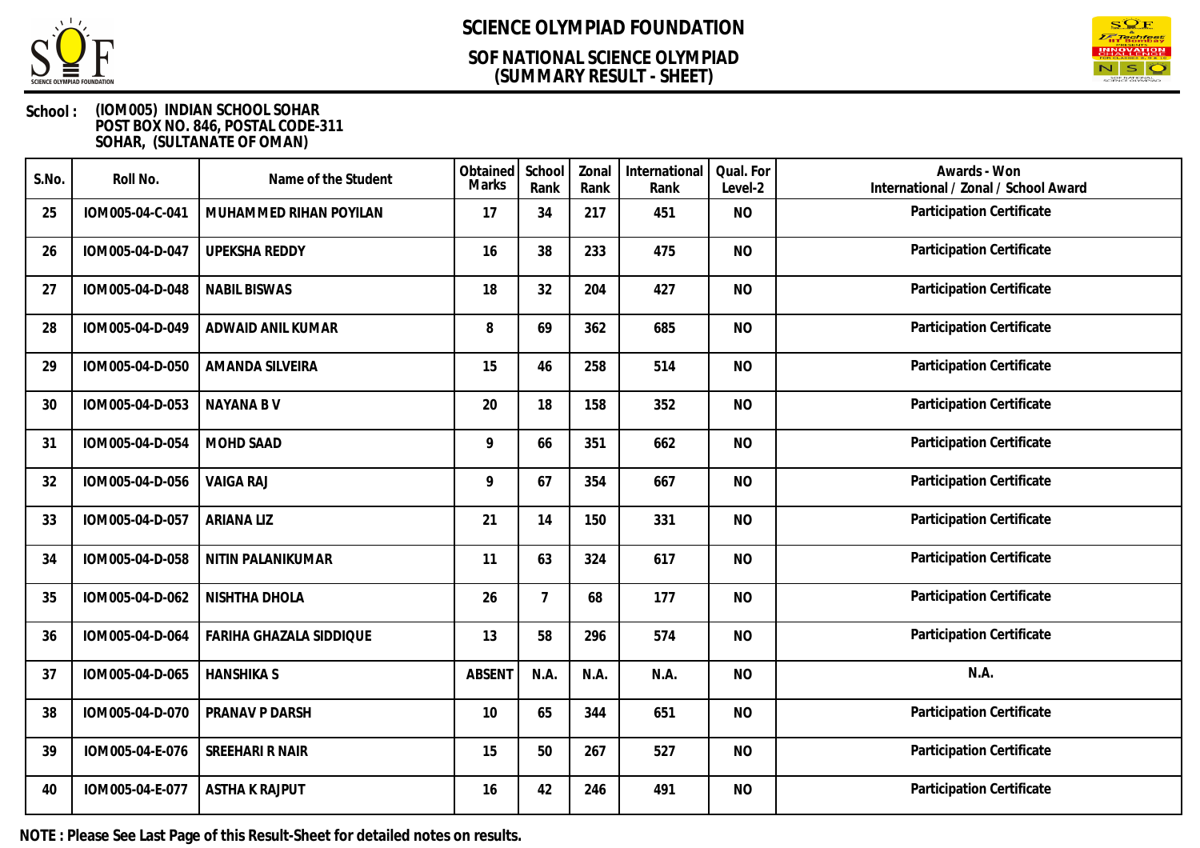# SCIENCE OLYMPIAD FOUNDATION

## SOF NATIONAL SCIENCE OLYMPIAD (SUMMARY RESULT - SHEET)

**School :** (IOM005) INDIAN SCHOOL SOHAR
POST BOX NO. 846, POSTAL CODE-311
SOHAR, (SULTANATE OF OMAN)

| S.No. | Roll No. | Name of the Student | Obtained Marks | School Rank | Zonal Rank | International Rank | Qual. For Level-2 | Awards - Won International / Zonal / School Award |
|---|---|---|---|---|---|---|---|---|
| 25 | IOM005-04-C-041 | MUHAMMED RIHAN POYILAN | 17 | 34 | 217 | 451 | NO | Participation Certificate |
| 26 | IOM005-04-D-047 | UPEKSHA REDDY | 16 | 38 | 233 | 475 | NO | Participation Certificate |
| 27 | IOM005-04-D-048 | NABIL BISWAS | 18 | 32 | 204 | 427 | NO | Participation Certificate |
| 28 | IOM005-04-D-049 | ADWAID ANIL KUMAR | 8 | 69 | 362 | 685 | NO | Participation Certificate |
| 29 | IOM005-04-D-050 | AMANDA SILVEIRA | 15 | 46 | 258 | 514 | NO | Participation Certificate |
| 30 | IOM005-04-D-053 | NAYANA B V | 20 | 18 | 158 | 352 | NO | Participation Certificate |
| 31 | IOM005-04-D-054 | MOHD SAAD | 9 | 66 | 351 | 662 | NO | Participation Certificate |
| 32 | IOM005-04-D-056 | VAIGA RAJ | 9 | 67 | 354 | 667 | NO | Participation Certificate |
| 33 | IOM005-04-D-057 | ARIANA LIZ | 21 | 14 | 150 | 331 | NO | Participation Certificate |
| 34 | IOM005-04-D-058 | NITIN PALANIKUMAR | 11 | 63 | 324 | 617 | NO | Participation Certificate |
| 35 | IOM005-04-D-062 | NISHTHA DHOLA | 26 | 7 | 68 | 177 | NO | Participation Certificate |
| 36 | IOM005-04-D-064 | FARIHA GHAZALA SIDDIQUE | 13 | 58 | 296 | 574 | NO | Participation Certificate |
| 37 | IOM005-04-D-065 | HANSHIKA S | ABSENT | N.A. | N.A. | N.A. | NO | N.A. |
| 38 | IOM005-04-D-070 | PRANAV P DARSH | 10 | 65 | 344 | 651 | NO | Participation Certificate |
| 39 | IOM005-04-E-076 | SREEHARI R NAIR | 15 | 50 | 267 | 527 | NO | Participation Certificate |
| 40 | IOM005-04-E-077 | ASTHA K RAJPUT | 16 | 42 | 246 | 491 | NO | Participation Certificate |

**NOTE : Please See Last Page of this Result-Sheet for detailed notes on results.**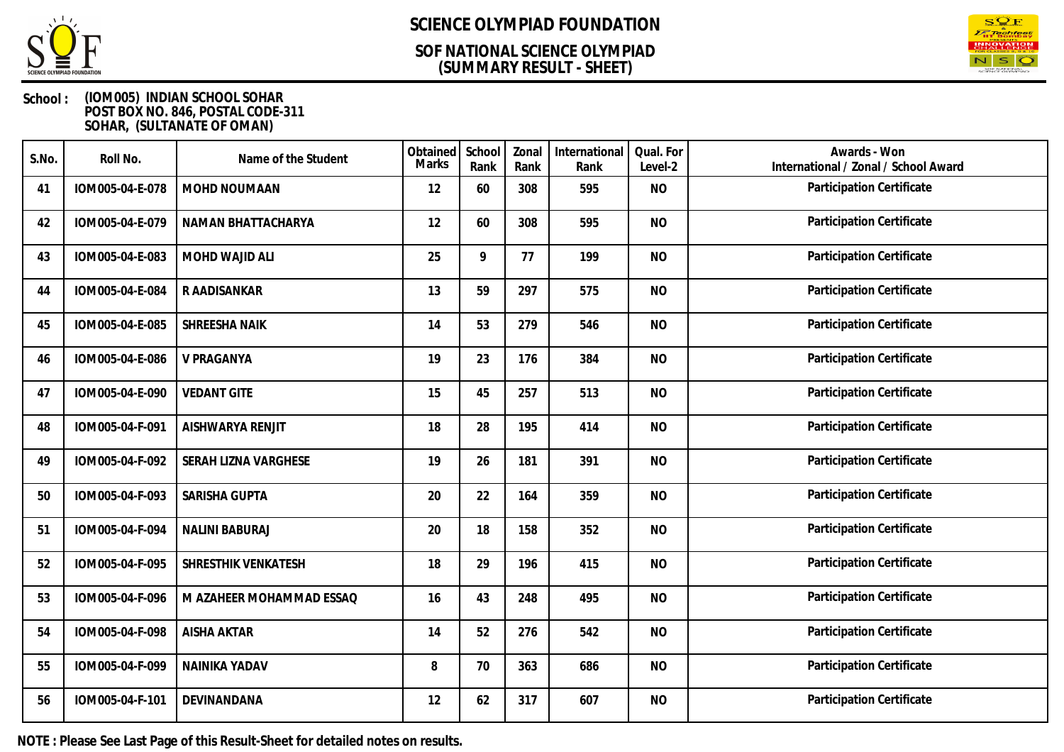# SCIENCE OLYMPIAD FOUNDATION

## SOF NATIONAL SCIENCE OLYMPIAD
## (SUMMARY RESULT - SHEET)

**School :** (IOM005) INDIAN SCHOOL SOHAR
POST BOX NO. 846, POSTAL CODE-311
SOHAR, (SULTANATE OF OMAN)

| S.No. | Roll No. | Name of the Student | Obtained Marks | School Rank | Zonal Rank | International Rank | Qual. For Level-2 | Awards - Won International / Zonal / School Award |
|---|---|---|---|---|---|---|---|---|
| 41 | IOM005-04-E-078 | MOHD NOUMAAN | 12 | 60 | 308 | 595 | NO | Participation Certificate |
| 42 | IOM005-04-E-079 | NAMAN BHATTACHARYA | 12 | 60 | 308 | 595 | NO | Participation Certificate |
| 43 | IOM005-04-E-083 | MOHD WAJID ALI | 25 | 9 | 77 | 199 | NO | Participation Certificate |
| 44 | IOM005-04-E-084 | R AADISANKAR | 13 | 59 | 297 | 575 | NO | Participation Certificate |
| 45 | IOM005-04-E-085 | SHREESHA NAIK | 14 | 53 | 279 | 546 | NO | Participation Certificate |
| 46 | IOM005-04-E-086 | V PRAGANYA | 19 | 23 | 176 | 384 | NO | Participation Certificate |
| 47 | IOM005-04-E-090 | VEDANT GITE | 15 | 45 | 257 | 513 | NO | Participation Certificate |
| 48 | IOM005-04-F-091 | AISHWARYA RENJIT | 18 | 28 | 195 | 414 | NO | Participation Certificate |
| 49 | IOM005-04-F-092 | SERAH LIZNA VARGHESE | 19 | 26 | 181 | 391 | NO | Participation Certificate |
| 50 | IOM005-04-F-093 | SARISHA GUPTA | 20 | 22 | 164 | 359 | NO | Participation Certificate |
| 51 | IOM005-04-F-094 | NALINI BABURAJ | 20 | 18 | 158 | 352 | NO | Participation Certificate |
| 52 | IOM005-04-F-095 | SHRESTHIK VENKATESH | 18 | 29 | 196 | 415 | NO | Participation Certificate |
| 53 | IOM005-04-F-096 | M AZAHEER MOHAMMAD ESSAQ | 16 | 43 | 248 | 495 | NO | Participation Certificate |
| 54 | IOM005-04-F-098 | AISHA AKTAR | 14 | 52 | 276 | 542 | NO | Participation Certificate |
| 55 | IOM005-04-F-099 | NAINIKA YADAV | 8 | 70 | 363 | 686 | NO | Participation Certificate |
| 56 | IOM005-04-F-101 | DEVINANDANA | 12 | 62 | 317 | 607 | NO | Participation Certificate |

**NOTE : Please See Last Page of this Result-Sheet for detailed notes on results.**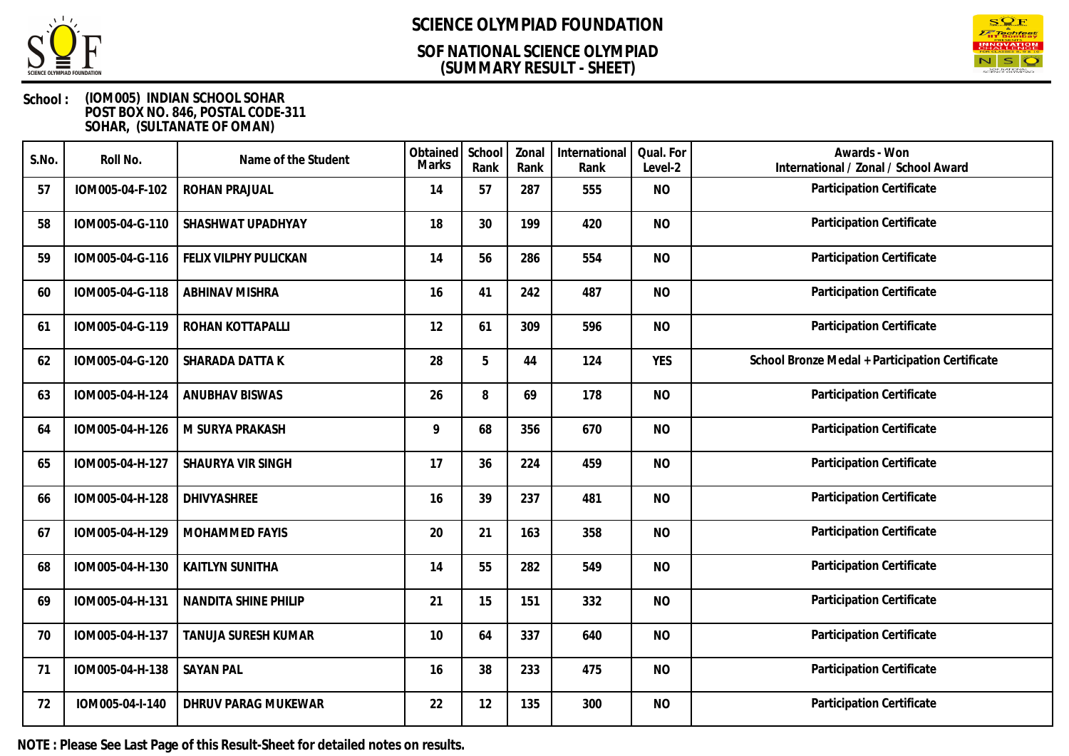# SCIENCE OLYMPIAD FOUNDATION

## SOF NATIONAL SCIENCE OLYMPIAD (SUMMARY RESULT - SHEET)

**School :** (IOM005) INDIAN SCHOOL SOHAR
POST BOX NO. 846, POSTAL CODE-311
SOHAR, (SULTANATE OF OMAN)

| S.No. | Roll No. | Name of the Student | Obtained Marks | School Rank | Zonal Rank | International Rank | Qual. For Level-2 | Awards - Won International / Zonal / School Award |
|---|---|---|---|---|---|---|---|---|
| 57 | IOM005-04-F-102 | ROHAN PRAJUAL | 14 | 57 | 287 | 555 | NO | Participation Certificate |
| 58 | IOM005-04-G-110 | SHASHWAT UPADHYAY | 18 | 30 | 199 | 420 | NO | Participation Certificate |
| 59 | IOM005-04-G-116 | FELIX VILPHY PULICKAN | 14 | 56 | 286 | 554 | NO | Participation Certificate |
| 60 | IOM005-04-G-118 | ABHINAV MISHRA | 16 | 41 | 242 | 487 | NO | Participation Certificate |
| 61 | IOM005-04-G-119 | ROHAN KOTTAPALLI | 12 | 61 | 309 | 596 | NO | Participation Certificate |
| 62 | IOM005-04-G-120 | SHARADA DATTA K | 28 | 5 | 44 | 124 | YES | School Bronze Medal + Participation Certificate |
| 63 | IOM005-04-H-124 | ANUBHAV BISWAS | 26 | 8 | 69 | 178 | NO | Participation Certificate |
| 64 | IOM005-04-H-126 | M SURYA PRAKASH | 9 | 68 | 356 | 670 | NO | Participation Certificate |
| 65 | IOM005-04-H-127 | SHAURYA VIR SINGH | 17 | 36 | 224 | 459 | NO | Participation Certificate |
| 66 | IOM005-04-H-128 | DHIVYASHREE | 16 | 39 | 237 | 481 | NO | Participation Certificate |
| 67 | IOM005-04-H-129 | MOHAMMED FAYIS | 20 | 21 | 163 | 358 | NO | Participation Certificate |
| 68 | IOM005-04-H-130 | KAITLYN SUNITHA | 14 | 55 | 282 | 549 | NO | Participation Certificate |
| 69 | IOM005-04-H-131 | NANDITA SHINE PHILIP | 21 | 15 | 151 | 332 | NO | Participation Certificate |
| 70 | IOM005-04-H-137 | TANUJA SURESH KUMAR | 10 | 64 | 337 | 640 | NO | Participation Certificate |
| 71 | IOM005-04-H-138 | SAYAN PAL | 16 | 38 | 233 | 475 | NO | Participation Certificate |
| 72 | IOM005-04-I-140 | DHRUV PARAG MUKEWAR | 22 | 12 | 135 | 300 | NO | Participation Certificate |

**NOTE : Please See Last Page of this Result-Sheet for detailed notes on results.**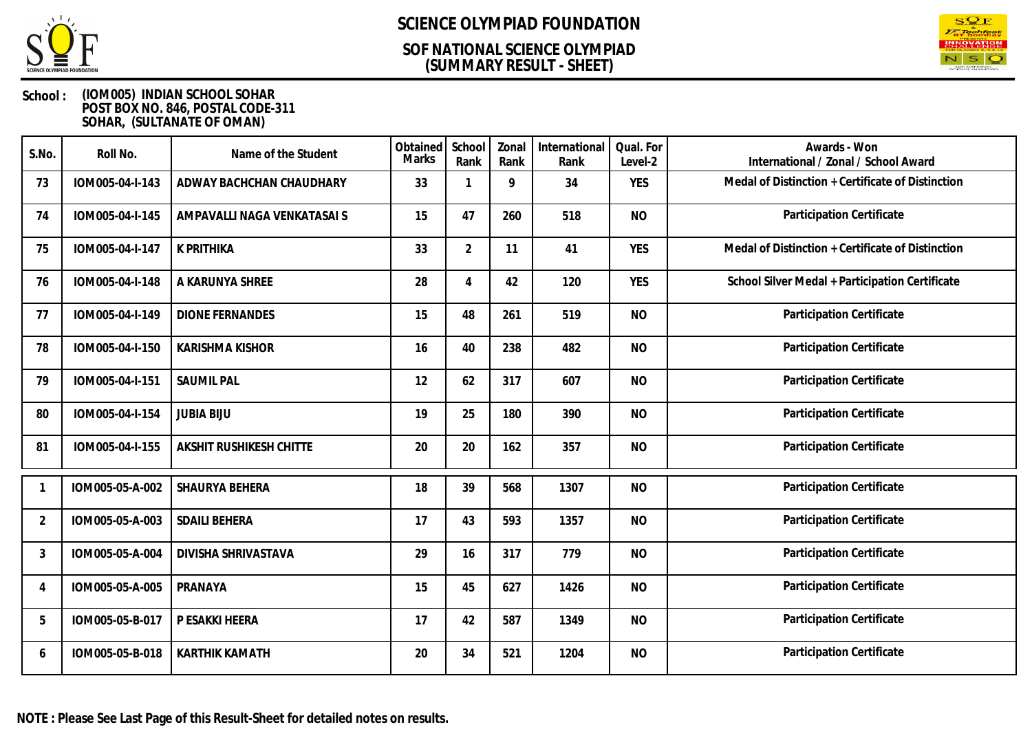# SCIENCE OLYMPIAD FOUNDATION

## SOF NATIONAL SCIENCE OLYMPIAD
## (SUMMARY RESULT - SHEET)

**School :** (IOM005) INDIAN SCHOOL SOHAR
POST BOX NO. 846, POSTAL CODE-311
SOHAR, (SULTANATE OF OMAN)

| S.No. | Roll No. | Name of the Student | Obtained Marks | School Rank | Zonal Rank | International Rank | Qual. For Level-2 | Awards - Won International / Zonal / School Award |
|---|---|---|---|---|---|---|---|---|
| 73 | IOM005-04-I-143 | ADWAY BACHCHAN CHAUDHARY | 33 | 1 | 9 | 34 | YES | Medal of Distinction + Certificate of Distinction |
| 74 | IOM005-04-I-145 | AMPAVALLI NAGA VENKATASAI S | 15 | 47 | 260 | 518 | NO | Participation Certificate |
| 75 | IOM005-04-I-147 | K PRITHIKA | 33 | 2 | 11 | 41 | YES | Medal of Distinction + Certificate of Distinction |
| 76 | IOM005-04-I-148 | A KARUNYA SHREE | 28 | 4 | 42 | 120 | YES | School Silver Medal + Participation Certificate |
| 77 | IOM005-04-I-149 | DIONE FERNANDES | 15 | 48 | 261 | 519 | NO | Participation Certificate |
| 78 | IOM005-04-I-150 | KARISHMA KISHOR | 16 | 40 | 238 | 482 | NO | Participation Certificate |
| 79 | IOM005-04-I-151 | SAUMIL PAL | 12 | 62 | 317 | 607 | NO | Participation Certificate |
| 80 | IOM005-04-I-154 | JUBIA BIJU | 19 | 25 | 180 | 390 | NO | Participation Certificate |
| 81 | IOM005-04-I-155 | AKSHIT RUSHIKESH CHITTE | 20 | 20 | 162 | 357 | NO | Participation Certificate |
| 1 | IOM005-05-A-002 | SHAURYA BEHERA | 18 | 39 | 568 | 1307 | NO | Participation Certificate |
| 2 | IOM005-05-A-003 | SDAILI BEHERA | 17 | 43 | 593 | 1357 | NO | Participation Certificate |
| 3 | IOM005-05-A-004 | DIVISHA SHRIVASTAVA | 29 | 16 | 317 | 779 | NO | Participation Certificate |
| 4 | IOM005-05-A-005 | PRANAYA | 15 | 45 | 627 | 1426 | NO | Participation Certificate |
| 5 | IOM005-05-B-017 | P ESAKKI HEERA | 17 | 42 | 587 | 1349 | NO | Participation Certificate |
| 6 | IOM005-05-B-018 | KARTHIK KAMATH | 20 | 34 | 521 | 1204 | NO | Participation Certificate |

**NOTE : Please See Last Page of this Result-Sheet for detailed notes on results.**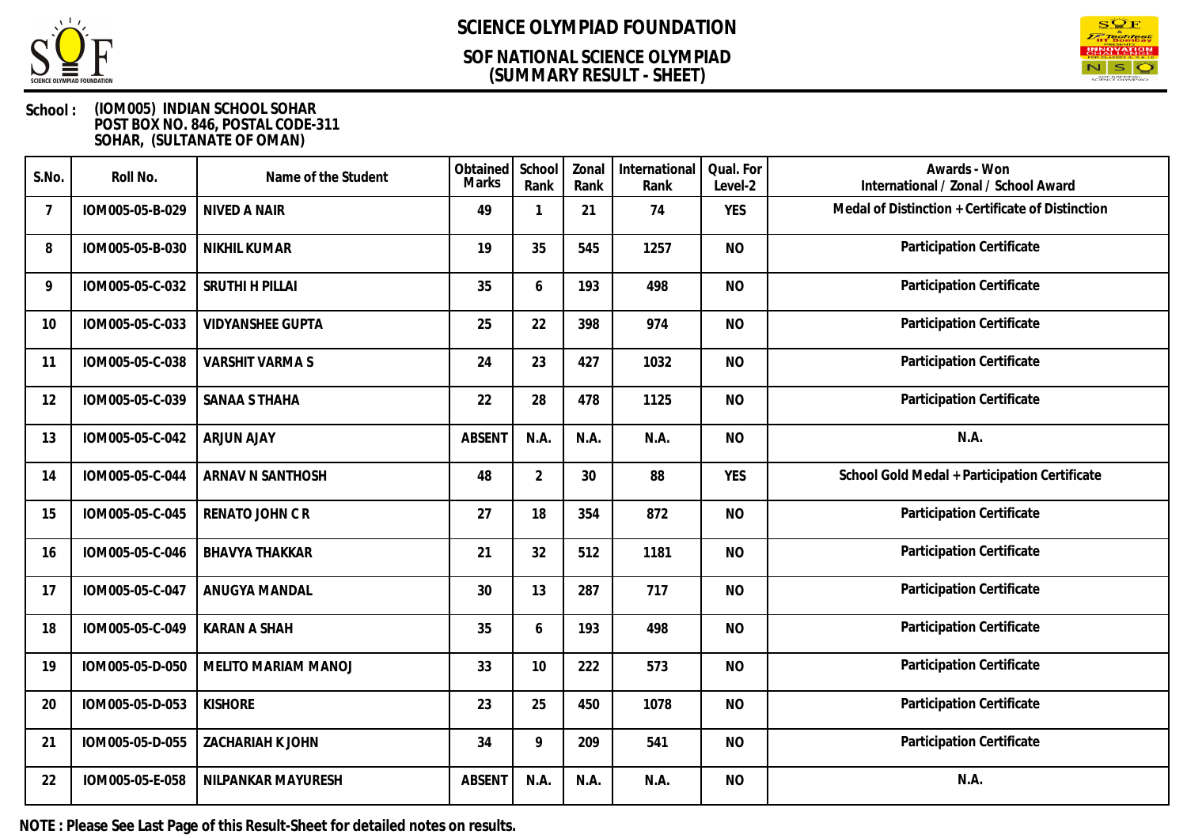# SCIENCE OLYMPIAD FOUNDATION

## SOF NATIONAL SCIENCE OLYMPIAD (SUMMARY RESULT - SHEET)

**School :** (IOM005) INDIAN SCHOOL SOHAR
POST BOX NO. 846, POSTAL CODE-311
SOHAR, (SULTANATE OF OMAN)

| S.No. | Roll No. | Name of the Student | Obtained Marks | School Rank | Zonal Rank | International Rank | Qual. For Level-2 | Awards - Won International / Zonal / School Award |
|---|---|---|---|---|---|---|---|---|
| 7 | IOM005-05-B-029 | NIVED A NAIR | 49 | 1 | 21 | 74 | YES | Medal of Distinction + Certificate of Distinction |
| 8 | IOM005-05-B-030 | NIKHIL KUMAR | 19 | 35 | 545 | 1257 | NO | Participation Certificate |
| 9 | IOM005-05-C-032 | SRUTHI H PILLAI | 35 | 6 | 193 | 498 | NO | Participation Certificate |
| 10 | IOM005-05-C-033 | VIDYANSHEE GUPTA | 25 | 22 | 398 | 974 | NO | Participation Certificate |
| 11 | IOM005-05-C-038 | VARSHIT VARMA S | 24 | 23 | 427 | 1032 | NO | Participation Certificate |
| 12 | IOM005-05-C-039 | SANAA S THAHA | 22 | 28 | 478 | 1125 | NO | Participation Certificate |
| 13 | IOM005-05-C-042 | ARJUN AJAY | ABSENT | N.A. | N.A. | N.A. | NO | N.A. |
| 14 | IOM005-05-C-044 | ARNAV N SANTHOSH | 48 | 2 | 30 | 88 | YES | School Gold Medal + Participation Certificate |
| 15 | IOM005-05-C-045 | RENATO JOHN C R | 27 | 18 | 354 | 872 | NO | Participation Certificate |
| 16 | IOM005-05-C-046 | BHAVYA THAKKAR | 21 | 32 | 512 | 1181 | NO | Participation Certificate |
| 17 | IOM005-05-C-047 | ANUGYA MANDAL | 30 | 13 | 287 | 717 | NO | Participation Certificate |
| 18 | IOM005-05-C-049 | KARAN A SHAH | 35 | 6 | 193 | 498 | NO | Participation Certificate |
| 19 | IOM005-05-D-050 | MELITO MARIAM MANOJ | 33 | 10 | 222 | 573 | NO | Participation Certificate |
| 20 | IOM005-05-D-053 | KISHORE | 23 | 25 | 450 | 1078 | NO | Participation Certificate |
| 21 | IOM005-05-D-055 | ZACHARIAH K JOHN | 34 | 9 | 209 | 541 | NO | Participation Certificate |
| 22 | IOM005-05-E-058 | NILPANKAR MAYURESH | ABSENT | N.A. | N.A. | N.A. | NO | N.A. |

**NOTE : Please See Last Page of this Result-Sheet for detailed notes on results.**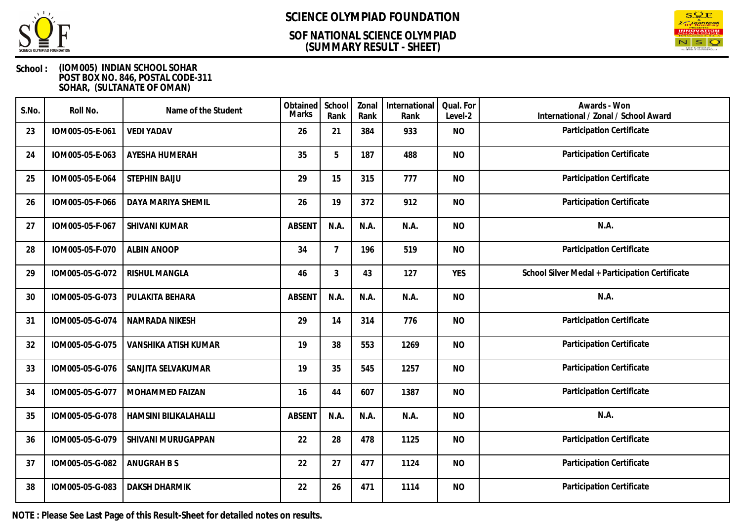# SCIENCE OLYMPIAD FOUNDATION

## SOF NATIONAL SCIENCE OLYMPIAD
## (SUMMARY RESULT - SHEET)

**School :** (IOM005) INDIAN SCHOOL SOHAR
POST BOX NO. 846, POSTAL CODE-311
SOHAR, (SULTANATE OF OMAN)

| S.No. | Roll No. | Name of the Student | Obtained Marks | School Rank | Zonal Rank | International Rank | Qual. For Level-2 | Awards - Won International / Zonal / School Award |
|---|---|---|---|---|---|---|---|---|
| 23 | IOM005-05-E-061 | VEDI YADAV | 26 | 21 | 384 | 933 | NO | Participation Certificate |
| 24 | IOM005-05-E-063 | AYESHA HUMERAH | 35 | 5 | 187 | 488 | NO | Participation Certificate |
| 25 | IOM005-05-E-064 | STEPHIN BAIJU | 29 | 15 | 315 | 777 | NO | Participation Certificate |
| 26 | IOM005-05-F-066 | DAYA MARIYA SHEMIL | 26 | 19 | 372 | 912 | NO | Participation Certificate |
| 27 | IOM005-05-F-067 | SHIVANI KUMAR | ABSENT | N.A. | N.A. | N.A. | NO | N.A. |
| 28 | IOM005-05-F-070 | ALBIN ANOOP | 34 | 7 | 196 | 519 | NO | Participation Certificate |
| 29 | IOM005-05-G-072 | RISHUL MANGLA | 46 | 3 | 43 | 127 | YES | School Silver Medal + Participation Certificate |
| 30 | IOM005-05-G-073 | PULAKITA BEHARA | ABSENT | N.A. | N.A. | N.A. | NO | N.A. |
| 31 | IOM005-05-G-074 | NAMRADA NIKESH | 29 | 14 | 314 | 776 | NO | Participation Certificate |
| 32 | IOM005-05-G-075 | VANSHIKA ATISH KUMAR | 19 | 38 | 553 | 1269 | NO | Participation Certificate |
| 33 | IOM005-05-G-076 | SANJITA SELVAKUMAR | 19 | 35 | 545 | 1257 | NO | Participation Certificate |
| 34 | IOM005-05-G-077 | MOHAMMED FAIZAN | 16 | 44 | 607 | 1387 | NO | Participation Certificate |
| 35 | IOM005-05-G-078 | HAMSINI BILIKALAHALLI | ABSENT | N.A. | N.A. | N.A. | NO | N.A. |
| 36 | IOM005-05-G-079 | SHIVANI MURUGAPPAN | 22 | 28 | 478 | 1125 | NO | Participation Certificate |
| 37 | IOM005-05-G-082 | ANUGRAH B S | 22 | 27 | 477 | 1124 | NO | Participation Certificate |
| 38 | IOM005-05-G-083 | DAKSH DHARMIK | 22 | 26 | 471 | 1114 | NO | Participation Certificate |

**NOTE : Please See Last Page of this Result-Sheet for detailed notes on results.**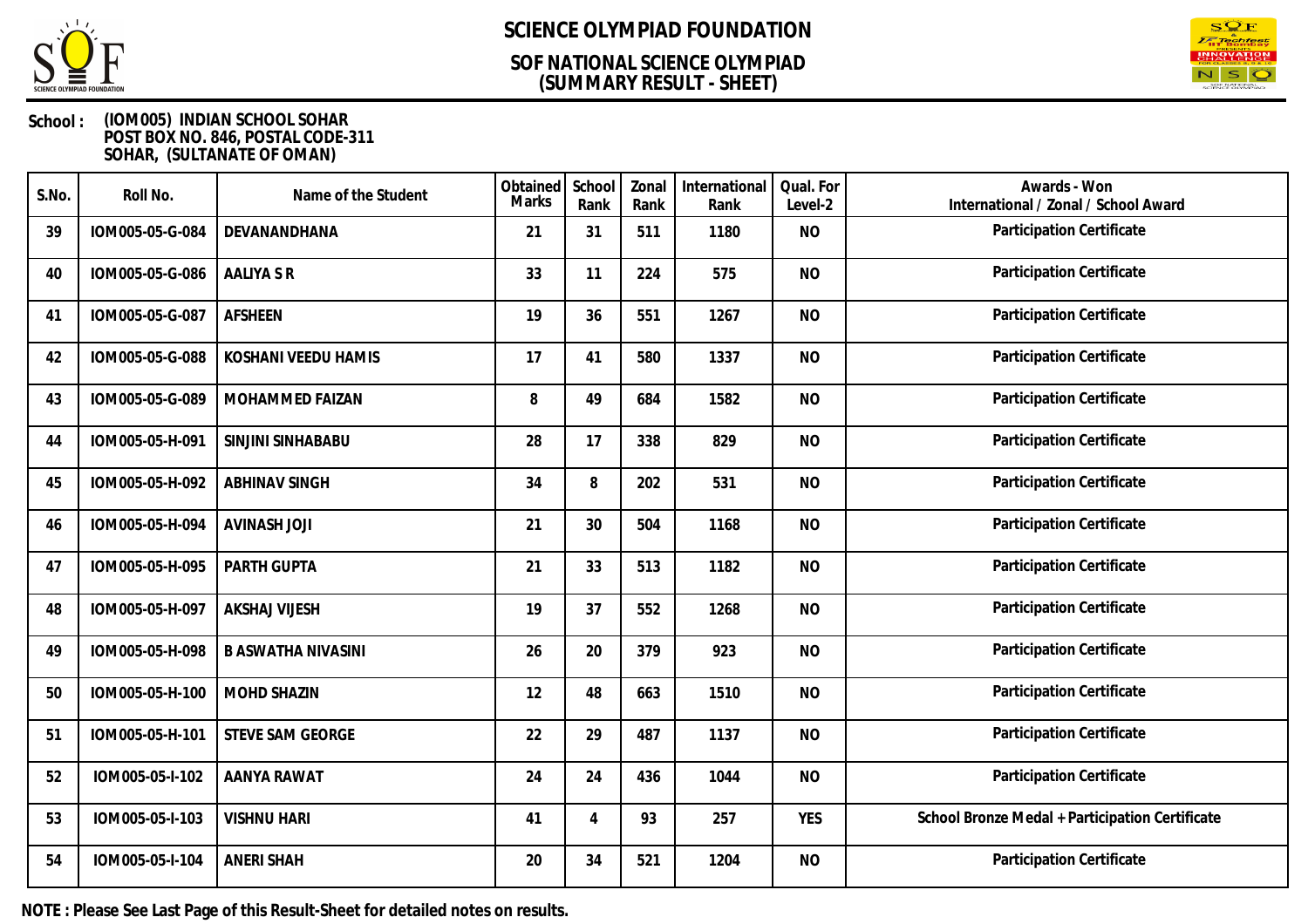# SCIENCE OLYMPIAD FOUNDATION

## SOF NATIONAL SCIENCE OLYMPIAD (SUMMARY RESULT - SHEET)

**School :** (IOM005) INDIAN SCHOOL SOHAR
POST BOX NO. 846, POSTAL CODE-311
SOHAR, (SULTANATE OF OMAN)

| S.No. | Roll No. | Name of the Student | Obtained Marks | School Rank | Zonal Rank | International Rank | Qual. For Level-2 | Awards - Won International / Zonal / School Award |
|---|---|---|---|---|---|---|---|---|
| 39 | IOM005-05-G-084 | DEVANANDHANA | 21 | 31 | 511 | 1180 | NO | Participation Certificate |
| 40 | IOM005-05-G-086 | AALIYA S R | 33 | 11 | 224 | 575 | NO | Participation Certificate |
| 41 | IOM005-05-G-087 | AFSHEEN | 19 | 36 | 551 | 1267 | NO | Participation Certificate |
| 42 | IOM005-05-G-088 | KOSHANI VEEDU HAMIS | 17 | 41 | 580 | 1337 | NO | Participation Certificate |
| 43 | IOM005-05-G-089 | MOHAMMED FAIZAN | 8 | 49 | 684 | 1582 | NO | Participation Certificate |
| 44 | IOM005-05-H-091 | SINJINI SINHABABU | 28 | 17 | 338 | 829 | NO | Participation Certificate |
| 45 | IOM005-05-H-092 | ABHINAV SINGH | 34 | 8 | 202 | 531 | NO | Participation Certificate |
| 46 | IOM005-05-H-094 | AVINASH JOJI | 21 | 30 | 504 | 1168 | NO | Participation Certificate |
| 47 | IOM005-05-H-095 | PARTH GUPTA | 21 | 33 | 513 | 1182 | NO | Participation Certificate |
| 48 | IOM005-05-H-097 | AKSHAJ VIJESH | 19 | 37 | 552 | 1268 | NO | Participation Certificate |
| 49 | IOM005-05-H-098 | B ASWATHA NIVASINI | 26 | 20 | 379 | 923 | NO | Participation Certificate |
| 50 | IOM005-05-H-100 | MOHD SHAZIN | 12 | 48 | 663 | 1510 | NO | Participation Certificate |
| 51 | IOM005-05-H-101 | STEVE SAM GEORGE | 22 | 29 | 487 | 1137 | NO | Participation Certificate |
| 52 | IOM005-05-I-102 | AANYA RAWAT | 24 | 24 | 436 | 1044 | NO | Participation Certificate |
| 53 | IOM005-05-I-103 | VISHNU HARI | 41 | 4 | 93 | 257 | YES | School Bronze Medal + Participation Certificate |
| 54 | IOM005-05-I-104 | ANERI SHAH | 20 | 34 | 521 | 1204 | NO | Participation Certificate |

**NOTE : Please See Last Page of this Result-Sheet for detailed notes on results.**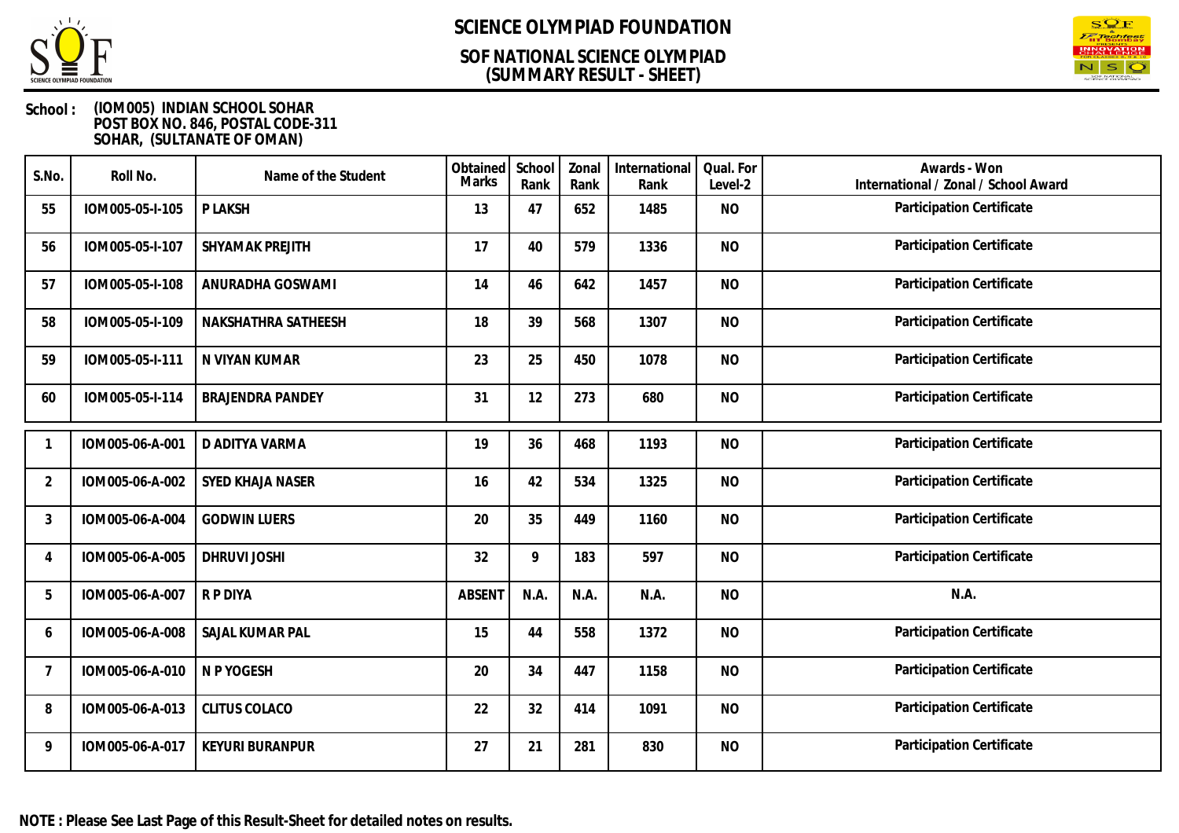# SCIENCE OLYMPIAD FOUNDATION

## SOF NATIONAL SCIENCE OLYMPIAD
## (SUMMARY RESULT - SHEET)

**School :** **(IOM005) INDIAN SCHOOL SOHAR**
**POST BOX NO. 846, POSTAL CODE-311**
**SOHAR, (SULTANATE OF OMAN)**

| S.No. | Roll No. | Name of the Student | Obtained Marks | School Rank | Zonal Rank | International Rank | Qual. For Level-2 | Awards - Won International / Zonal / School Award |
|---|---|---|---|---|---|---|---|---|
| 55 | IOM005-05-I-105 | P LAKSH | 13 | 47 | 652 | 1485 | NO | Participation Certificate |
| 56 | IOM005-05-I-107 | SHYAMAK PREJITH | 17 | 40 | 579 | 1336 | NO | Participation Certificate |
| 57 | IOM005-05-I-108 | ANURADHA GOSWAMI | 14 | 46 | 642 | 1457 | NO | Participation Certificate |
| 58 | IOM005-05-I-109 | NAKSHATHRA SATHEESH | 18 | 39 | 568 | 1307 | NO | Participation Certificate |
| 59 | IOM005-05-I-111 | N VIYAN KUMAR | 23 | 25 | 450 | 1078 | NO | Participation Certificate |
| 60 | IOM005-05-I-114 | BRAJENDRA PANDEY | 31 | 12 | 273 | 680 | NO | Participation Certificate |

| S.No. | Roll No. | Name of the Student | Obtained Marks | School Rank | Zonal Rank | International Rank | Qual. For Level-2 | Awards - Won International / Zonal / School Award |
|---|---|---|---|---|---|---|---|---|
| 1 | IOM005-06-A-001 | D ADITYA VARMA | 19 | 36 | 468 | 1193 | NO | Participation Certificate |
| 2 | IOM005-06-A-002 | SYED KHAJA NASER | 16 | 42 | 534 | 1325 | NO | Participation Certificate |
| 3 | IOM005-06-A-004 | GODWIN LUERS | 20 | 35 | 449 | 1160 | NO | Participation Certificate |
| 4 | IOM005-06-A-005 | DHRUVI JOSHI | 32 | 9 | 183 | 597 | NO | Participation Certificate |
| 5 | IOM005-06-A-007 | R P DIYA | ABSENT | N.A. | N.A. | N.A. | NO | N.A. |
| 6 | IOM005-06-A-008 | SAJAL KUMAR PAL | 15 | 44 | 558 | 1372 | NO | Participation Certificate |
| 7 | IOM005-06-A-010 | N P YOGESH | 20 | 34 | 447 | 1158 | NO | Participation Certificate |
| 8 | IOM005-06-A-013 | CLITUS COLACO | 22 | 32 | 414 | 1091 | NO | Participation Certificate |
| 9 | IOM005-06-A-017 | KEYURI BURANPUR | 27 | 21 | 281 | 830 | NO | Participation Certificate |

**NOTE : Please See Last Page of this Result-Sheet for detailed notes on results.**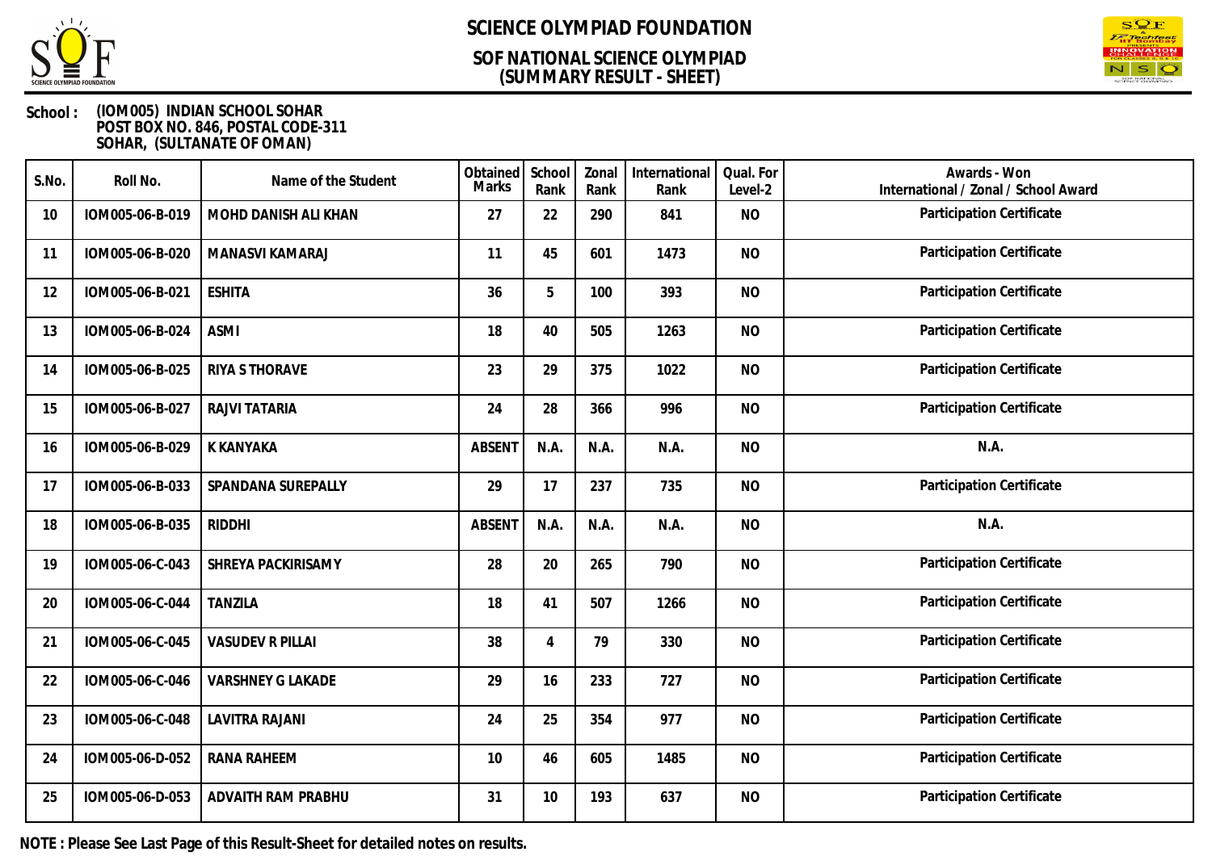# SCIENCE OLYMPIAD FOUNDATION

## SOF NATIONAL SCIENCE OLYMPIAD
## (SUMMARY RESULT - SHEET)

**School :** (IOM005) INDIAN SCHOOL SOHAR
POST BOX NO. 846, POSTAL CODE-311
SOHAR, (SULTANATE OF OMAN)

| S.No. | Roll No. | Name of the Student | Obtained Marks | School Rank | Zonal Rank | International Rank | Qual. For Level-2 | Awards - Won International / Zonal / School Award |
|---|---|---|---|---|---|---|---|---|
| 10 | IOM005-06-B-019 | MOHD DANISH ALI KHAN | 27 | 22 | 290 | 841 | NO | Participation Certificate |
| 11 | IOM005-06-B-020 | MANASVI KAMARAJ | 11 | 45 | 601 | 1473 | NO | Participation Certificate |
| 12 | IOM005-06-B-021 | ESHITA | 36 | 5 | 100 | 393 | NO | Participation Certificate |
| 13 | IOM005-06-B-024 | ASMI | 18 | 40 | 505 | 1263 | NO | Participation Certificate |
| 14 | IOM005-06-B-025 | RIYA S THORAVE | 23 | 29 | 375 | 1022 | NO | Participation Certificate |
| 15 | IOM005-06-B-027 | RAJVI TATARIA | 24 | 28 | 366 | 996 | NO | Participation Certificate |
| 16 | IOM005-06-B-029 | K KANYAKA | ABSENT | N.A. | N.A. | N.A. | NO | N.A. |
| 17 | IOM005-06-B-033 | SPANDANA SUREPALLY | 29 | 17 | 237 | 735 | NO | Participation Certificate |
| 18 | IOM005-06-B-035 | RIDDHI | ABSENT | N.A. | N.A. | N.A. | NO | N.A. |
| 19 | IOM005-06-C-043 | SHREYA PACKIRISAMY | 28 | 20 | 265 | 790 | NO | Participation Certificate |
| 20 | IOM005-06-C-044 | TANZILA | 18 | 41 | 507 | 1266 | NO | Participation Certificate |
| 21 | IOM005-06-C-045 | VASUDEV R PILLAI | 38 | 4 | 79 | 330 | NO | Participation Certificate |
| 22 | IOM005-06-C-046 | VARSHNEY G LAKADE | 29 | 16 | 233 | 727 | NO | Participation Certificate |
| 23 | IOM005-06-C-048 | LAVITRA RAJANI | 24 | 25 | 354 | 977 | NO | Participation Certificate |
| 24 | IOM005-06-D-052 | RANA RAHEEM | 10 | 46 | 605 | 1485 | NO | Participation Certificate |
| 25 | IOM005-06-D-053 | ADVAITH RAM PRABHU | 31 | 10 | 193 | 637 | NO | Participation Certificate |

**NOTE : Please See Last Page of this Result-Sheet for detailed notes on results.**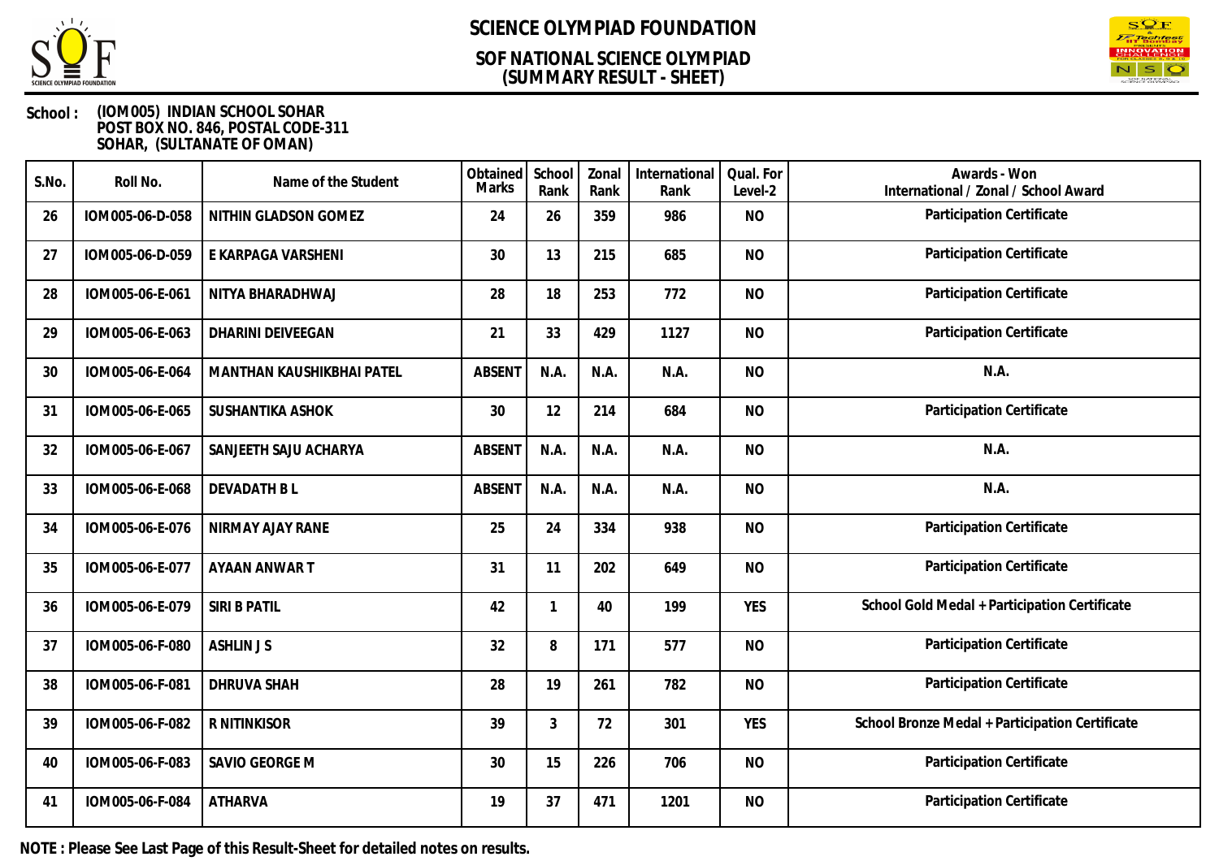# SCIENCE OLYMPIAD FOUNDATION

## SOF NATIONAL SCIENCE OLYMPIAD
## (SUMMARY RESULT - SHEET)

**School :** (IOM005) INDIAN SCHOOL SOHAR
POST BOX NO. 846, POSTAL CODE-311
SOHAR, (SULTANATE OF OMAN)

| S.No. | Roll No. | Name of the Student | Obtained Marks | School Rank | Zonal Rank | International Rank | Qual. For Level-2 | Awards - Won International / Zonal / School Award |
|---|---|---|---|---|---|---|---|---|
| 26 | IOM005-06-D-058 | NITHIN GLADSON GOMEZ | 24 | 26 | 359 | 986 | NO | Participation Certificate |
| 27 | IOM005-06-D-059 | E KARPAGA VARSHENI | 30 | 13 | 215 | 685 | NO | Participation Certificate |
| 28 | IOM005-06-E-061 | NITYA BHARADHWAJ | 28 | 18 | 253 | 772 | NO | Participation Certificate |
| 29 | IOM005-06-E-063 | DHARINI DEIVEEGAN | 21 | 33 | 429 | 1127 | NO | Participation Certificate |
| 30 | IOM005-06-E-064 | MANTHAN KAUSHIKBHAI PATEL | ABSENT | N.A. | N.A. | N.A. | NO | N.A. |
| 31 | IOM005-06-E-065 | SUSHANTIKA ASHOK | 30 | 12 | 214 | 684 | NO | Participation Certificate |
| 32 | IOM005-06-E-067 | SANJEETH SAJU ACHARYA | ABSENT | N.A. | N.A. | N.A. | NO | N.A. |
| 33 | IOM005-06-E-068 | DEVADATH B L | ABSENT | N.A. | N.A. | N.A. | NO | N.A. |
| 34 | IOM005-06-E-076 | NIRMAY AJAY RANE | 25 | 24 | 334 | 938 | NO | Participation Certificate |
| 35 | IOM005-06-E-077 | AYAAN ANWAR T | 31 | 11 | 202 | 649 | NO | Participation Certificate |
| 36 | IOM005-06-E-079 | SIRI B PATIL | 42 | 1 | 40 | 199 | YES | School Gold Medal + Participation Certificate |
| 37 | IOM005-06-F-080 | ASHLIN J S | 32 | 8 | 171 | 577 | NO | Participation Certificate |
| 38 | IOM005-06-F-081 | DHRUVA SHAH | 28 | 19 | 261 | 782 | NO | Participation Certificate |
| 39 | IOM005-06-F-082 | R NITINKISOR | 39 | 3 | 72 | 301 | YES | School Bronze Medal + Participation Certificate |
| 40 | IOM005-06-F-083 | SAVIO GEORGE M | 30 | 15 | 226 | 706 | NO | Participation Certificate |
| 41 | IOM005-06-F-084 | ATHARVA | 19 | 37 | 471 | 1201 | NO | Participation Certificate |

**NOTE : Please See Last Page of this Result-Sheet for detailed notes on results.**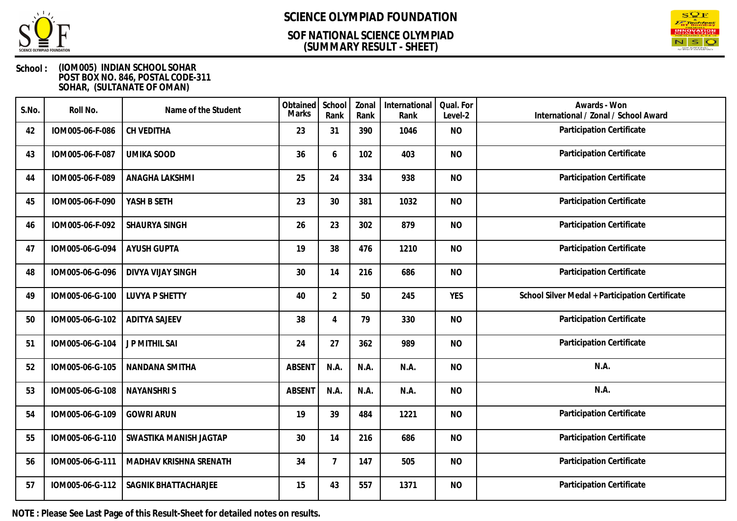# SCIENCE OLYMPIAD FOUNDATION

## SOF NATIONAL SCIENCE OLYMPIAD (SUMMARY RESULT - SHEET)

**School :** (IOM005) INDIAN SCHOOL SOHAR
POST BOX NO. 846, POSTAL CODE-311
SOHAR, (SULTANATE OF OMAN)

| S.No. | Roll No. | Name of the Student | Obtained Marks | School Rank | Zonal Rank | International Rank | Qual. For Level-2 | Awards - Won International / Zonal / School Award |
|---|---|---|---|---|---|---|---|---|
| 42 | IOM005-06-F-086 | CH VEDITHA | 23 | 31 | 390 | 1046 | NO | Participation Certificate |
| 43 | IOM005-06-F-087 | UMIKA SOOD | 36 | 6 | 102 | 403 | NO | Participation Certificate |
| 44 | IOM005-06-F-089 | ANAGHA LAKSHMI | 25 | 24 | 334 | 938 | NO | Participation Certificate |
| 45 | IOM005-06-F-090 | YASH B SETH | 23 | 30 | 381 | 1032 | NO | Participation Certificate |
| 46 | IOM005-06-F-092 | SHAURYA SINGH | 26 | 23 | 302 | 879 | NO | Participation Certificate |
| 47 | IOM005-06-G-094 | AYUSH GUPTA | 19 | 38 | 476 | 1210 | NO | Participation Certificate |
| 48 | IOM005-06-G-096 | DIVYA VIJAY SINGH | 30 | 14 | 216 | 686 | NO | Participation Certificate |
| 49 | IOM005-06-G-100 | LUVYA P SHETTY | 40 | 2 | 50 | 245 | YES | School Silver Medal + Participation Certificate |
| 50 | IOM005-06-G-102 | ADITYA SAJEEV | 38 | 4 | 79 | 330 | NO | Participation Certificate |
| 51 | IOM005-06-G-104 | J P MITHIL SAI | 24 | 27 | 362 | 989 | NO | Participation Certificate |
| 52 | IOM005-06-G-105 | NANDANA SMITHA | ABSENT | N.A. | N.A. | N.A. | NO | N.A. |
| 53 | IOM005-06-G-108 | NAYANSHRI S | ABSENT | N.A. | N.A. | N.A. | NO | N.A. |
| 54 | IOM005-06-G-109 | GOWRI ARUN | 19 | 39 | 484 | 1221 | NO | Participation Certificate |
| 55 | IOM005-06-G-110 | SWASTIKA MANISH JAGTAP | 30 | 14 | 216 | 686 | NO | Participation Certificate |
| 56 | IOM005-06-G-111 | MADHAV KRISHNA SRENATH | 34 | 7 | 147 | 505 | NO | Participation Certificate |
| 57 | IOM005-06-G-112 | SAGNIK BHATTACHARJEE | 15 | 43 | 557 | 1371 | NO | Participation Certificate |

**NOTE : Please See Last Page of this Result-Sheet for detailed notes on results.**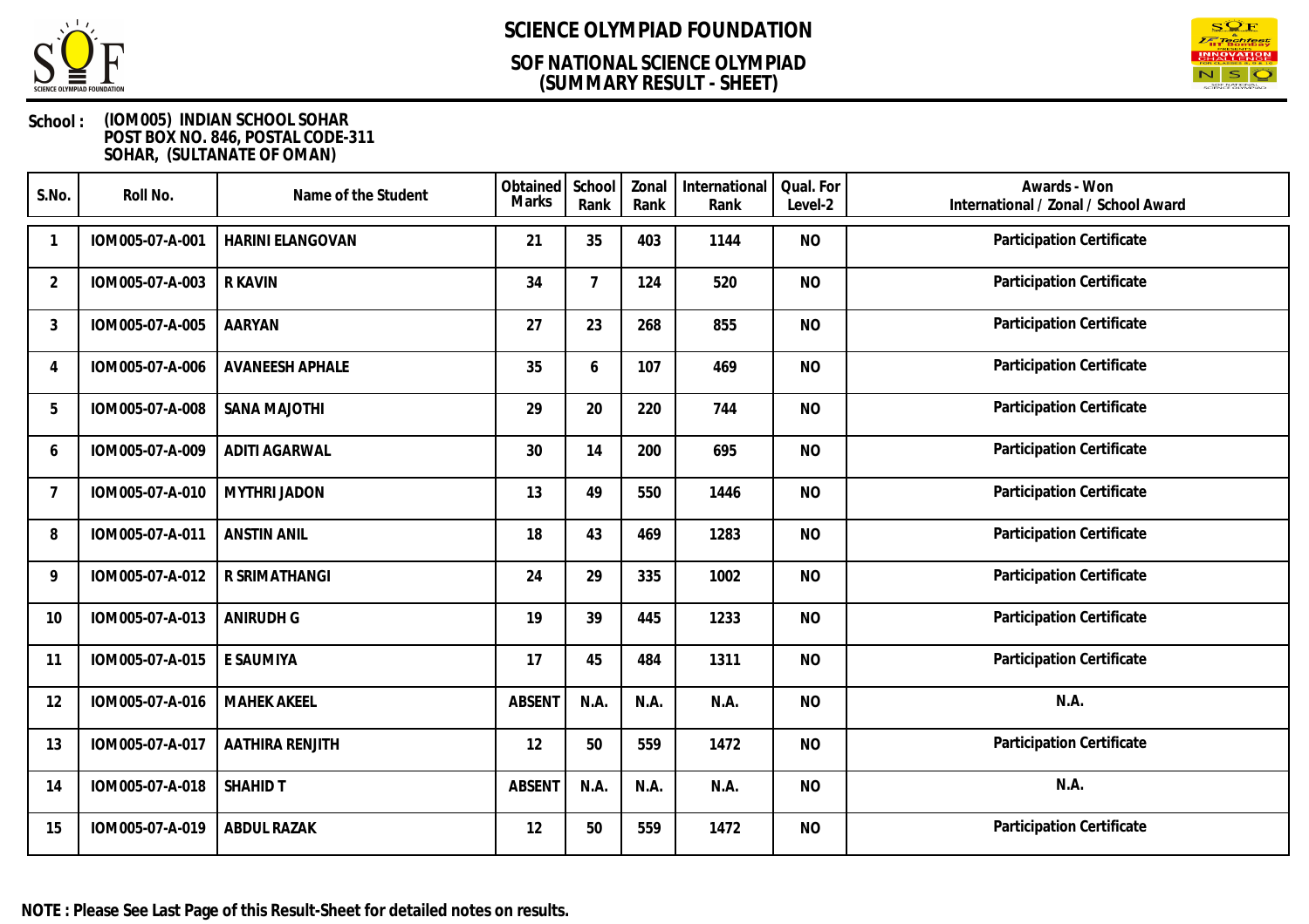# SCIENCE OLYMPIAD FOUNDATION

## SOF NATIONAL SCIENCE OLYMPIAD
## (SUMMARY RESULT - SHEET)

**School :** (IOM005) INDIAN SCHOOL SOHAR
POST BOX NO. 846, POSTAL CODE-311
SOHAR, (SULTANATE OF OMAN)

| S.No. | Roll No. | Name of the Student | Obtained Marks | School Rank | Zonal Rank | International Rank | Qual. For Level-2 | Awards - Won International / Zonal / School Award |
|---|---|---|---|---|---|---|---|---|
| 1 | IOM005-07-A-001 | HARINI ELANGOVAN | 21 | 35 | 403 | 1144 | NO | Participation Certificate |
| 2 | IOM005-07-A-003 | R KAVIN | 34 | 7 | 124 | 520 | NO | Participation Certificate |
| 3 | IOM005-07-A-005 | AARYAN | 27 | 23 | 268 | 855 | NO | Participation Certificate |
| 4 | IOM005-07-A-006 | AVANEESH APHALE | 35 | 6 | 107 | 469 | NO | Participation Certificate |
| 5 | IOM005-07-A-008 | SANA MAJOTHI | 29 | 20 | 220 | 744 | NO | Participation Certificate |
| 6 | IOM005-07-A-009 | ADITI AGARWAL | 30 | 14 | 200 | 695 | NO | Participation Certificate |
| 7 | IOM005-07-A-010 | MYTHRI JADON | 13 | 49 | 550 | 1446 | NO | Participation Certificate |
| 8 | IOM005-07-A-011 | ANSTIN ANIL | 18 | 43 | 469 | 1283 | NO | Participation Certificate |
| 9 | IOM005-07-A-012 | R SRIMATHANGI | 24 | 29 | 335 | 1002 | NO | Participation Certificate |
| 10 | IOM005-07-A-013 | ANIRUDH G | 19 | 39 | 445 | 1233 | NO | Participation Certificate |
| 11 | IOM005-07-A-015 | E SAUMIYA | 17 | 45 | 484 | 1311 | NO | Participation Certificate |
| 12 | IOM005-07-A-016 | MAHEK AKEEL | ABSENT | N.A. | N.A. | N.A. | NO | N.A. |
| 13 | IOM005-07-A-017 | AATHIRA RENJITH | 12 | 50 | 559 | 1472 | NO | Participation Certificate |
| 14 | IOM005-07-A-018 | SHAHID T | ABSENT | N.A. | N.A. | N.A. | NO | N.A. |
| 15 | IOM005-07-A-019 | ABDUL RAZAK | 12 | 50 | 559 | 1472 | NO | Participation Certificate |

**NOTE : Please See Last Page of this Result-Sheet for detailed notes on results.**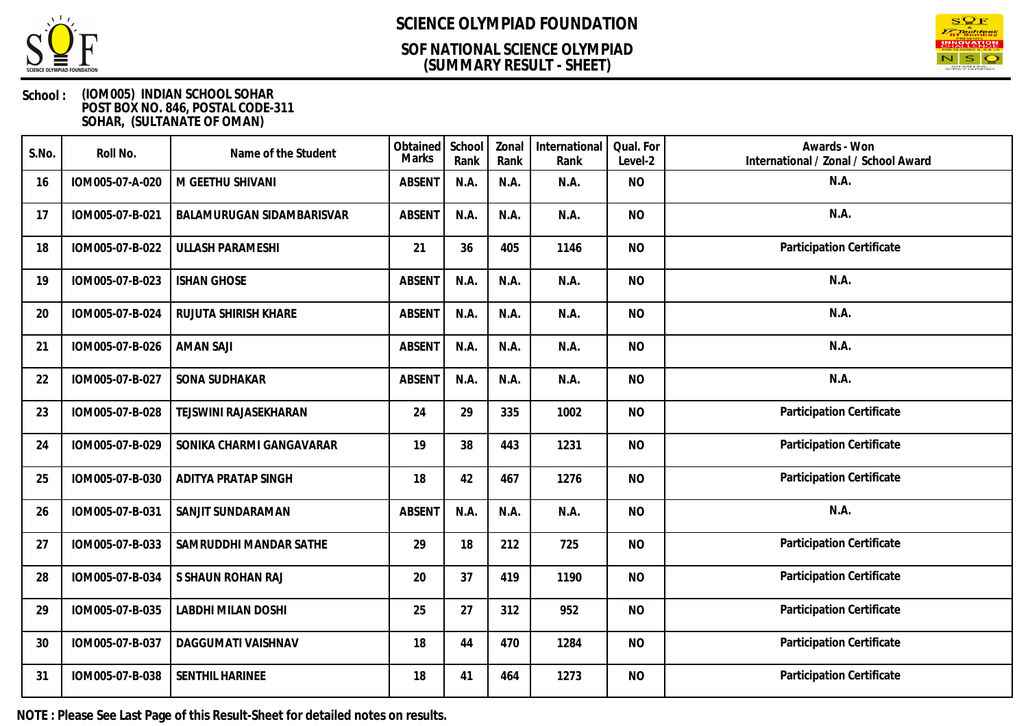# SCIENCE OLYMPIAD FOUNDATION

## SOF NATIONAL SCIENCE OLYMPIAD (SUMMARY RESULT - SHEET)

**School :** (IOM005) INDIAN SCHOOL SOHAR
POST BOX NO. 846, POSTAL CODE-311
SOHAR, (SULTANATE OF OMAN)

| S.No. | Roll No. | Name of the Student | Obtained Marks | School Rank | Zonal Rank | International Rank | Qual. For Level-2 | Awards - Won International / Zonal / School Award |
|---|---|---|---|---|---|---|---|---|
| 16 | IOM005-07-A-020 | M GEETHU SHIVANI | ABSENT | N.A. | N.A. | N.A. | NO | N.A. |
| 17 | IOM005-07-B-021 | BALAMURUGAN SIDAMBARISVAR | ABSENT | N.A. | N.A. | N.A. | NO | N.A. |
| 18 | IOM005-07-B-022 | ULLASH PARAMESHI | 21 | 36 | 405 | 1146 | NO | Participation Certificate |
| 19 | IOM005-07-B-023 | ISHAN GHOSE | ABSENT | N.A. | N.A. | N.A. | NO | N.A. |
| 20 | IOM005-07-B-024 | RUJUTA SHIRISH KHARE | ABSENT | N.A. | N.A. | N.A. | NO | N.A. |
| 21 | IOM005-07-B-026 | AMAN SAJI | ABSENT | N.A. | N.A. | N.A. | NO | N.A. |
| 22 | IOM005-07-B-027 | SONA SUDHAKAR | ABSENT | N.A. | N.A. | N.A. | NO | N.A. |
| 23 | IOM005-07-B-028 | TEJSWINI RAJASEKHARAN | 24 | 29 | 335 | 1002 | NO | Participation Certificate |
| 24 | IOM005-07-B-029 | SONIKA CHARMI GANGAVARAR | 19 | 38 | 443 | 1231 | NO | Participation Certificate |
| 25 | IOM005-07-B-030 | ADITYA PRATAP SINGH | 18 | 42 | 467 | 1276 | NO | Participation Certificate |
| 26 | IOM005-07-B-031 | SANJIT SUNDARAMAN | ABSENT | N.A. | N.A. | N.A. | NO | N.A. |
| 27 | IOM005-07-B-033 | SAMRUDDHI MANDAR SATHE | 29 | 18 | 212 | 725 | NO | Participation Certificate |
| 28 | IOM005-07-B-034 | S SHAUN ROHAN RAJ | 20 | 37 | 419 | 1190 | NO | Participation Certificate |
| 29 | IOM005-07-B-035 | LABDHI MILAN DOSHI | 25 | 27 | 312 | 952 | NO | Participation Certificate |
| 30 | IOM005-07-B-037 | DAGGUMATI VAISHNAV | 18 | 44 | 470 | 1284 | NO | Participation Certificate |
| 31 | IOM005-07-B-038 | SENTHIL HARINEE | 18 | 41 | 464 | 1273 | NO | Participation Certificate |

**NOTE : Please See Last Page of this Result-Sheet for detailed notes on results.**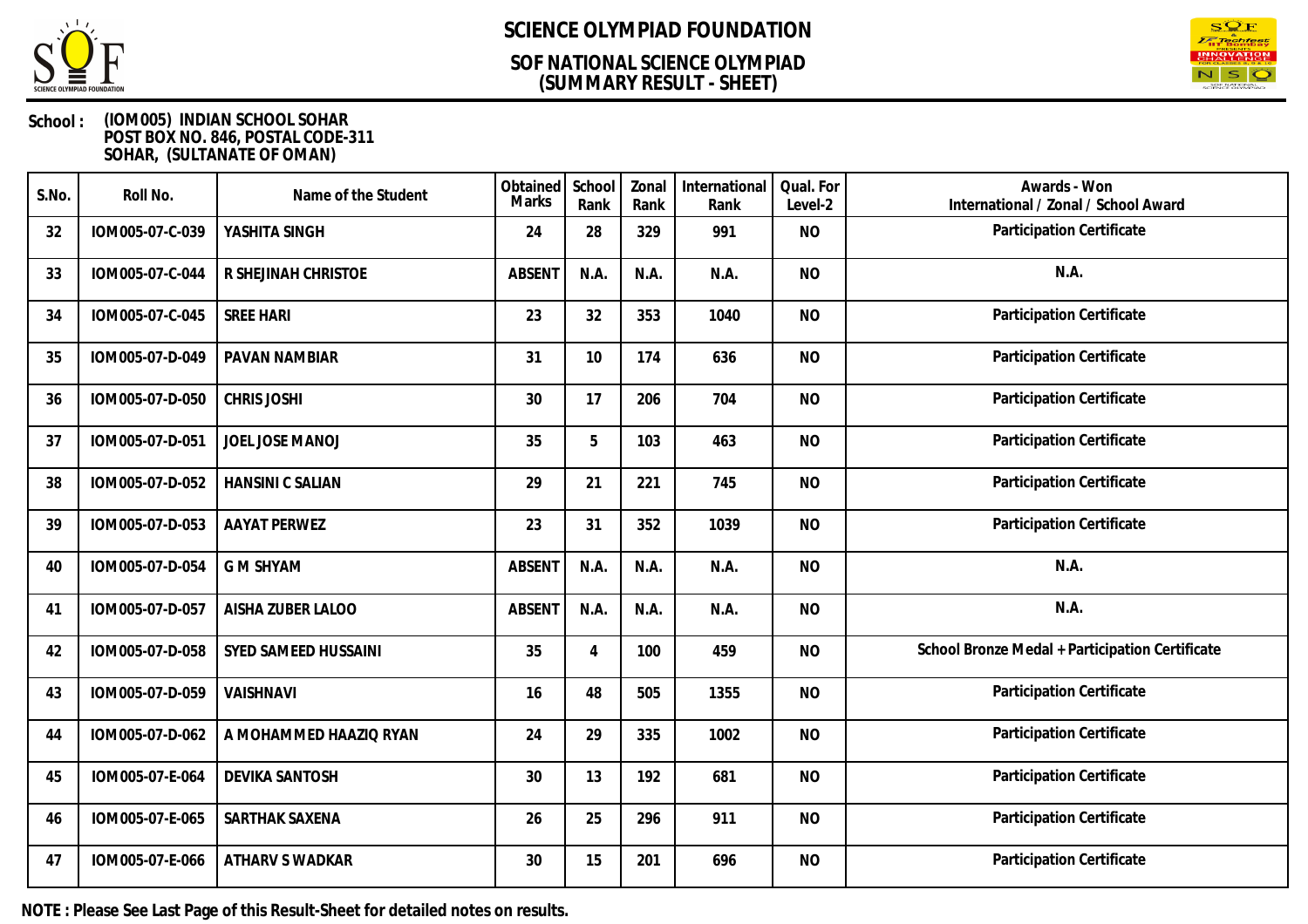# SCIENCE OLYMPIAD FOUNDATION

## SOF NATIONAL SCIENCE OLYMPIAD (SUMMARY RESULT - SHEET)

**School :** (IOM005) INDIAN SCHOOL SOHAR
POST BOX NO. 846, POSTAL CODE-311
SOHAR, (SULTANATE OF OMAN)

| S.No. | Roll No. | Name of the Student | Obtained Marks | School Rank | Zonal Rank | International Rank | Qual. For Level-2 | Awards - Won International / Zonal / School Award |
|---|---|---|---|---|---|---|---|---|
| 32 | IOM005-07-C-039 | YASHITA SINGH | 24 | 28 | 329 | 991 | NO | Participation Certificate |
| 33 | IOM005-07-C-044 | R SHEJINAH CHRISTOE | ABSENT | N.A. | N.A. | N.A. | NO | N.A. |
| 34 | IOM005-07-C-045 | SREE HARI | 23 | 32 | 353 | 1040 | NO | Participation Certificate |
| 35 | IOM005-07-D-049 | PAVAN NAMBIAR | 31 | 10 | 174 | 636 | NO | Participation Certificate |
| 36 | IOM005-07-D-050 | CHRIS JOSHI | 30 | 17 | 206 | 704 | NO | Participation Certificate |
| 37 | IOM005-07-D-051 | JOEL JOSE MANOJ | 35 | 5 | 103 | 463 | NO | Participation Certificate |
| 38 | IOM005-07-D-052 | HANSINI C SALIAN | 29 | 21 | 221 | 745 | NO | Participation Certificate |
| 39 | IOM005-07-D-053 | AAYAT PERWEZ | 23 | 31 | 352 | 1039 | NO | Participation Certificate |
| 40 | IOM005-07-D-054 | G M SHYAM | ABSENT | N.A. | N.A. | N.A. | NO | N.A. |
| 41 | IOM005-07-D-057 | AISHA ZUBER LALOO | ABSENT | N.A. | N.A. | N.A. | NO | N.A. |
| 42 | IOM005-07-D-058 | SYED SAMEED HUSSAINI | 35 | 4 | 100 | 459 | NO | School Bronze Medal + Participation Certificate |
| 43 | IOM005-07-D-059 | VAISHNAVI | 16 | 48 | 505 | 1355 | NO | Participation Certificate |
| 44 | IOM005-07-D-062 | A MOHAMMED HAAZIQ RYAN | 24 | 29 | 335 | 1002 | NO | Participation Certificate |
| 45 | IOM005-07-E-064 | DEVIKA SANTOSH | 30 | 13 | 192 | 681 | NO | Participation Certificate |
| 46 | IOM005-07-E-065 | SARTHAK SAXENA | 26 | 25 | 296 | 911 | NO | Participation Certificate |
| 47 | IOM005-07-E-066 | ATHARV S WADKAR | 30 | 15 | 201 | 696 | NO | Participation Certificate |

**NOTE : Please See Last Page of this Result-Sheet for detailed notes on results.**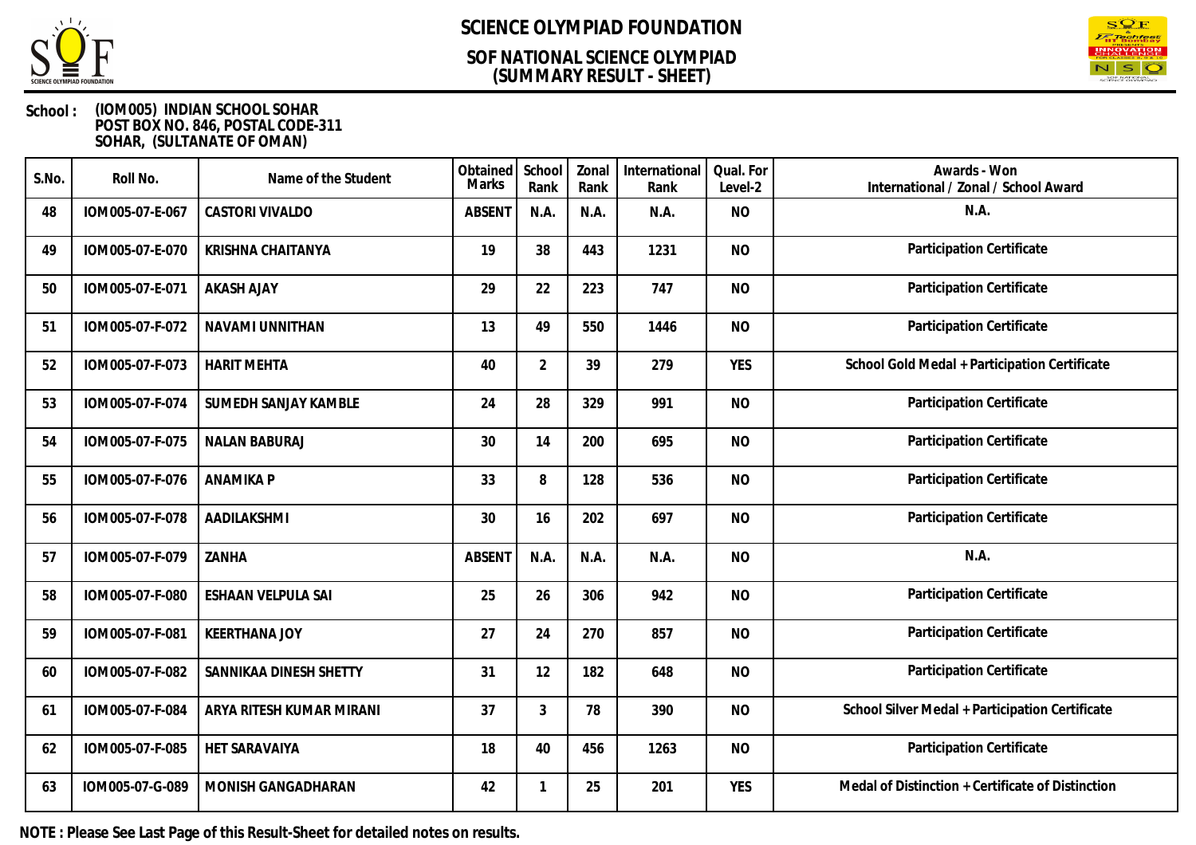# SCIENCE OLYMPIAD FOUNDATION

## SOF NATIONAL SCIENCE OLYMPIAD (SUMMARY RESULT - SHEET)

**School :** (IOM005) INDIAN SCHOOL SOHAR
POST BOX NO. 846, POSTAL CODE-311
SOHAR, (SULTANATE OF OMAN)

| S.No. | Roll No. | Name of the Student | Obtained Marks | School Rank | Zonal Rank | International Rank | Qual. For Level-2 | Awards - Won International / Zonal / School Award |
|---|---|---|---|---|---|---|---|---|
| 48 | IOM005-07-E-067 | CASTORI VIVALDO | ABSENT | N.A. | N.A. | N.A. | NO | N.A. |
| 49 | IOM005-07-E-070 | KRISHNA CHAITANYA | 19 | 38 | 443 | 1231 | NO | Participation Certificate |
| 50 | IOM005-07-E-071 | AKASH AJAY | 29 | 22 | 223 | 747 | NO | Participation Certificate |
| 51 | IOM005-07-F-072 | NAVAMI UNNITHAN | 13 | 49 | 550 | 1446 | NO | Participation Certificate |
| 52 | IOM005-07-F-073 | HARIT MEHTA | 40 | 2 | 39 | 279 | YES | School Gold Medal + Participation Certificate |
| 53 | IOM005-07-F-074 | SUMEDH SANJAY KAMBLE | 24 | 28 | 329 | 991 | NO | Participation Certificate |
| 54 | IOM005-07-F-075 | NALAN BABURAJ | 30 | 14 | 200 | 695 | NO | Participation Certificate |
| 55 | IOM005-07-F-076 | ANAMIKA P | 33 | 8 | 128 | 536 | NO | Participation Certificate |
| 56 | IOM005-07-F-078 | AADILAKSHMI | 30 | 16 | 202 | 697 | NO | Participation Certificate |
| 57 | IOM005-07-F-079 | ZANHA | ABSENT | N.A. | N.A. | N.A. | NO | N.A. |
| 58 | IOM005-07-F-080 | ESHAAN VELPULA SAI | 25 | 26 | 306 | 942 | NO | Participation Certificate |
| 59 | IOM005-07-F-081 | KEERTHANA JOY | 27 | 24 | 270 | 857 | NO | Participation Certificate |
| 60 | IOM005-07-F-082 | SANNIKAA DINESH SHETTY | 31 | 12 | 182 | 648 | NO | Participation Certificate |
| 61 | IOM005-07-F-084 | ARYA RITESH KUMAR MIRANI | 37 | 3 | 78 | 390 | NO | School Silver Medal + Participation Certificate |
| 62 | IOM005-07-F-085 | HET SARAVAIYA | 18 | 40 | 456 | 1263 | NO | Participation Certificate |
| 63 | IOM005-07-G-089 | MONISH GANGADHARAN | 42 | 1 | 25 | 201 | YES | Medal of Distinction + Certificate of Distinction |

**NOTE : Please See Last Page of this Result-Sheet for detailed notes on results.**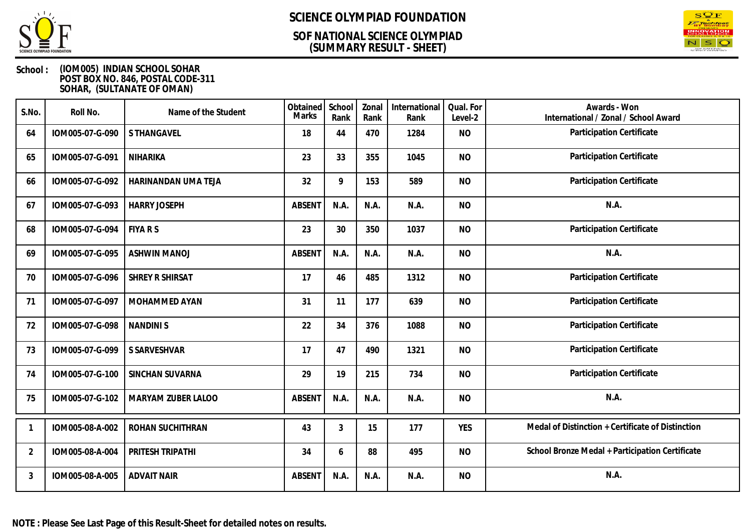# SCIENCE OLYMPIAD FOUNDATION

## SOF NATIONAL SCIENCE OLYMPIAD
## (SUMMARY RESULT - SHEET)

**School :** (IOM005) INDIAN SCHOOL SOHAR
POST BOX NO. 846, POSTAL CODE-311
SOHAR, (SULTANATE OF OMAN)

| S.No. | Roll No. | Name of the Student | Obtained Marks | School Rank | Zonal Rank | International Rank | Qual. For Level-2 | Awards - Won International / Zonal / School Award |
|---|---|---|---|---|---|---|---|---|
| 64 | IOM005-07-G-090 | S THANGAVEL | 18 | 44 | 470 | 1284 | NO | Participation Certificate |
| 65 | IOM005-07-G-091 | NIHARIKA | 23 | 33 | 355 | 1045 | NO | Participation Certificate |
| 66 | IOM005-07-G-092 | HARINANDAN UMA TEJA | 32 | 9 | 153 | 589 | NO | Participation Certificate |
| 67 | IOM005-07-G-093 | HARRY JOSEPH | ABSENT | N.A. | N.A. | N.A. | NO | N.A. |
| 68 | IOM005-07-G-094 | FIYA R S | 23 | 30 | 350 | 1037 | NO | Participation Certificate |
| 69 | IOM005-07-G-095 | ASHWIN MANOJ | ABSENT | N.A. | N.A. | N.A. | NO | N.A. |
| 70 | IOM005-07-G-096 | SHREY R SHIRSAT | 17 | 46 | 485 | 1312 | NO | Participation Certificate |
| 71 | IOM005-07-G-097 | MOHAMMED AYAN | 31 | 11 | 177 | 639 | NO | Participation Certificate |
| 72 | IOM005-07-G-098 | NANDINI S | 22 | 34 | 376 | 1088 | NO | Participation Certificate |
| 73 | IOM005-07-G-099 | S SARVESHVAR | 17 | 47 | 490 | 1321 | NO | Participation Certificate |
| 74 | IOM005-07-G-100 | SINCHAN SUVARNA | 29 | 19 | 215 | 734 | NO | Participation Certificate |
| 75 | IOM005-07-G-102 | MARYAM ZUBER LALOO | ABSENT | N.A. | N.A. | N.A. | NO | N.A. |
| 1 | IOM005-08-A-002 | ROHAN SUCHITHRAN | 43 | 3 | 15 | 177 | YES | Medal of Distinction + Certificate of Distinction |
| 2 | IOM005-08-A-004 | PRITESH TRIPATHI | 34 | 6 | 88 | 495 | NO | School Bronze Medal + Participation Certificate |
| 3 | IOM005-08-A-005 | ADVAIT NAIR | ABSENT | N.A. | N.A. | N.A. | NO | N.A. |

**NOTE : Please See Last Page of this Result-Sheet for detailed notes on results.**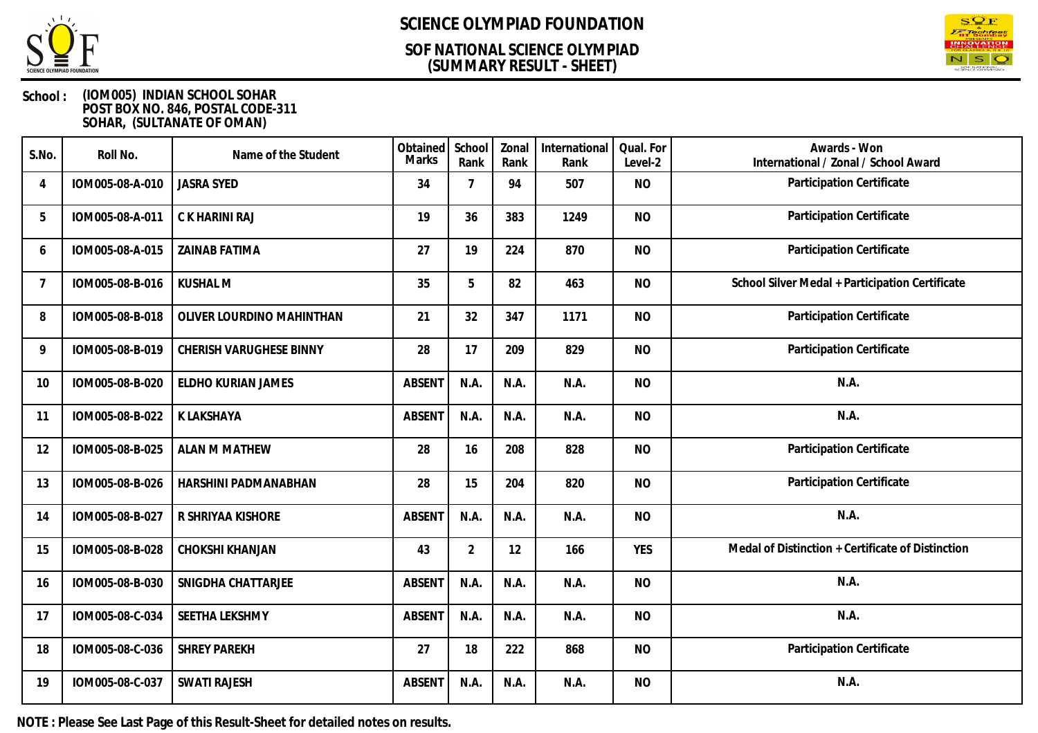# SCIENCE OLYMPIAD FOUNDATION

## SOF NATIONAL SCIENCE OLYMPIAD (SUMMARY RESULT - SHEET)

**School :** (IOM005) INDIAN SCHOOL SOHAR
POST BOX NO. 846, POSTAL CODE-311
SOHAR, (SULTANATE OF OMAN)

| S.No. | Roll No. | Name of the Student | Obtained Marks | School Rank | Zonal Rank | International Rank | Qual. For Level-2 | Awards - Won International / Zonal / School Award |
|---|---|---|---|---|---|---|---|---|
| 4 | IOM005-08-A-010 | JASRA SYED | 34 | 7 | 94 | 507 | NO | Participation Certificate |
| 5 | IOM005-08-A-011 | C K HARINI RAJ | 19 | 36 | 383 | 1249 | NO | Participation Certificate |
| 6 | IOM005-08-A-015 | ZAINAB FATIMA | 27 | 19 | 224 | 870 | NO | Participation Certificate |
| 7 | IOM005-08-B-016 | KUSHAL M | 35 | 5 | 82 | 463 | NO | School Silver Medal + Participation Certificate |
| 8 | IOM005-08-B-018 | OLIVER LOURDINO MAHINTHAN | 21 | 32 | 347 | 1171 | NO | Participation Certificate |
| 9 | IOM005-08-B-019 | CHERISH VARUGHESE BINNY | 28 | 17 | 209 | 829 | NO | Participation Certificate |
| 10 | IOM005-08-B-020 | ELDHO KURIAN JAMES | ABSENT | N.A. | N.A. | N.A. | NO | N.A. |
| 11 | IOM005-08-B-022 | K LAKSHAYA | ABSENT | N.A. | N.A. | N.A. | NO | N.A. |
| 12 | IOM005-08-B-025 | ALAN M MATHEW | 28 | 16 | 208 | 828 | NO | Participation Certificate |
| 13 | IOM005-08-B-026 | HARSHINI PADMANABHAN | 28 | 15 | 204 | 820 | NO | Participation Certificate |
| 14 | IOM005-08-B-027 | R SHRIYAA KISHORE | ABSENT | N.A. | N.A. | N.A. | NO | N.A. |
| 15 | IOM005-08-B-028 | CHOKSHI KHANJAN | 43 | 2 | 12 | 166 | YES | Medal of Distinction + Certificate of Distinction |
| 16 | IOM005-08-B-030 | SNIGDHA CHATTARJEE | ABSENT | N.A. | N.A. | N.A. | NO | N.A. |
| 17 | IOM005-08-C-034 | SEETHA LEKSHMY | ABSENT | N.A. | N.A. | N.A. | NO | N.A. |
| 18 | IOM005-08-C-036 | SHREY PAREKH | 27 | 18 | 222 | 868 | NO | Participation Certificate |
| 19 | IOM005-08-C-037 | SWATI RAJESH | ABSENT | N.A. | N.A. | N.A. | NO | N.A. |

**NOTE : Please See Last Page of this Result-Sheet for detailed notes on results.**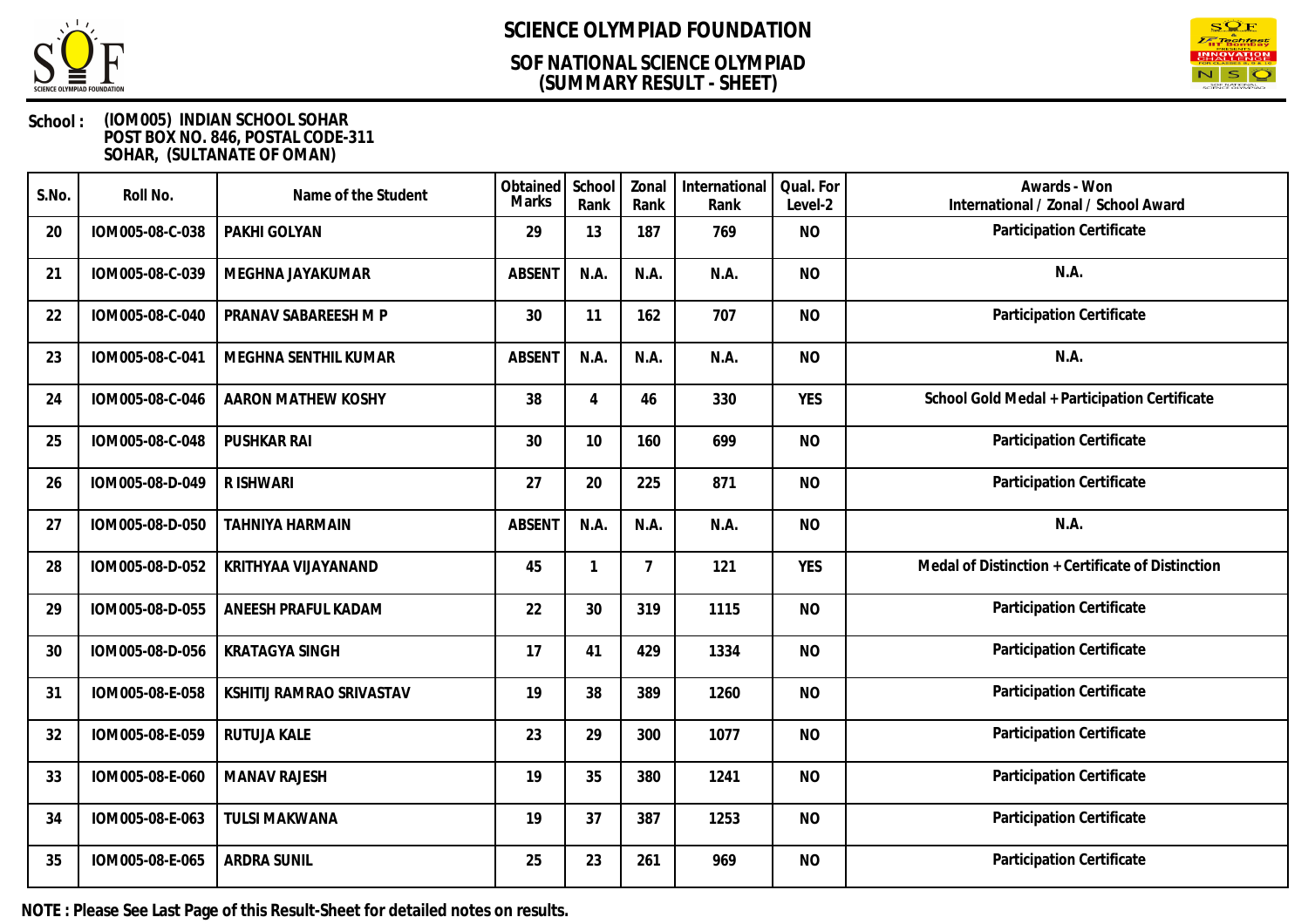# SCIENCE OLYMPIAD FOUNDATION

## SOF NATIONAL SCIENCE OLYMPIAD (SUMMARY RESULT - SHEET)

**School :** (IOM005) INDIAN SCHOOL SOHAR
POST BOX NO. 846, POSTAL CODE-311
SOHAR, (SULTANATE OF OMAN)

| S.No. | Roll No. | Name of the Student | Obtained Marks | School Rank | Zonal Rank | International Rank | Qual. For Level-2 | Awards - Won International / Zonal / School Award |
|---|---|---|---|---|---|---|---|---|
| 20 | IOM005-08-C-038 | PAKHI GOLYAN | 29 | 13 | 187 | 769 | NO | Participation Certificate |
| 21 | IOM005-08-C-039 | MEGHNA JAYAKUMAR | ABSENT | N.A. | N.A. | N.A. | NO | N.A. |
| 22 | IOM005-08-C-040 | PRANAV SABAREESH M P | 30 | 11 | 162 | 707 | NO | Participation Certificate |
| 23 | IOM005-08-C-041 | MEGHNA SENTHIL KUMAR | ABSENT | N.A. | N.A. | N.A. | NO | N.A. |
| 24 | IOM005-08-C-046 | AARON MATHEW KOSHY | 38 | 4 | 46 | 330 | YES | School Gold Medal + Participation Certificate |
| 25 | IOM005-08-C-048 | PUSHKAR RAI | 30 | 10 | 160 | 699 | NO | Participation Certificate |
| 26 | IOM005-08-D-049 | R ISHWARI | 27 | 20 | 225 | 871 | NO | Participation Certificate |
| 27 | IOM005-08-D-050 | TAHNIYA HARMAIN | ABSENT | N.A. | N.A. | N.A. | NO | N.A. |
| 28 | IOM005-08-D-052 | KRITHYAA VIJAYANAND | 45 | 1 | 7 | 121 | YES | Medal of Distinction + Certificate of Distinction |
| 29 | IOM005-08-D-055 | ANEESH PRAFUL KADAM | 22 | 30 | 319 | 1115 | NO | Participation Certificate |
| 30 | IOM005-08-D-056 | KRATAGYA SINGH | 17 | 41 | 429 | 1334 | NO | Participation Certificate |
| 31 | IOM005-08-E-058 | KSHITIJ RAMRAO SRIVASTAV | 19 | 38 | 389 | 1260 | NO | Participation Certificate |
| 32 | IOM005-08-E-059 | RUTUJA KALE | 23 | 29 | 300 | 1077 | NO | Participation Certificate |
| 33 | IOM005-08-E-060 | MANAV RAJESH | 19 | 35 | 380 | 1241 | NO | Participation Certificate |
| 34 | IOM005-08-E-063 | TULSI MAKWANA | 19 | 37 | 387 | 1253 | NO | Participation Certificate |
| 35 | IOM005-08-E-065 | ARDRA SUNIL | 25 | 23 | 261 | 969 | NO | Participation Certificate |

**NOTE : Please See Last Page of this Result-Sheet for detailed notes on results.**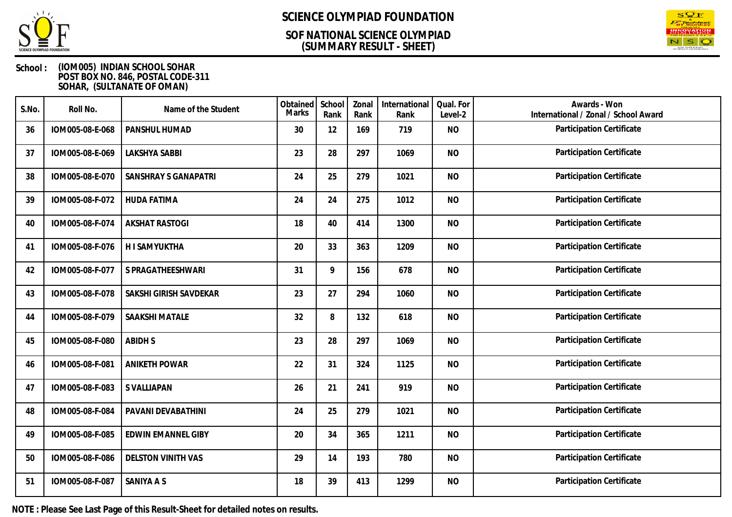# SCIENCE OLYMPIAD FOUNDATION

## SOF NATIONAL SCIENCE OLYMPIAD (SUMMARY RESULT - SHEET)

**School :** (IOM005) INDIAN SCHOOL SOHAR
POST BOX NO. 846, POSTAL CODE-311
SOHAR, (SULTANATE OF OMAN)

| S.No. | Roll No. | Name of the Student | Obtained Marks | School Rank | Zonal Rank | International Rank | Qual. For Level-2 | Awards - Won International / Zonal / School Award |
|---|---|---|---|---|---|---|---|---|
| 36 | IOM005-08-E-068 | PANSHUL HUMAD | 30 | 12 | 169 | 719 | NO | Participation Certificate |
| 37 | IOM005-08-E-069 | LAKSHYA SABBI | 23 | 28 | 297 | 1069 | NO | Participation Certificate |
| 38 | IOM005-08-E-070 | SANSHRAY S GANAPATRI | 24 | 25 | 279 | 1021 | NO | Participation Certificate |
| 39 | IOM005-08-F-072 | HUDA FATIMA | 24 | 24 | 275 | 1012 | NO | Participation Certificate |
| 40 | IOM005-08-F-074 | AKSHAT RASTOGI | 18 | 40 | 414 | 1300 | NO | Participation Certificate |
| 41 | IOM005-08-F-076 | H I SAMYUKTHA | 20 | 33 | 363 | 1209 | NO | Participation Certificate |
| 42 | IOM005-08-F-077 | S PRAGATHEESHWARI | 31 | 9 | 156 | 678 | NO | Participation Certificate |
| 43 | IOM005-08-F-078 | SAKSHI GIRISH SAVDEKAR | 23 | 27 | 294 | 1060 | NO | Participation Certificate |
| 44 | IOM005-08-F-079 | SAAKSHI MATALE | 32 | 8 | 132 | 618 | NO | Participation Certificate |
| 45 | IOM005-08-F-080 | ABIDH S | 23 | 28 | 297 | 1069 | NO | Participation Certificate |
| 46 | IOM005-08-F-081 | ANIKETH POWAR | 22 | 31 | 324 | 1125 | NO | Participation Certificate |
| 47 | IOM005-08-F-083 | S VALLIAPAN | 26 | 21 | 241 | 919 | NO | Participation Certificate |
| 48 | IOM005-08-F-084 | PAVANI DEVABATHINI | 24 | 25 | 279 | 1021 | NO | Participation Certificate |
| 49 | IOM005-08-F-085 | EDWIN EMANNEL GIBY | 20 | 34 | 365 | 1211 | NO | Participation Certificate |
| 50 | IOM005-08-F-086 | DELSTON VINITH VAS | 29 | 14 | 193 | 780 | NO | Participation Certificate |
| 51 | IOM005-08-F-087 | SANIYA A S | 18 | 39 | 413 | 1299 | NO | Participation Certificate |

**NOTE : Please See Last Page of this Result-Sheet for detailed notes on results.**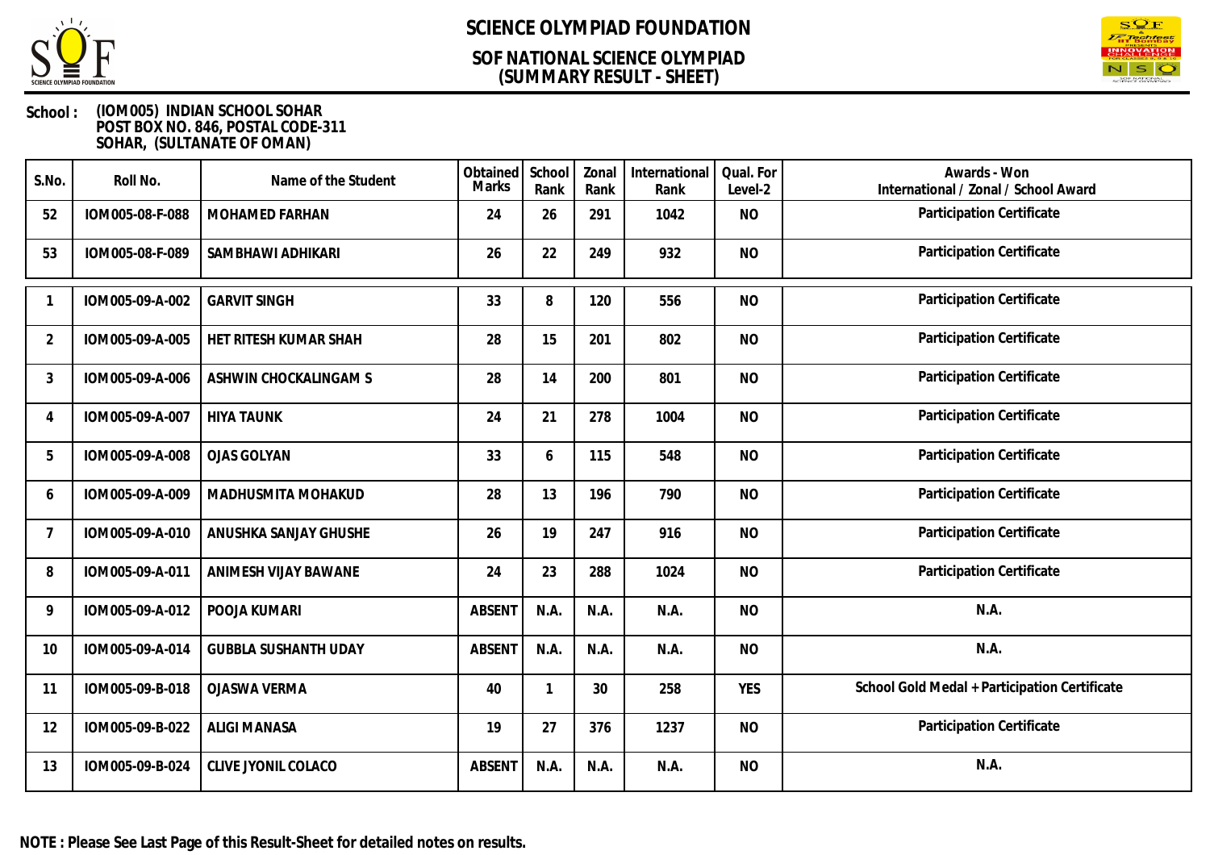# SCIENCE OLYMPIAD FOUNDATION

## SOF NATIONAL SCIENCE OLYMPIAD (SUMMARY RESULT - SHEET)

**School :** (IOM005) INDIAN SCHOOL SOHAR
POST BOX NO. 846, POSTAL CODE-311
SOHAR, (SULTANATE OF OMAN)

| S.No. | Roll No. | Name of the Student | Obtained Marks | School Rank | Zonal Rank | International Rank | Qual. For Level-2 | Awards - Won International / Zonal / School Award |
|---|---|---|---|---|---|---|---|---|
| 52 | IOM005-08-F-088 | MOHAMED FARHAN | 24 | 26 | 291 | 1042 | NO | Participation Certificate |
| 53 | IOM005-08-F-089 | SAMBHAWI ADHIKARI | 26 | 22 | 249 | 932 | NO | Participation Certificate |

| S.No. | Roll No. | Name of the Student | Obtained Marks | School Rank | Zonal Rank | International Rank | Qual. For Level-2 | Awards - Won International / Zonal / School Award |
|---|---|---|---|---|---|---|---|---|
| 1 | IOM005-09-A-002 | GARVIT SINGH | 33 | 8 | 120 | 556 | NO | Participation Certificate |
| 2 | IOM005-09-A-005 | HET RITESH KUMAR SHAH | 28 | 15 | 201 | 802 | NO | Participation Certificate |
| 3 | IOM005-09-A-006 | ASHWIN CHOCKALINGAM S | 28 | 14 | 200 | 801 | NO | Participation Certificate |
| 4 | IOM005-09-A-007 | HIYA TAUNK | 24 | 21 | 278 | 1004 | NO | Participation Certificate |
| 5 | IOM005-09-A-008 | OJAS GOLYAN | 33 | 6 | 115 | 548 | NO | Participation Certificate |
| 6 | IOM005-09-A-009 | MADHUSMITA MOHAKUD | 28 | 13 | 196 | 790 | NO | Participation Certificate |
| 7 | IOM005-09-A-010 | ANUSHKA SANJAY GHUSHE | 26 | 19 | 247 | 916 | NO | Participation Certificate |
| 8 | IOM005-09-A-011 | ANIMESH VIJAY BAWANE | 24 | 23 | 288 | 1024 | NO | Participation Certificate |
| 9 | IOM005-09-A-012 | POOJA KUMARI | ABSENT | N.A. | N.A. | N.A. | NO | N.A. |
| 10 | IOM005-09-A-014 | GUBBLA SUSHANTH UDAY | ABSENT | N.A. | N.A. | N.A. | NO | N.A. |
| 11 | IOM005-09-B-018 | OJASWA VERMA | 40 | 1 | 30 | 258 | YES | School Gold Medal + Participation Certificate |
| 12 | IOM005-09-B-022 | ALIGI MANASA | 19 | 27 | 376 | 1237 | NO | Participation Certificate |
| 13 | IOM005-09-B-024 | CLIVE JYONIL COLACO | ABSENT | N.A. | N.A. | N.A. | NO | N.A. |

**NOTE : Please See Last Page of this Result-Sheet for detailed notes on results.**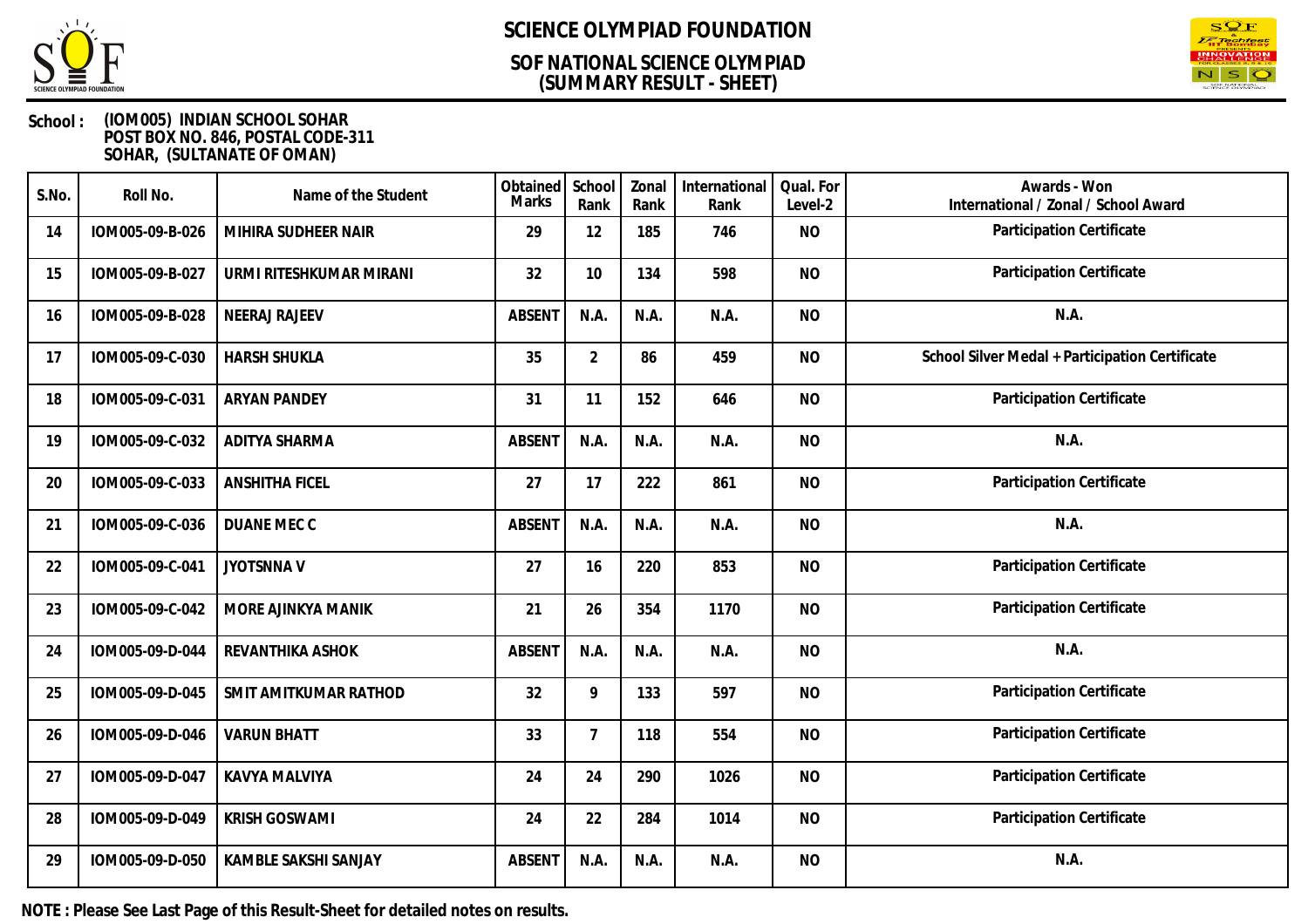# SCIENCE OLYMPIAD FOUNDATION

## SOF NATIONAL SCIENCE OLYMPIAD
## (SUMMARY RESULT - SHEET)

**School :** (IOM005) INDIAN SCHOOL SOHAR
POST BOX NO. 846, POSTAL CODE-311
SOHAR, (SULTANATE OF OMAN)

| S.No. | Roll No. | Name of the Student | Obtained Marks | School Rank | Zonal Rank | International Rank | Qual. For Level-2 | Awards - Won International / Zonal / School Award |
|---|---|---|---|---|---|---|---|---|
| 14 | IOM005-09-B-026 | MIHIRA SUDHEER NAIR | 29 | 12 | 185 | 746 | NO | Participation Certificate |
| 15 | IOM005-09-B-027 | URMI RITESHKUMAR MIRANI | 32 | 10 | 134 | 598 | NO | Participation Certificate |
| 16 | IOM005-09-B-028 | NEERAJ RAJEEV | ABSENT | N.A. | N.A. | N.A. | NO | N.A. |
| 17 | IOM005-09-C-030 | HARSH SHUKLA | 35 | 2 | 86 | 459 | NO | School Silver Medal + Participation Certificate |
| 18 | IOM005-09-C-031 | ARYAN PANDEY | 31 | 11 | 152 | 646 | NO | Participation Certificate |
| 19 | IOM005-09-C-032 | ADITYA SHARMA | ABSENT | N.A. | N.A. | N.A. | NO | N.A. |
| 20 | IOM005-09-C-033 | ANSHITHA FICEL | 27 | 17 | 222 | 861 | NO | Participation Certificate |
| 21 | IOM005-09-C-036 | DUANE MEC C | ABSENT | N.A. | N.A. | N.A. | NO | N.A. |
| 22 | IOM005-09-C-041 | JYOTSNNA V | 27 | 16 | 220 | 853 | NO | Participation Certificate |
| 23 | IOM005-09-C-042 | MORE AJINKYA MANIK | 21 | 26 | 354 | 1170 | NO | Participation Certificate |
| 24 | IOM005-09-D-044 | REVANTHIKA ASHOK | ABSENT | N.A. | N.A. | N.A. | NO | N.A. |
| 25 | IOM005-09-D-045 | SMIT AMITKUMAR RATHOD | 32 | 9 | 133 | 597 | NO | Participation Certificate |
| 26 | IOM005-09-D-046 | VARUN BHATT | 33 | 7 | 118 | 554 | NO | Participation Certificate |
| 27 | IOM005-09-D-047 | KAVYA MALVIYA | 24 | 24 | 290 | 1026 | NO | Participation Certificate |
| 28 | IOM005-09-D-049 | KRISH GOSWAMI | 24 | 22 | 284 | 1014 | NO | Participation Certificate |
| 29 | IOM005-09-D-050 | KAMBLE SAKSHI SANJAY | ABSENT | N.A. | N.A. | N.A. | NO | N.A. |

**NOTE : Please See Last Page of this Result-Sheet for detailed notes on results.**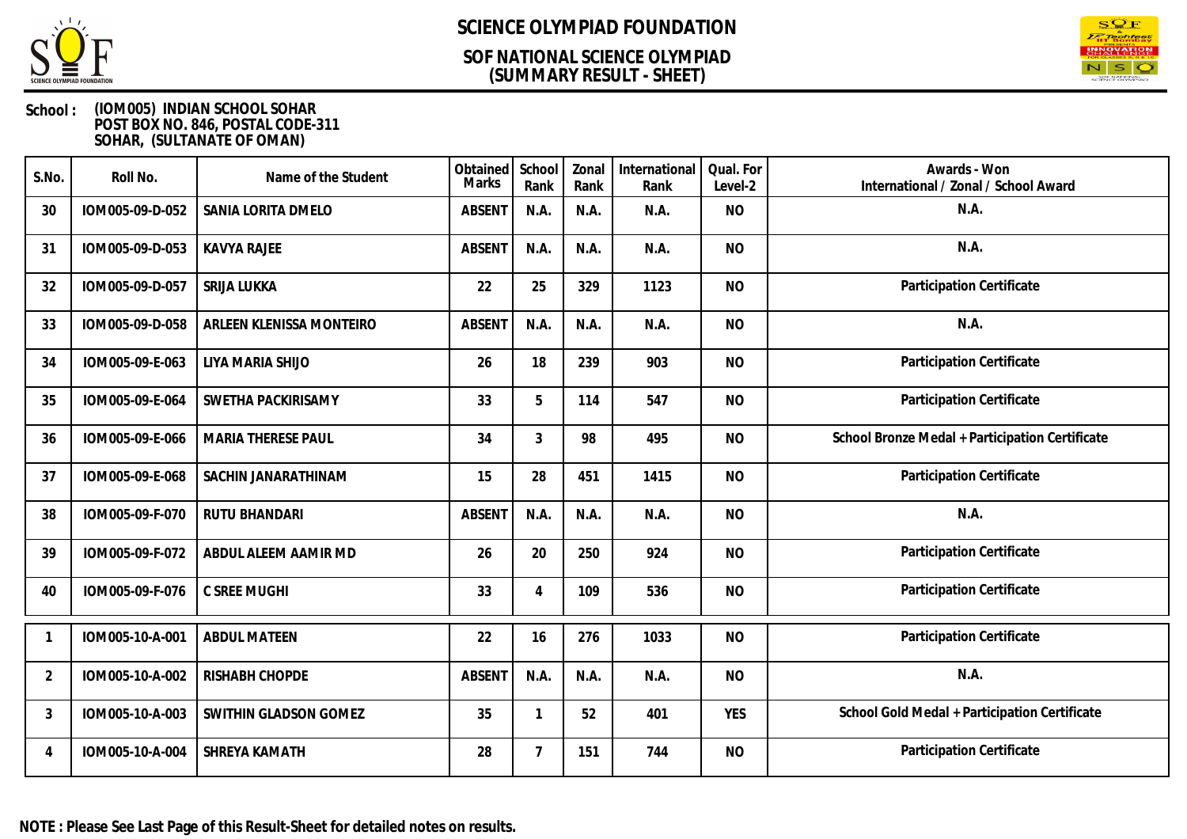# SCIENCE OLYMPIAD FOUNDATION

## SOF NATIONAL SCIENCE OLYMPIAD
## (SUMMARY RESULT - SHEET)

**School :** (IOM005) INDIAN SCHOOL SOHAR
POST BOX NO. 846, POSTAL CODE-311
SOHAR, (SULTANATE OF OMAN)

| S.No. | Roll No. | Name of the Student | Obtained Marks | School Rank | Zonal Rank | International Rank | Qual. For Level-2 | Awards - Won International / Zonal / School Award |
|---|---|---|---|---|---|---|---|---|
| 30 | IOM005-09-D-052 | SANIA LORITA DMELO | ABSENT | N.A. | N.A. | N.A. | NO | N.A. |
| 31 | IOM005-09-D-053 | KAVYA RAJEE | ABSENT | N.A. | N.A. | N.A. | NO | N.A. |
| 32 | IOM005-09-D-057 | SRIJA LUKKA | 22 | 25 | 329 | 1123 | NO | Participation Certificate |
| 33 | IOM005-09-D-058 | ARLEEN KLENISSA MONTEIRO | ABSENT | N.A. | N.A. | N.A. | NO | N.A. |
| 34 | IOM005-09-E-063 | LIYA MARIA SHIJO | 26 | 18 | 239 | 903 | NO | Participation Certificate |
| 35 | IOM005-09-E-064 | SWETHA PACKIRISAMY | 33 | 5 | 114 | 547 | NO | Participation Certificate |
| 36 | IOM005-09-E-066 | MARIA THERESE PAUL | 34 | 3 | 98 | 495 | NO | School Bronze Medal + Participation Certificate |
| 37 | IOM005-09-E-068 | SACHIN JANARATHINAM | 15 | 28 | 451 | 1415 | NO | Participation Certificate |
| 38 | IOM005-09-F-070 | RUTU BHANDARI | ABSENT | N.A. | N.A. | N.A. | NO | N.A. |
| 39 | IOM005-09-F-072 | ABDUL ALEEM AAMIR MD | 26 | 20 | 250 | 924 | NO | Participation Certificate |
| 40 | IOM005-09-F-076 | C SREE MUGHI | 33 | 4 | 109 | 536 | NO | Participation Certificate |
| 1 | IOM005-10-A-001 | ABDUL MATEEN | 22 | 16 | 276 | 1033 | NO | Participation Certificate |
| 2 | IOM005-10-A-002 | RISHABH CHOPDE | ABSENT | N.A. | N.A. | N.A. | NO | N.A. |
| 3 | IOM005-10-A-003 | SWITHIN GLADSON GOMEZ | 35 | 1 | 52 | 401 | YES | School Gold Medal + Participation Certificate |
| 4 | IOM005-10-A-004 | SHREYA KAMATH | 28 | 7 | 151 | 744 | NO | Participation Certificate |

**NOTE : Please See Last Page of this Result-Sheet for detailed notes on results.**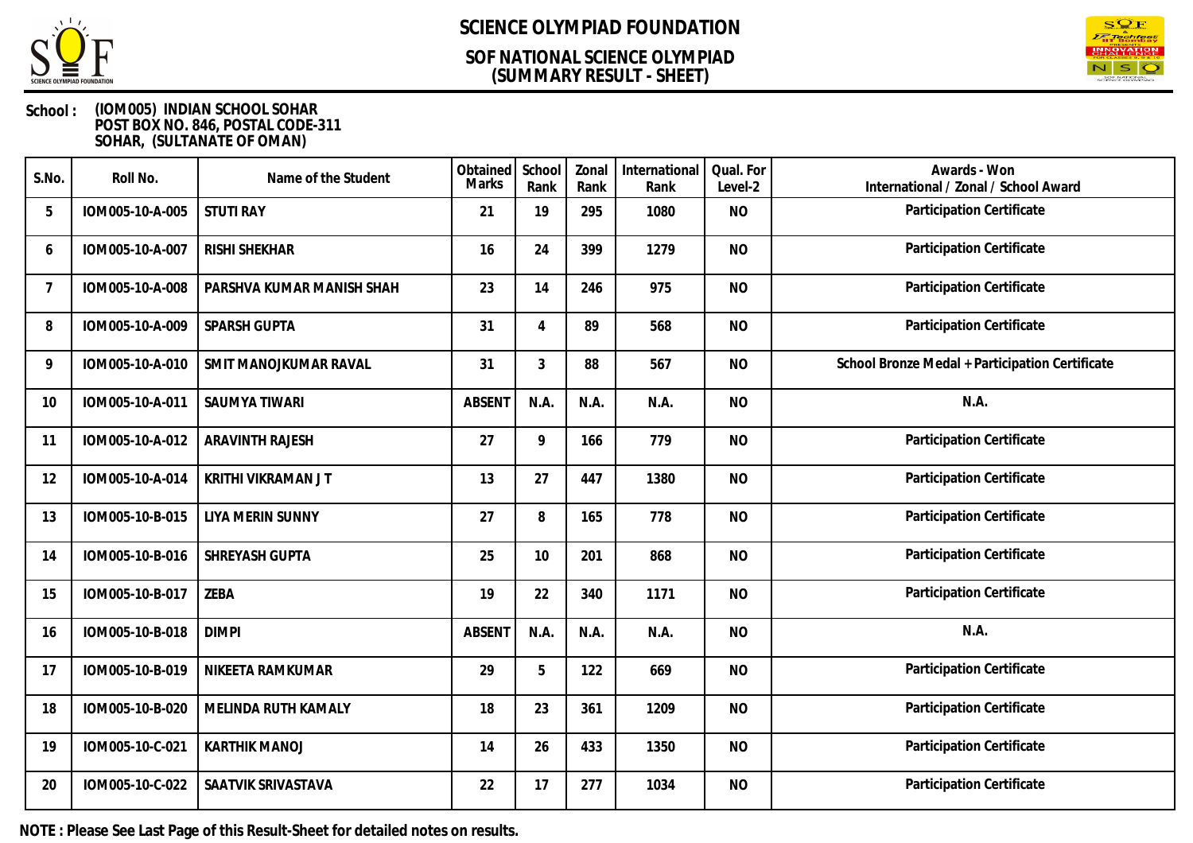# SCIENCE OLYMPIAD FOUNDATION

## SOF NATIONAL SCIENCE OLYMPIAD
## (SUMMARY RESULT - SHEET)

**School :** (IOM005) INDIAN SCHOOL SOHAR
POST BOX NO. 846, POSTAL CODE-311
SOHAR, (SULTANATE OF OMAN)

| S.No. | Roll No. | Name of the Student | Obtained Marks | School Rank | Zonal Rank | International Rank | Qual. For Level-2 | Awards - Won International / Zonal / School Award |
|---|---|---|---|---|---|---|---|---|
| 5 | IOM005-10-A-005 | STUTI RAY | 21 | 19 | 295 | 1080 | NO | Participation Certificate |
| 6 | IOM005-10-A-007 | RISHI SHEKHAR | 16 | 24 | 399 | 1279 | NO | Participation Certificate |
| 7 | IOM005-10-A-008 | PARSHVA KUMAR MANISH SHAH | 23 | 14 | 246 | 975 | NO | Participation Certificate |
| 8 | IOM005-10-A-009 | SPARSH GUPTA | 31 | 4 | 89 | 568 | NO | Participation Certificate |
| 9 | IOM005-10-A-010 | SMIT MANOJKUMAR RAVAL | 31 | 3 | 88 | 567 | NO | School Bronze Medal + Participation Certificate |
| 10 | IOM005-10-A-011 | SAUMYA TIWARI | ABSENT | N.A. | N.A. | N.A. | NO | N.A. |
| 11 | IOM005-10-A-012 | ARAVINTH RAJESH | 27 | 9 | 166 | 779 | NO | Participation Certificate |
| 12 | IOM005-10-A-014 | KRITHI VIKRAMAN J T | 13 | 27 | 447 | 1380 | NO | Participation Certificate |
| 13 | IOM005-10-B-015 | LIYA MERIN SUNNY | 27 | 8 | 165 | 778 | NO | Participation Certificate |
| 14 | IOM005-10-B-016 | SHREYASH GUPTA | 25 | 10 | 201 | 868 | NO | Participation Certificate |
| 15 | IOM005-10-B-017 | ZEBA | 19 | 22 | 340 | 1171 | NO | Participation Certificate |
| 16 | IOM005-10-B-018 | DIMPI | ABSENT | N.A. | N.A. | N.A. | NO | N.A. |
| 17 | IOM005-10-B-019 | NIKEETA RAMKUMAR | 29 | 5 | 122 | 669 | NO | Participation Certificate |
| 18 | IOM005-10-B-020 | MELINDA RUTH KAMALY | 18 | 23 | 361 | 1209 | NO | Participation Certificate |
| 19 | IOM005-10-C-021 | KARTHIK MANOJ | 14 | 26 | 433 | 1350 | NO | Participation Certificate |
| 20 | IOM005-10-C-022 | SAATVIK SRIVASTAVA | 22 | 17 | 277 | 1034 | NO | Participation Certificate |

**NOTE : Please See Last Page of this Result-Sheet for detailed notes on results.**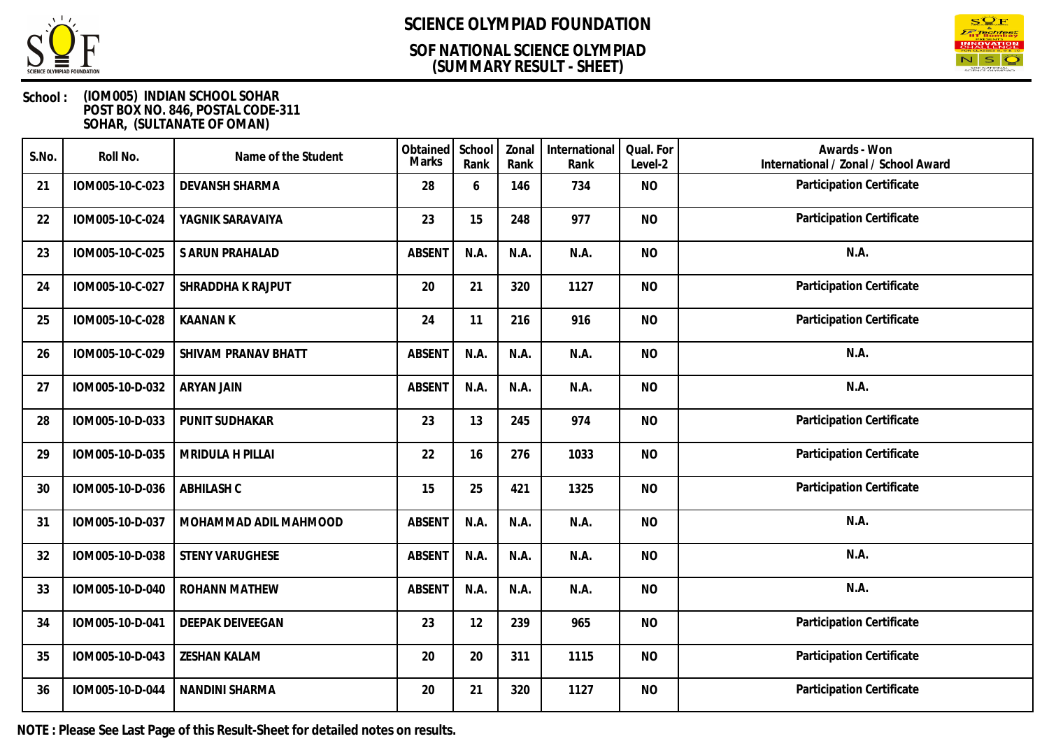# SCIENCE OLYMPIAD FOUNDATION

## SOF NATIONAL SCIENCE OLYMPIAD (SUMMARY RESULT - SHEET)

**School :** (IOM005) INDIAN SCHOOL SOHAR
POST BOX NO. 846, POSTAL CODE-311
SOHAR, (SULTANATE OF OMAN)

| S.No. | Roll No. | Name of the Student | Obtained Marks | School Rank | Zonal Rank | International Rank | Qual. For Level-2 | Awards - Won International / Zonal / School Award |
|---|---|---|---|---|---|---|---|---|
| 21 | IOM005-10-C-023 | DEVANSH SHARMA | 28 | 6 | 146 | 734 | NO | Participation Certificate |
| 22 | IOM005-10-C-024 | YAGNIK SARAVAIYA | 23 | 15 | 248 | 977 | NO | Participation Certificate |
| 23 | IOM005-10-C-025 | S ARUN PRAHALAD | ABSENT | N.A. | N.A. | N.A. | NO | N.A. |
| 24 | IOM005-10-C-027 | SHRADDHA K RAJPUT | 20 | 21 | 320 | 1127 | NO | Participation Certificate |
| 25 | IOM005-10-C-028 | KAANAN K | 24 | 11 | 216 | 916 | NO | Participation Certificate |
| 26 | IOM005-10-C-029 | SHIVAM PRANAV BHATT | ABSENT | N.A. | N.A. | N.A. | NO | N.A. |
| 27 | IOM005-10-D-032 | ARYAN JAIN | ABSENT | N.A. | N.A. | N.A. | NO | N.A. |
| 28 | IOM005-10-D-033 | PUNIT SUDHAKAR | 23 | 13 | 245 | 974 | NO | Participation Certificate |
| 29 | IOM005-10-D-035 | MRIDULA H PILLAI | 22 | 16 | 276 | 1033 | NO | Participation Certificate |
| 30 | IOM005-10-D-036 | ABHILASH C | 15 | 25 | 421 | 1325 | NO | Participation Certificate |
| 31 | IOM005-10-D-037 | MOHAMMAD ADIL MAHMOOD | ABSENT | N.A. | N.A. | N.A. | NO | N.A. |
| 32 | IOM005-10-D-038 | STENY VARUGHESE | ABSENT | N.A. | N.A. | N.A. | NO | N.A. |
| 33 | IOM005-10-D-040 | ROHANN MATHEW | ABSENT | N.A. | N.A. | N.A. | NO | N.A. |
| 34 | IOM005-10-D-041 | DEEPAK DEIVEEGAN | 23 | 12 | 239 | 965 | NO | Participation Certificate |
| 35 | IOM005-10-D-043 | ZESHAN KALAM | 20 | 20 | 311 | 1115 | NO | Participation Certificate |
| 36 | IOM005-10-D-044 | NANDINI SHARMA | 20 | 21 | 320 | 1127 | NO | Participation Certificate |

**NOTE : Please See Last Page of this Result-Sheet for detailed notes on results.**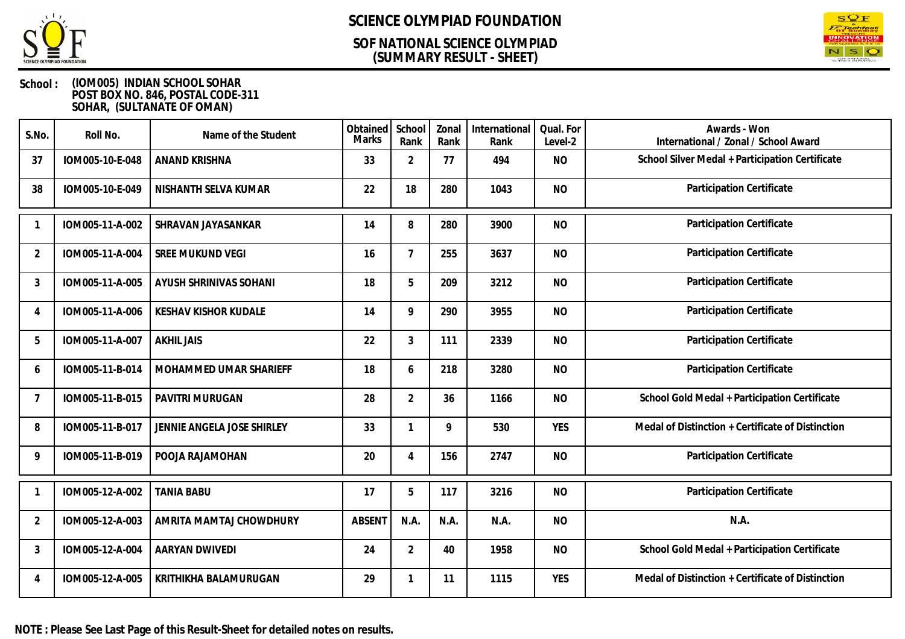# SCIENCE OLYMPIAD FOUNDATION

## SOF NATIONAL SCIENCE OLYMPIAD
## (SUMMARY RESULT - SHEET)

**School :** (IOM005) INDIAN SCHOOL SOHAR
POST BOX NO. 846, POSTAL CODE-311
SOHAR, (SULTANATE OF OMAN)

| S.No. | Roll No. | Name of the Student | Obtained Marks | School Rank | Zonal Rank | International Rank | Qual. For Level-2 | Awards - Won International / Zonal / School Award |
|---|---|---|---|---|---|---|---|---|
| 37 | IOM005-10-E-048 | ANAND KRISHNA | 33 | 2 | 77 | 494 | NO | School Silver Medal + Participation Certificate |
| 38 | IOM005-10-E-049 | NISHANTH SELVA KUMAR | 22 | 18 | 280 | 1043 | NO | Participation Certificate |
| 1 | IOM005-11-A-002 | SHRAVAN JAYASANKAR | 14 | 8 | 280 | 3900 | NO | Participation Certificate |
| 2 | IOM005-11-A-004 | SREE MUKUND VEGI | 16 | 7 | 255 | 3637 | NO | Participation Certificate |
| 3 | IOM005-11-A-005 | AYUSH SHRINIVAS SOHANI | 18 | 5 | 209 | 3212 | NO | Participation Certificate |
| 4 | IOM005-11-A-006 | KESHAV KISHOR KUDALE | 14 | 9 | 290 | 3955 | NO | Participation Certificate |
| 5 | IOM005-11-A-007 | AKHIL JAIS | 22 | 3 | 111 | 2339 | NO | Participation Certificate |
| 6 | IOM005-11-B-014 | MOHAMMED UMAR SHARIEFF | 18 | 6 | 218 | 3280 | NO | Participation Certificate |
| 7 | IOM005-11-B-015 | PAVITRI MURUGAN | 28 | 2 | 36 | 1166 | NO | School Gold Medal + Participation Certificate |
| 8 | IOM005-11-B-017 | JENNIE ANGELA JOSE SHIRLEY | 33 | 1 | 9 | 530 | YES | Medal of Distinction + Certificate of Distinction |
| 9 | IOM005-11-B-019 | POOJA RAJAMOHAN | 20 | 4 | 156 | 2747 | NO | Participation Certificate |
| 1 | IOM005-12-A-002 | TANIA BABU | 17 | 5 | 117 | 3216 | NO | Participation Certificate |
| 2 | IOM005-12-A-003 | AMRITA MAMTAJ CHOWDHURY | ABSENT | N.A. | N.A. | N.A. | NO | N.A. |
| 3 | IOM005-12-A-004 | AARYAN DWIVEDI | 24 | 2 | 40 | 1958 | NO | School Gold Medal + Participation Certificate |
| 4 | IOM005-12-A-005 | KRITHIKHA BALAMURUGAN | 29 | 1 | 11 | 1115 | YES | Medal of Distinction + Certificate of Distinction |

**NOTE : Please See Last Page of this Result-Sheet for detailed notes on results.**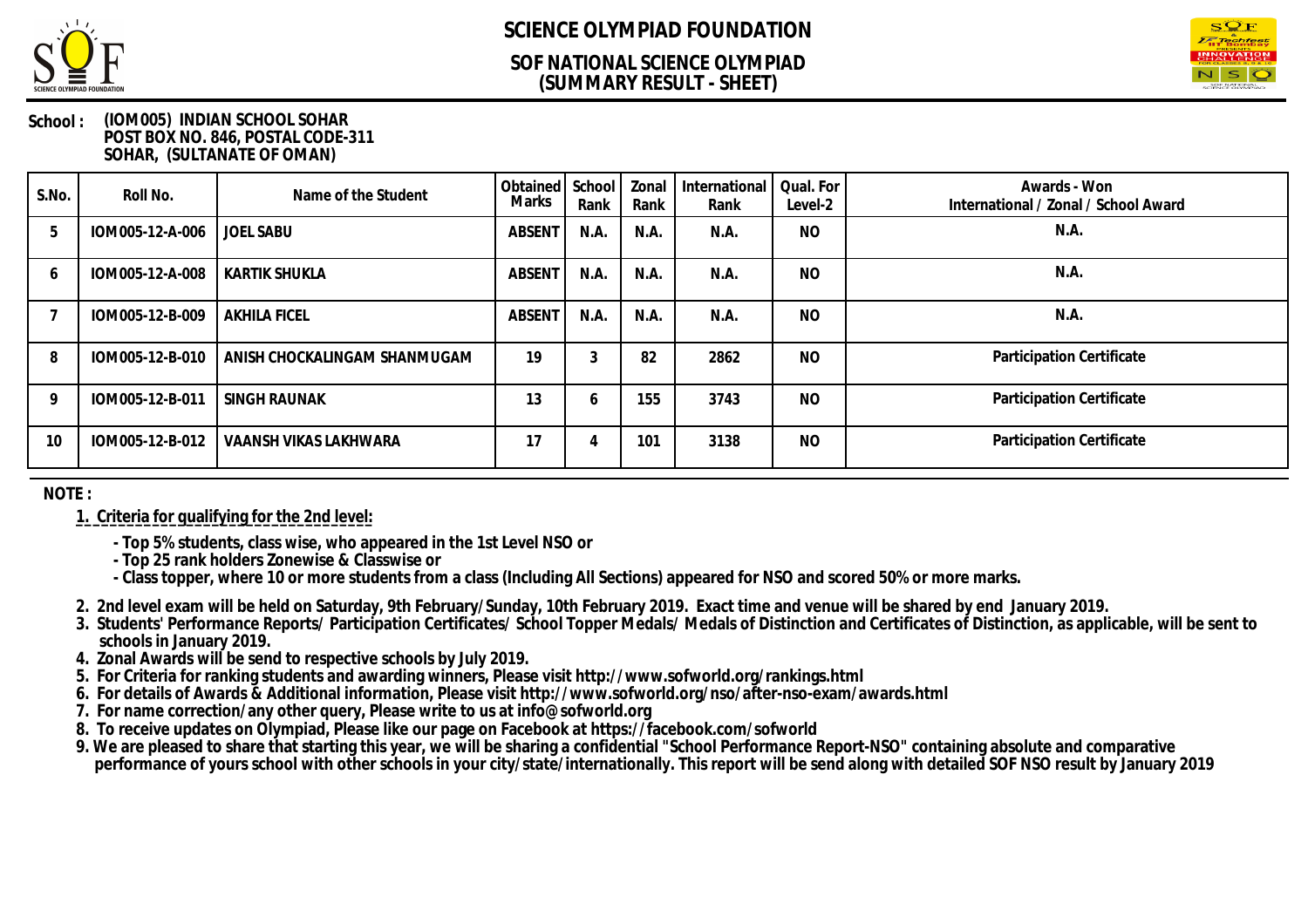# SCIENCE OLYMPIAD FOUNDATION

## SOF NATIONAL SCIENCE OLYMPIAD (SUMMARY RESULT - SHEET)

**School : (IOM005) INDIAN SCHOOL SOHAR POST BOX NO. 846, POSTAL CODE-311 SOHAR, (SULTANATE OF OMAN)**

| S.No. | Roll No. | Name of the Student | Obtained Marks | School Rank | Zonal Rank | International Rank | Qual. For Level-2 | Awards - Won International / Zonal / School Award |
|---|---|---|---|---|---|---|---|---|
| 5 | IOM005-12-A-006 | JOEL SABU | ABSENT | N.A. | N.A. | N.A. | NO | N.A. |
| 6 | IOM005-12-A-008 | KARTIK SHUKLA | ABSENT | N.A. | N.A. | N.A. | NO | N.A. |
| 7 | IOM005-12-B-009 | AKHILA FICEL | ABSENT | N.A. | N.A. | N.A. | NO | N.A. |
| 8 | IOM005-12-B-010 | ANISH CHOCKALINGAM SHANMUGAM | 19 | 3 | 82 | 2862 | NO | Participation Certificate |
| 9 | IOM005-12-B-011 | SINGH RAUNAK | 13 | 6 | 155 | 3743 | NO | Participation Certificate |
| 10 | IOM005-12-B-012 | VAANSH VIKAS LAKHWARA | 17 | 4 | 101 | 3138 | NO | Participation Certificate |

**NOTE :**

1. **Criteria for qualifying for the 2nd level:**
   - Top 5% students, class wise, who appeared in the 1st Level NSO or
   - Top 25 rank holders Zonewise & Classwise or
   - Class topper, where 10 or more students from a class (Including All Sections) appeared for NSO and scored 50% or more marks.
2. 2nd level exam will be held on Saturday, 9th February/Sunday, 10th February 2019. Exact time and venue will be shared by end January 2019.
3. Students' Performance Reports/ Participation Certificates/ School Topper Medals/ Medals of Distinction and Certificates of Distinction, as applicable, will be sent to schools in January 2019.
4. Zonal Awards will be send to respective schools by July 2019.
5. For Criteria for ranking students and awarding winners, Please visit http://www.sofworld.org/rankings.html
6. For details of Awards & Additional information, Please visit http://www.sofworld.org/nso/after-nso-exam/awards.html
7. For name correction/any other query, Please write to us at info@sofworld.org
8. To receive updates on Olympiad, Please like our page on Facebook at https://facebook.com/sofworld
9. We are pleased to share that starting this year, we will be sharing a confidential "School Performance Report-NSO" containing absolute and comparative performance of yours school with other schools in your city/state/internationally. This report will be send along with detailed SOF NSO result by January 2019